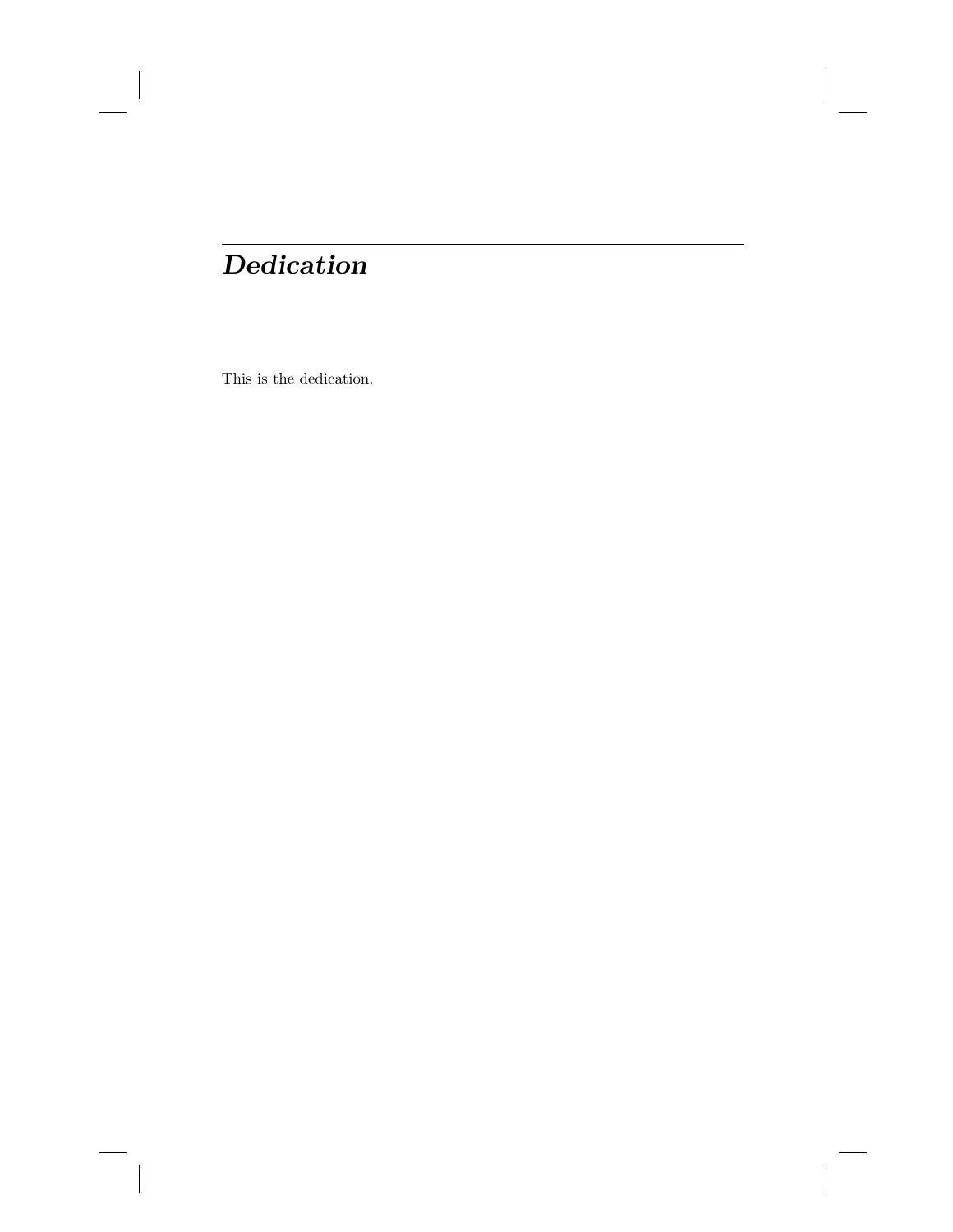# *Dedication*

This is the dedication.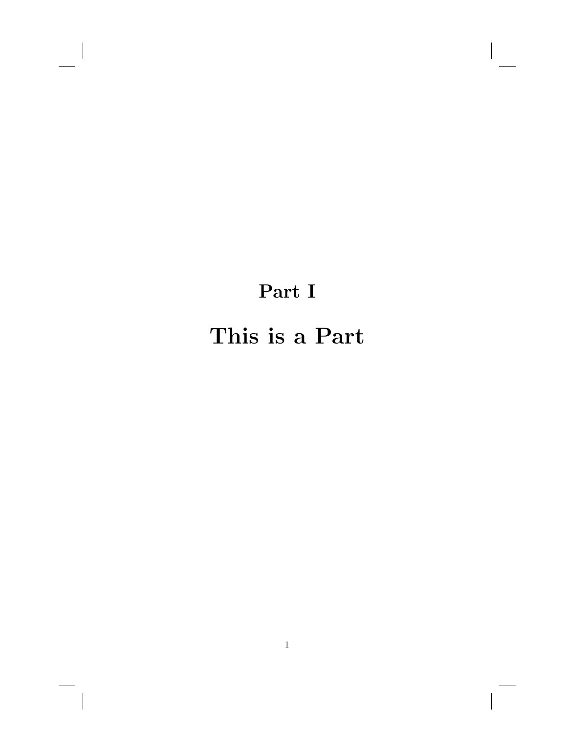# Part I

# This is a Part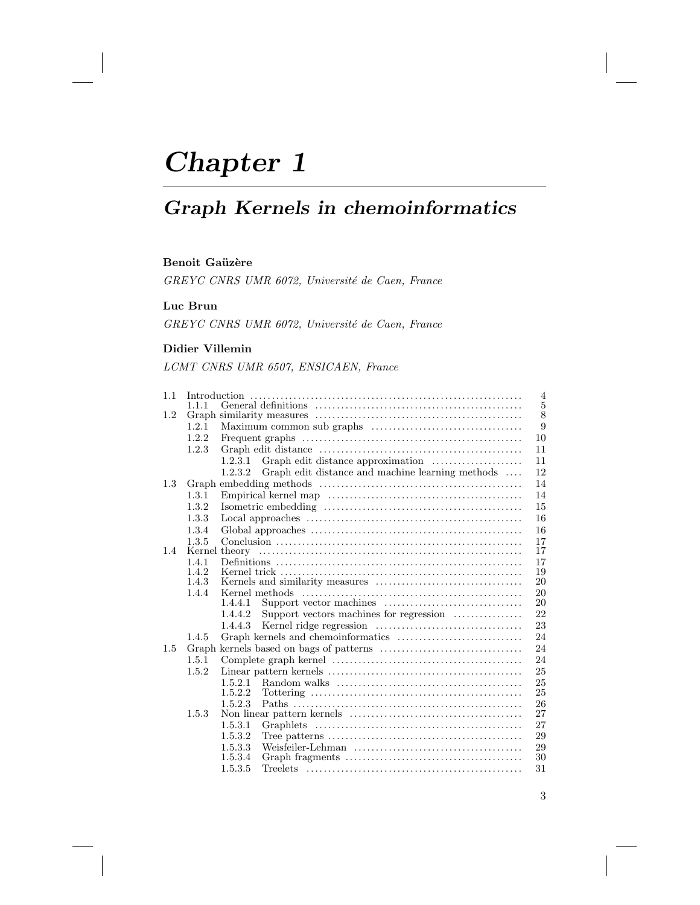# Chapter 1

## Graph Kernels in chemoinformatics

**Benoit Gaüzère**

*GREYC CNRS UMR 6072, Université de Caen, France*

**Luc Brun**

*GREYC CNRS UMR 6072, Université de Caen, France*

**Didier Villemin**

*LCMT CNRS UMR 6507, ENSICAEN, France*

| | | | |
|---|---|---|---|
| 1.1 | Introduction | | 4 |
| | 1.1.1 | General definitions | 5 |
| 1.2 | Graph similarity measures | | 8 |
| | 1.2.1 | Maximum common sub graphs | 9 |
| | 1.2.2 | Frequent graphs | 10 |
| | 1.2.3 | Graph edit distance | 11 |
| | | 1.2.3.1 Graph edit distance approximation | 11 |
| | | 1.2.3.2 Graph edit distance and machine learning methods | 12 |
| 1.3 | Graph embedding methods | | 14 |
| | 1.3.1 | Empirical kernel map | 14 |
| | 1.3.2 | Isometric embedding | 15 |
| | 1.3.3 | Local approaches | 16 |
| | 1.3.4 | Global approaches | 16 |
| | 1.3.5 | Conclusion | 17 |
| 1.4 | Kernel theory | | 17 |
| | 1.4.1 | Definitions | 17 |
| | 1.4.2 | Kernel trick | 19 |
| | 1.4.3 | Kernels and similarity measures | 20 |
| | 1.4.4 | Kernel methods | 20 |
| | | 1.4.4.1 Support vector machines | 20 |
| | | 1.4.4.2 Support vectors machines for regression | 22 |
| | | 1.4.4.3 Kernel ridge regression | 23 |
| | 1.4.5 | Graph kernels and chemoinformatics | 24 |
| 1.5 | Graph kernels based on bags of patterns | | 24 |
| | 1.5.1 | Complete graph kernel | 24 |
| | 1.5.2 | Linear pattern kernels | 25 |
| | | 1.5.2.1 Random walks | 25 |
| | | 1.5.2.2 Tottering | 25 |
| | | 1.5.2.3 Paths | 26 |
| | 1.5.3 | Non linear pattern kernels | 27 |
| | | 1.5.3.1 Graphlets | 27 |
| | | 1.5.3.2 Tree patterns | 29 |
| | | 1.5.3.3 Weisfeiler-Lehman | 29 |
| | | 1.5.3.4 Graph fragments | 30 |
| | | 1.5.3.5 Treelets | 31 |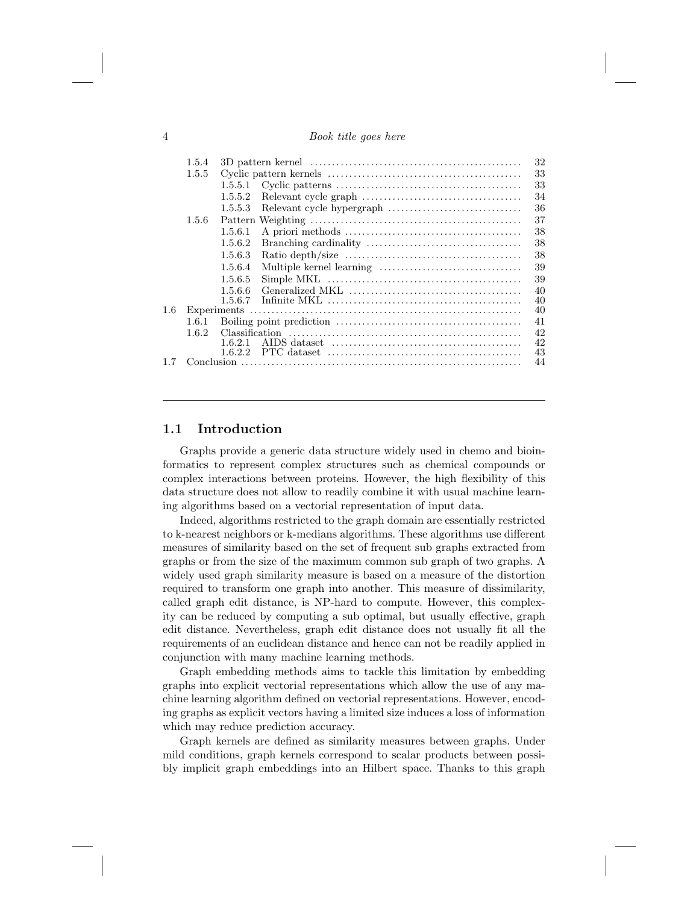| | | | |
|---|---|---|---|
| | 1.5.4 | 3D pattern kernel | 32 |
| | 1.5.5 | Cyclic pattern kernels | 33 |
| | | 1.5.5.1 Cyclic patterns | 33 |
| | | 1.5.5.2 Relevant cycle graph | 34 |
| | | 1.5.5.3 Relevant cycle hypergraph | 36 |
| | 1.5.6 | Pattern Weighting | 37 |
| | | 1.5.6.1 A priori methods | 38 |
| | | 1.5.6.2 Branching cardinality | 38 |
| | | 1.5.6.3 Ratio depth/size | 38 |
| | | 1.5.6.4 Multiple kernel learning | 39 |
| | | 1.5.6.5 Simple MKL | 39 |
| | | 1.5.6.6 Generalized MKL | 40 |
| | | 1.5.6.7 Infinite MKL | 40 |
| 1.6 | Experiments | | 40 |
| | 1.6.1 | Boiling point prediction | 41 |
| | 1.6.2 | Classification | 42 |
| | | 1.6.2.1 AIDS dataset | 42 |
| | | 1.6.2.2 PTC dataset | 43 |
| 1.7 | Conclusion | | 44 |

## 1.1 Introduction

Graphs provide a generic data structure widely used in chemo and bioinformatics to represent complex structures such as chemical compounds or complex interactions between proteins. However, the high flexibility of this data structure does not allow to readily combine it with usual machine learning algorithms based on a vectorial representation of input data.

Indeed, algorithms restricted to the graph domain are essentially restricted to k-nearest neighbors or k-medians algorithms. These algorithms use different measures of similarity based on the set of frequent sub graphs extracted from graphs or from the size of the maximum common sub graph of two graphs. A widely used graph similarity measure is based on a measure of the distortion required to transform one graph into another. This measure of dissimilarity, called graph edit distance, is NP-hard to compute. However, this complexity can be reduced by computing a sub optimal, but usually effective, graph edit distance. Nevertheless, graph edit distance does not usually fit all the requirements of an euclidean distance and hence can not be readily applied in conjunction with many machine learning methods.

Graph embedding methods aims to tackle this limitation by embedding graphs into explicit vectorial representations which allow the use of any machine learning algorithm defined on vectorial representations. However, encoding graphs as explicit vectors having a limited size induces a loss of information which may reduce prediction accuracy.

Graph kernels are defined as similarity measures between graphs. Under mild conditions, graph kernels correspond to scalar products between possibly implicit graph embeddings into an Hilbert space. Thanks to this graph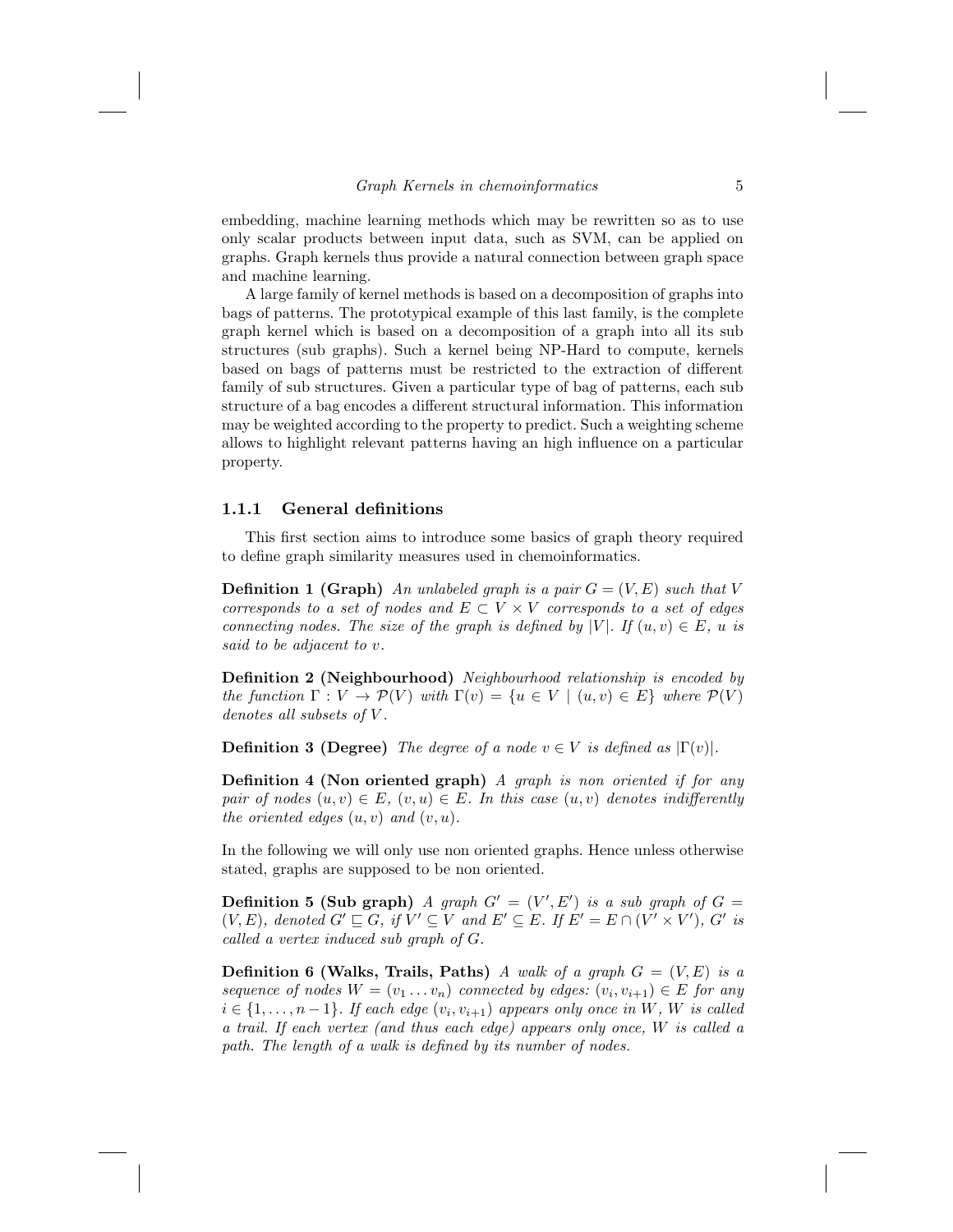embedding, machine learning methods which may be rewritten so as to use only scalar products between input data, such as SVM, can be applied on graphs. Graph kernels thus provide a natural connection between graph space and machine learning.

A large family of kernel methods is based on a decomposition of graphs into bags of patterns. The prototypical example of this last family, is the complete graph kernel which is based on a decomposition of a graph into all its sub structures (sub graphs). Such a kernel being NP-Hard to compute, kernels based on bags of patterns must be restricted to the extraction of different family of sub structures. Given a particular type of bag of patterns, each sub structure of a bag encodes a different structural information. This information may be weighted according to the property to predict. Such a weighting scheme allows to highlight relevant patterns having an high influence on a particular property.

### 1.1.1 General definitions

This first section aims to introduce some basics of graph theory required to define graph similarity measures used in chemoinformatics.

**Definition 1 (Graph)** *An unlabeled graph is a pair $G = (V, E)$ such that $V$ corresponds to a set of nodes and $E \subset V \times V$ corresponds to a set of edges connecting nodes. The size of the graph is defined by $|V|$. If $(u, v) \in E$, $u$ is said to be adjacent to $v$.*

**Definition 2 (Neighbourhood)** *Neighbourhood relationship is encoded by the function $\Gamma : V \to \mathcal{P}(V)$ with $\Gamma(v) = \{u \in V \mid (u, v) \in E\}$ where $\mathcal{P}(V)$ denotes all subsets of $V$.*

**Definition 3 (Degree)** *The degree of a node $v \in V$ is defined as $|\Gamma(v)|$.*

**Definition 4 (Non oriented graph)** *A graph is non oriented if for any pair of nodes $(u, v) \in E$, $(v, u) \in E$. In this case $(u, v)$ denotes indifferently the oriented edges $(u, v)$ and $(v, u)$.*

In the following we will only use non oriented graphs. Hence unless otherwise stated, graphs are supposed to be non oriented.

**Definition 5 (Sub graph)** *A graph $G' = (V', E')$ is a sub graph of $G = (V, E)$, denoted $G' \sqsubseteq G$, if $V' \subseteq V$ and $E' \subseteq E$. If $E' = E \cap (V' \times V')$, $G'$ is called a vertex induced sub graph of $G$.*

**Definition 6 (Walks, Trails, Paths)** *A walk of a graph $G = (V, E)$ is a sequence of nodes $W = (v_1 \dots v_n)$ connected by edges: $(v_i, v_{i+1}) \in E$ for any $i \in \{1, \dots, n-1\}$. If each edge $(v_i, v_{i+1})$ appears only once in $W$, $W$ is called a trail. If each vertex (and thus each edge) appears only once, $W$ is called a path. The length of a walk is defined by its number of nodes.*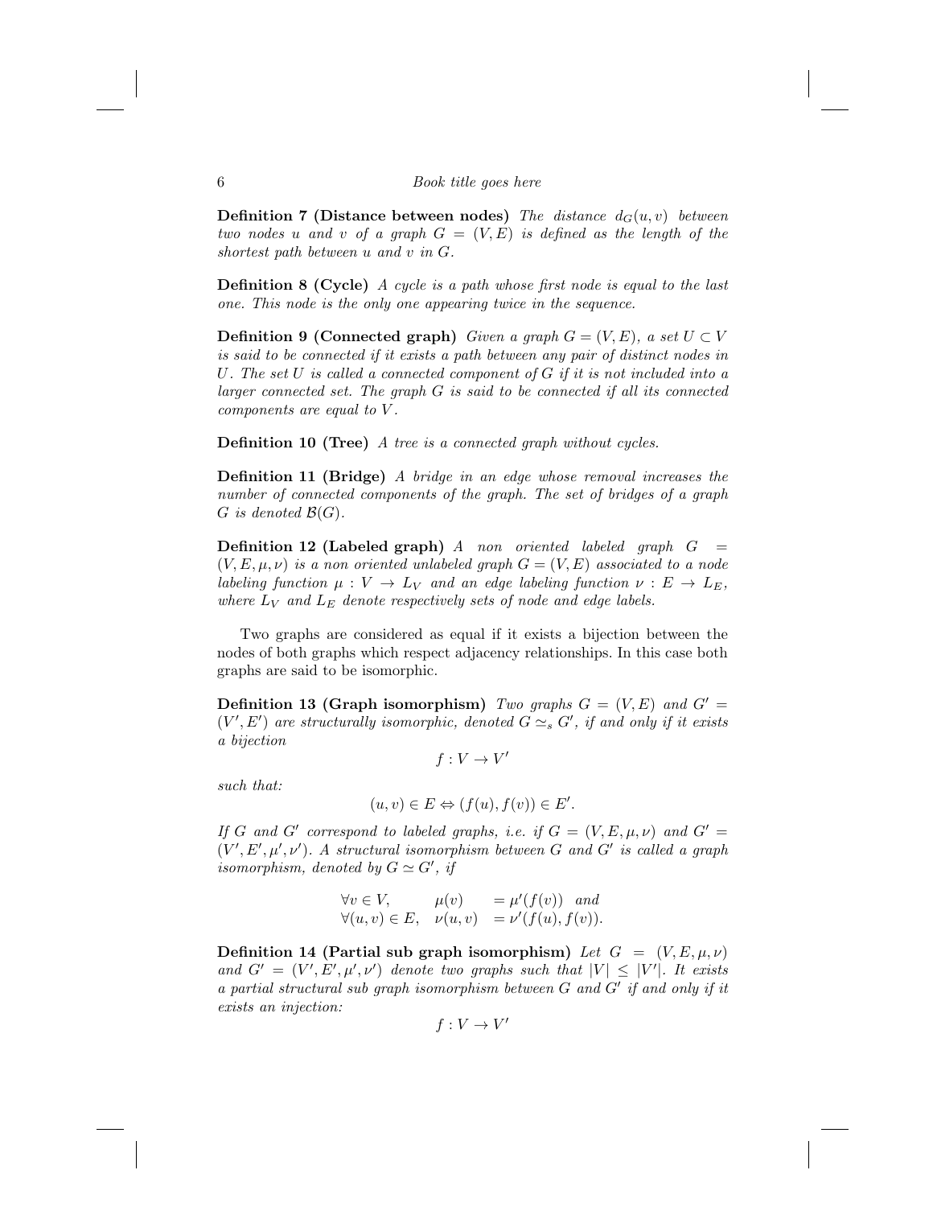**Definition 7 (Distance between nodes)** *The distance $d_G(u, v)$ between two nodes $u$ and $v$ of a graph $G = (V, E)$ is defined as the length of the shortest path between $u$ and $v$ in $G$.*

**Definition 8 (Cycle)** *A cycle is a path whose first node is equal to the last one. This node is the only one appearing twice in the sequence.*

**Definition 9 (Connected graph)** *Given a graph $G = (V, E)$, a set $U \subset V$ is said to be connected if it exists a path between any pair of distinct nodes in $U$. The set $U$ is called a connected component of $G$ if it is not included into a larger connected set. The graph $G$ is said to be connected if all its connected components are equal to $V$.*

**Definition 10 (Tree)** *A tree is a connected graph without cycles.*

**Definition 11 (Bridge)** *A bridge in an edge whose removal increases the number of connected components of the graph. The set of bridges of a graph $G$ is denoted $\mathcal{B}(G)$.*

**Definition 12 (Labeled graph)** *A non oriented labeled graph $G = (V, E, \mu, \nu)$ is a non oriented unlabeled graph $G = (V, E)$ associated to a node labeling function $\mu : V \to L_V$ and an edge labeling function $\nu : E \to L_E$, where $L_V$ and $L_E$ denote respectively sets of node and edge labels.*

Two graphs are considered as equal if it exists a bijection between the nodes of both graphs which respect adjacency relationships. In this case both graphs are said to be isomorphic.

**Definition 13 (Graph isomorphism)** *Two graphs $G = (V, E)$ and $G' = (V', E')$ are structurally isomorphic, denoted $G \simeq_s G'$, if and only if it exists a bijection*

$$f : V \to V'$$

*such that:*

$$(u, v) \in E \Leftrightarrow (f(u), f(v)) \in E'.$$

*If $G$ and $G'$ correspond to labeled graphs, i.e. if $G = (V, E, \mu, \nu)$ and $G' = (V', E', \mu', \nu')$. A structural isomorphism between $G$ and $G'$ is called a graph isomorphism, denoted by $G \simeq G'$, if*

$$\begin{array}{lll} \forall v \in V, & \mu(v) & = \mu'(f(v)) \quad \text{and} \\ \forall (u, v) \in E, & \nu(u, v) & = \nu'(f(u), f(v)). \end{array}$$

**Definition 14 (Partial sub graph isomorphism)** *Let $G = (V, E, \mu, \nu)$ and $G' = (V', E', \mu', \nu')$ denote two graphs such that $|V| \leq |V'|$. It exists a partial structural sub graph isomorphism between $G$ and $G'$ if and only if it exists an injection:*

$$f : V \to V'$$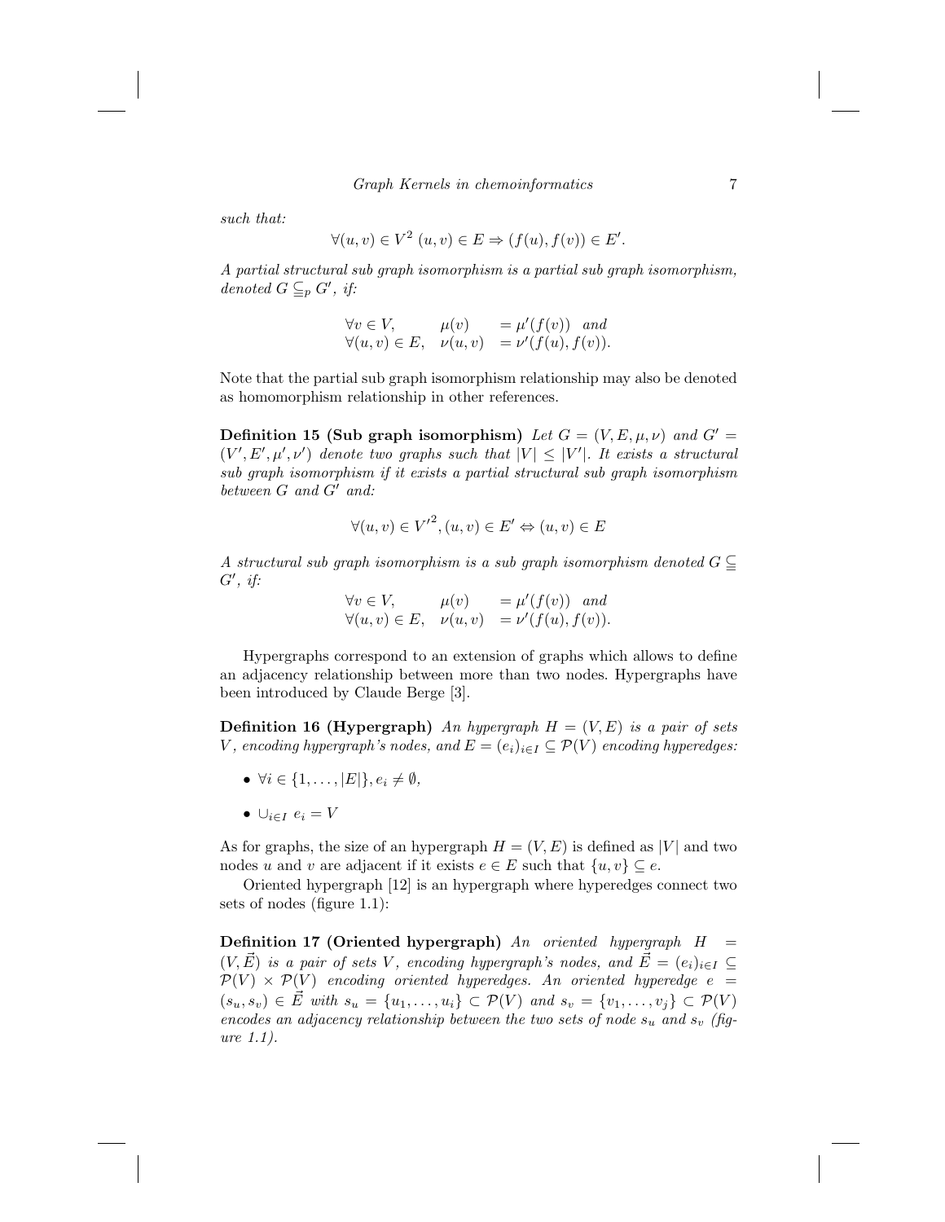*such that:*

$$\forall (u,v) \in V^2 \ (u,v) \in E \Rightarrow (f(u), f(v)) \in E'.$$

*A partial structural sub graph isomorphism is a partial sub graph isomorphism, denoted $G \subseteqq_p G'$, if:*

$$\begin{array}{lll} \forall v \in V, & \mu(v) & = \mu'(f(v)) \ \ \text{and} \\ \forall (u,v) \in E, & \nu(u,v) & = \nu'(f(u), f(v)). \end{array}$$

Note that the partial sub graph isomorphism relationship may also be denoted as homomorphism relationship in other references.

**Definition 15 (Sub graph isomorphism)** *Let $G = (V, E, \mu, \nu)$ and $G' = (V', E', \mu', \nu')$ denote two graphs such that $|V| \leq |V'|$. It exists a structural sub graph isomorphism if it exists a partial structural sub graph isomorphism between $G$ and $G'$ and:*

$$\forall (u,v) \in {V'}^2, (u,v) \in E' \Leftrightarrow (u,v) \in E$$

*A structural sub graph isomorphism is a sub graph isomorphism denoted $G \subseteqq G'$, if:*

$$\begin{array}{lll} \forall v \in V, & \mu(v) & = \mu'(f(v)) \ \ \text{and} \\ \forall (u,v) \in E, & \nu(u,v) & = \nu'(f(u), f(v)). \end{array}$$

Hypergraphs correspond to an extension of graphs which allows to define an adjacency relationship between more than two nodes. Hypergraphs have been introduced by Claude Berge [3].

**Definition 16 (Hypergraph)** *An hypergraph $H = (V, E)$ is a pair of sets $V$, encoding hypergraph's nodes, and $E = (e_i)_{i \in I} \subseteq \mathcal{P}(V)$ encoding hyperedges:*

- $\forall i \in \{1, \ldots, |E|\}, e_i \neq \emptyset,$
- $\cup_{i \in I} \ e_i = V$

As for graphs, the size of an hypergraph $H = (V, E)$ is defined as $|V|$ and two nodes $u$ and $v$ are adjacent if it exists $e \in E$ such that $\{u, v\} \subseteq e$.

Oriented hypergraph [12] is an hypergraph where hyperedges connect two sets of nodes (figure 1.1):

**Definition 17 (Oriented hypergraph)** *An oriented hypergraph $H = (V, \vec{E})$ is a pair of sets $V$, encoding hypergraph's nodes, and $\vec{E} = (e_i)_{i \in I} \subseteq \mathcal{P}(V) \times \mathcal{P}(V)$ encoding oriented hyperedges. An oriented hyperedge $e = (s_u, s_v) \in \vec{E}$ with $s_u = \{u_1, \ldots, u_i\} \subset \mathcal{P}(V)$ and $s_v = \{v_1, \ldots, v_j\} \subset \mathcal{P}(V)$ encodes an adjacency relationship between the two sets of node $s_u$ and $s_v$ (figure 1.1).*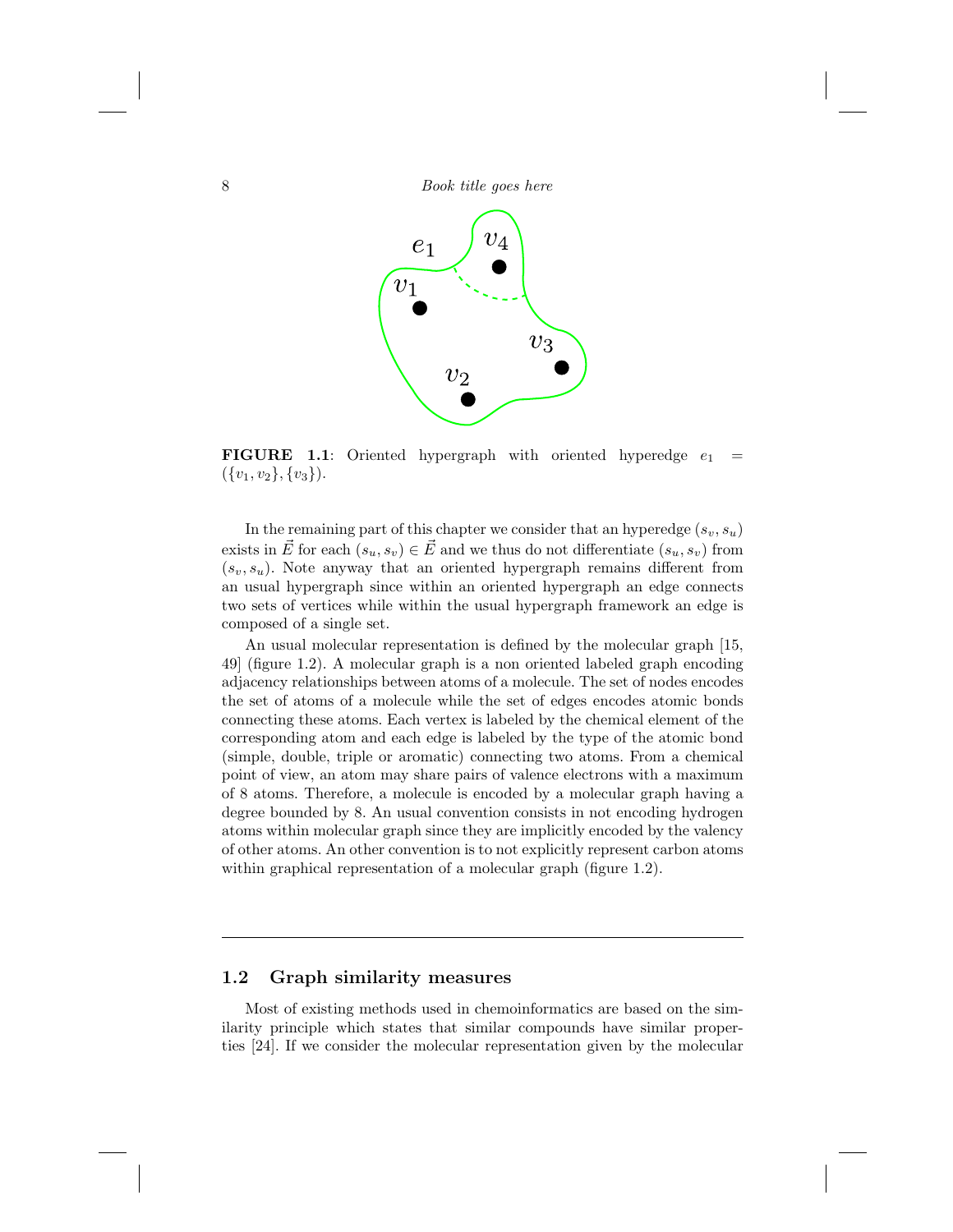**FIGURE 1.1**: Oriented hypergraph with oriented hyperedge $e_1 = (\{v_1, v_2\}, \{v_3\})$.

In the remaining part of this chapter we consider that an hyperedge $(s_v, s_u)$ exists in $\vec{E}$ for each $(s_u, s_v) \in \vec{E}$ and we thus do not differentiate $(s_u, s_v)$ from $(s_v, s_u)$. Note anyway that an oriented hypergraph remains different from an usual hypergraph since within an oriented hypergraph an edge connects two sets of vertices while within the usual hypergraph framework an edge is composed of a single set.

An usual molecular representation is defined by the molecular graph [15, 49] (figure 1.2). A molecular graph is a non oriented labeled graph encoding adjacency relationships between atoms of a molecule. The set of nodes encodes the set of atoms of a molecule while the set of edges encodes atomic bonds connecting these atoms. Each vertex is labeled by the chemical element of the corresponding atom and each edge is labeled by the type of the atomic bond (simple, double, triple or aromatic) connecting two atoms. From a chemical point of view, an atom may share pairs of valence electrons with a maximum of 8 atoms. Therefore, a molecule is encoded by a molecular graph having a degree bounded by 8. An usual convention consists in not encoding hydrogen atoms within molecular graph since they are implicitly encoded by the valency of other atoms. An other convention is to not explicitly represent carbon atoms within graphical representation of a molecular graph (figure 1.2).

## 1.2 Graph similarity measures

Most of existing methods used in chemoinformatics are based on the similarity principle which states that similar compounds have similar properties [24]. If we consider the molecular representation given by the molecular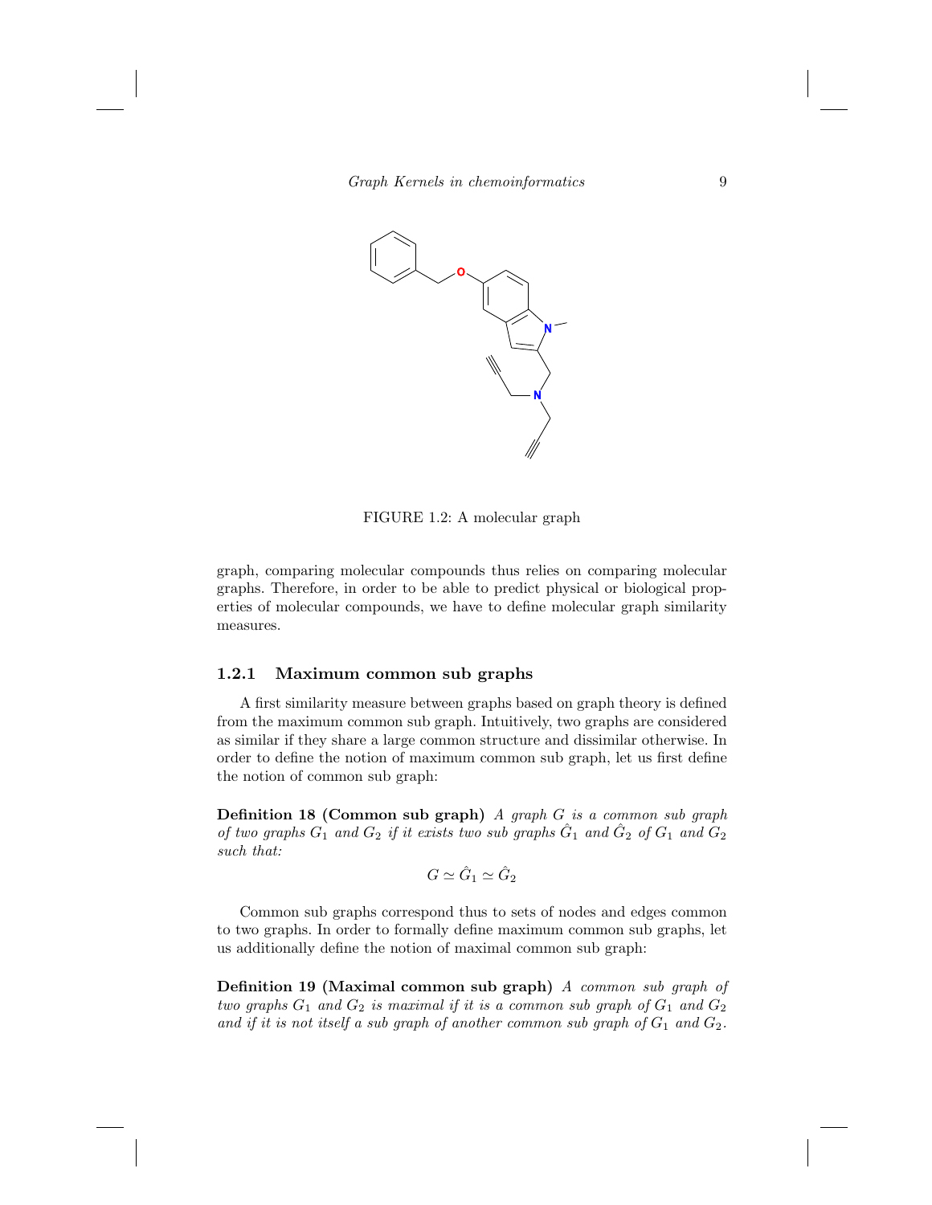FIGURE 1.2: A molecular graph

graph, comparing molecular compounds thus relies on comparing molecular graphs. Therefore, in order to be able to predict physical or biological properties of molecular compounds, we have to define molecular graph similarity measures.

### 1.2.1 Maximum common sub graphs

A first similarity measure between graphs based on graph theory is defined from the maximum common sub graph. Intuitively, two graphs are considered as similar if they share a large common structure and dissimilar otherwise. In order to define the notion of maximum common sub graph, let us first define the notion of common sub graph:

**Definition 18 (Common sub graph)** *A graph $G$ is a common sub graph of two graphs $G_1$ and $G_2$ if it exists two sub graphs $\hat{G}_1$ and $\hat{G}_2$ of $G_1$ and $G_2$ such that:*

$$G \simeq \hat{G}_1 \simeq \hat{G}_2$$

Common sub graphs correspond thus to sets of nodes and edges common to two graphs. In order to formally define maximum common sub graphs, let us additionally define the notion of maximal common sub graph:

**Definition 19 (Maximal common sub graph)** *A common sub graph of two graphs $G_1$ and $G_2$ is maximal if it is a common sub graph of $G_1$ and $G_2$ and if it is not itself a sub graph of another common sub graph of $G_1$ and $G_2$.*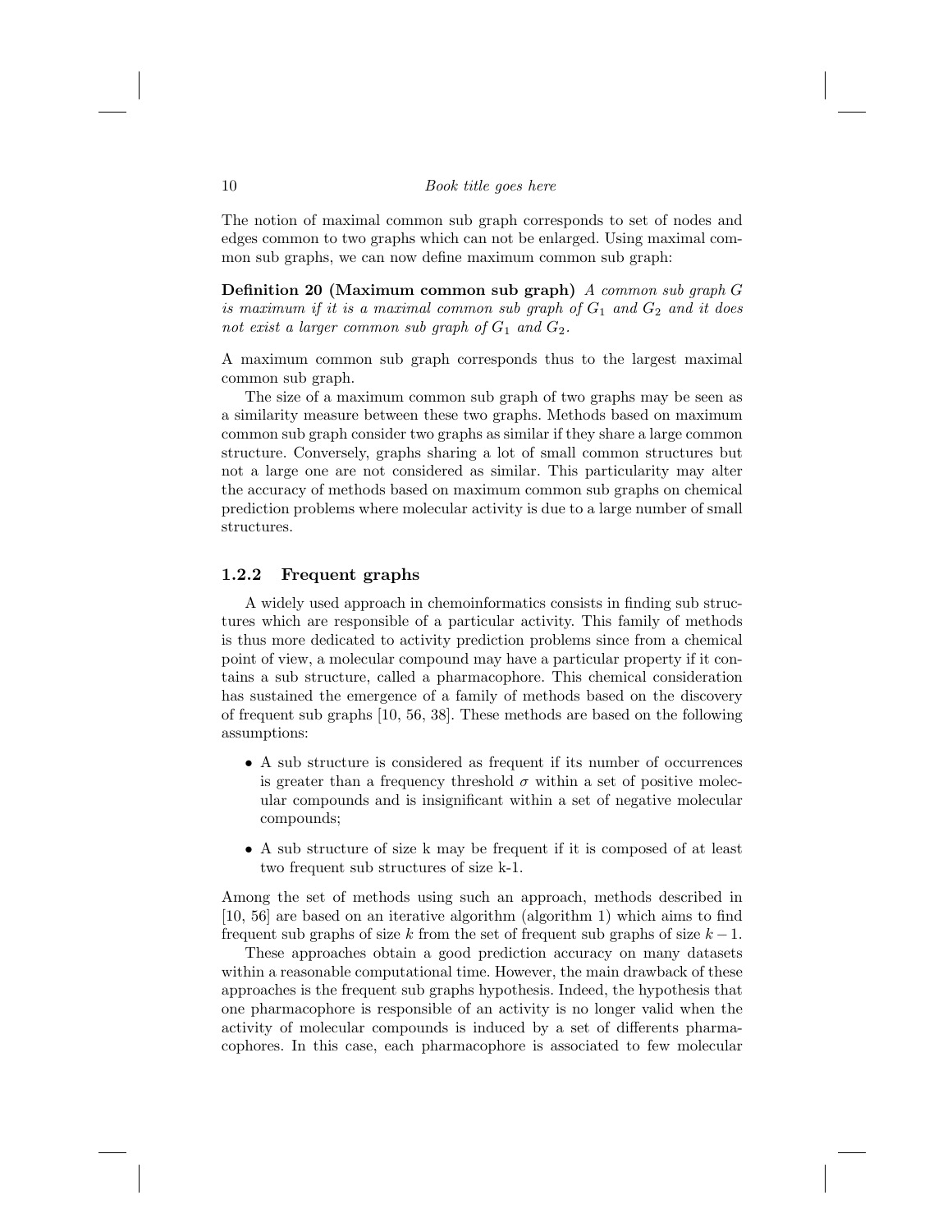The notion of maximal common sub graph corresponds to set of nodes and edges common to two graphs which can not be enlarged. Using maximal common sub graphs, we can now define maximum common sub graph:

**Definition 20 (Maximum common sub graph)** *A common sub graph $G$ is maximum if it is a maximal common sub graph of $G_1$ and $G_2$ and it does not exist a larger common sub graph of $G_1$ and $G_2$.*

A maximum common sub graph corresponds thus to the largest maximal common sub graph.

The size of a maximum common sub graph of two graphs may be seen as a similarity measure between these two graphs. Methods based on maximum common sub graph consider two graphs as similar if they share a large common structure. Conversely, graphs sharing a lot of small common structures but not a large one are not considered as similar. This particularity may alter the accuracy of methods based on maximum common sub graphs on chemical prediction problems where molecular activity is due to a large number of small structures.

### 1.2.2 Frequent graphs

A widely used approach in chemoinformatics consists in finding sub structures which are responsible of a particular activity. This family of methods is thus more dedicated to activity prediction problems since from a chemical point of view, a molecular compound may have a particular property if it contains a sub structure, called a pharmacophore. This chemical consideration has sustained the emergence of a family of methods based on the discovery of frequent sub graphs [10, 56, 38]. These methods are based on the following assumptions:

- A sub structure is considered as frequent if its number of occurrences is greater than a frequency threshold $\sigma$ within a set of positive molecular compounds and is insignificant within a set of negative molecular compounds;
- A sub structure of size k may be frequent if it is composed of at least two frequent sub structures of size k-1.

Among the set of methods using such an approach, methods described in [10, 56] are based on an iterative algorithm (algorithm 1) which aims to find frequent sub graphs of size $k$ from the set of frequent sub graphs of size $k-1$.

These approaches obtain a good prediction accuracy on many datasets within a reasonable computational time. However, the main drawback of these approaches is the frequent sub graphs hypothesis. Indeed, the hypothesis that one pharmacophore is responsible of an activity is no longer valid when the activity of molecular compounds is induced by a set of differents pharmacophores. In this case, each pharmacophore is associated to few molecular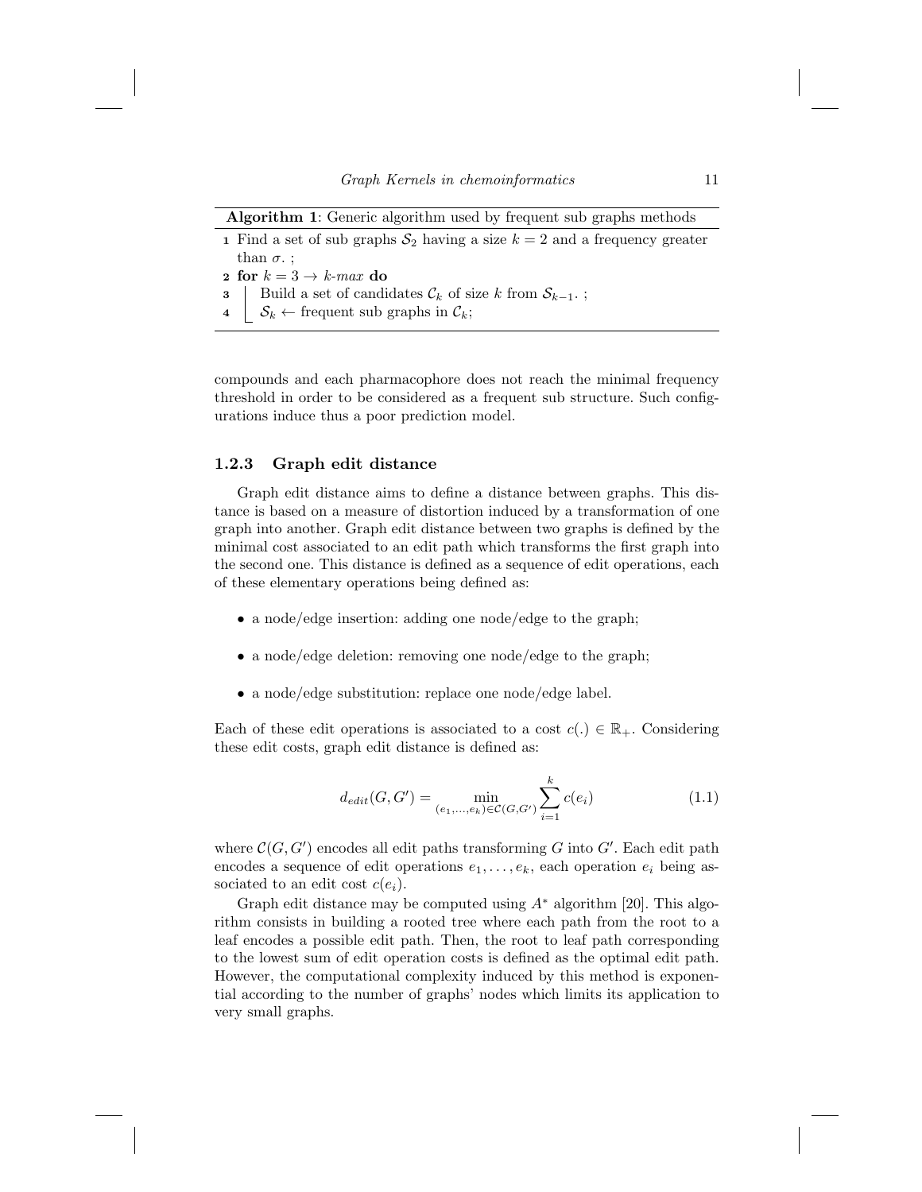**Algorithm 1**: Generic algorithm used by frequent sub graphs methods

```
1 Find a set of sub graphs S_2 having a size k = 2 and a frequency greater
  than σ. ;
2 for k = 3 → k-max do
3     Build a set of candidates C_k of size k from S_{k−1}. ;
4     S_k ← frequent sub graphs in C_k;
```

compounds and each pharmacophore does not reach the minimal frequency threshold in order to be considered as a frequent sub structure. Such configurations induce thus a poor prediction model.

### 1.2.3 Graph edit distance

Graph edit distance aims to define a distance between graphs. This distance is based on a measure of distortion induced by a transformation of one graph into another. Graph edit distance between two graphs is defined by the minimal cost associated to an edit path which transforms the first graph into the second one. This distance is defined as a sequence of edit operations, each of these elementary operations being defined as:

- a node/edge insertion: adding one node/edge to the graph;
- a node/edge deletion: removing one node/edge to the graph;
- a node/edge substitution: replace one node/edge label.

Each of these edit operations is associated to a cost $c(.) \in \mathbb{R}_+$. Considering these edit costs, graph edit distance is defined as:

$$d_{edit}(G, G') = \min_{(e_1,\ldots,e_k) \in \mathcal{C}(G,G')} \sum_{i=1}^{k} c(e_i) \tag{1.1}$$

where $\mathcal{C}(G, G')$ encodes all edit paths transforming $G$ into $G'$. Each edit path encodes a sequence of edit operations $e_1, \ldots, e_k$, each operation $e_i$ being associated to an edit cost $c(e_i)$.

Graph edit distance may be computed using $A^*$ algorithm [20]. This algorithm consists in building a rooted tree where each path from the root to a leaf encodes a possible edit path. Then, the root to leaf path corresponding to the lowest sum of edit operation costs is defined as the optimal edit path. However, the computational complexity induced by this method is exponential according to the number of graphs' nodes which limits its application to very small graphs.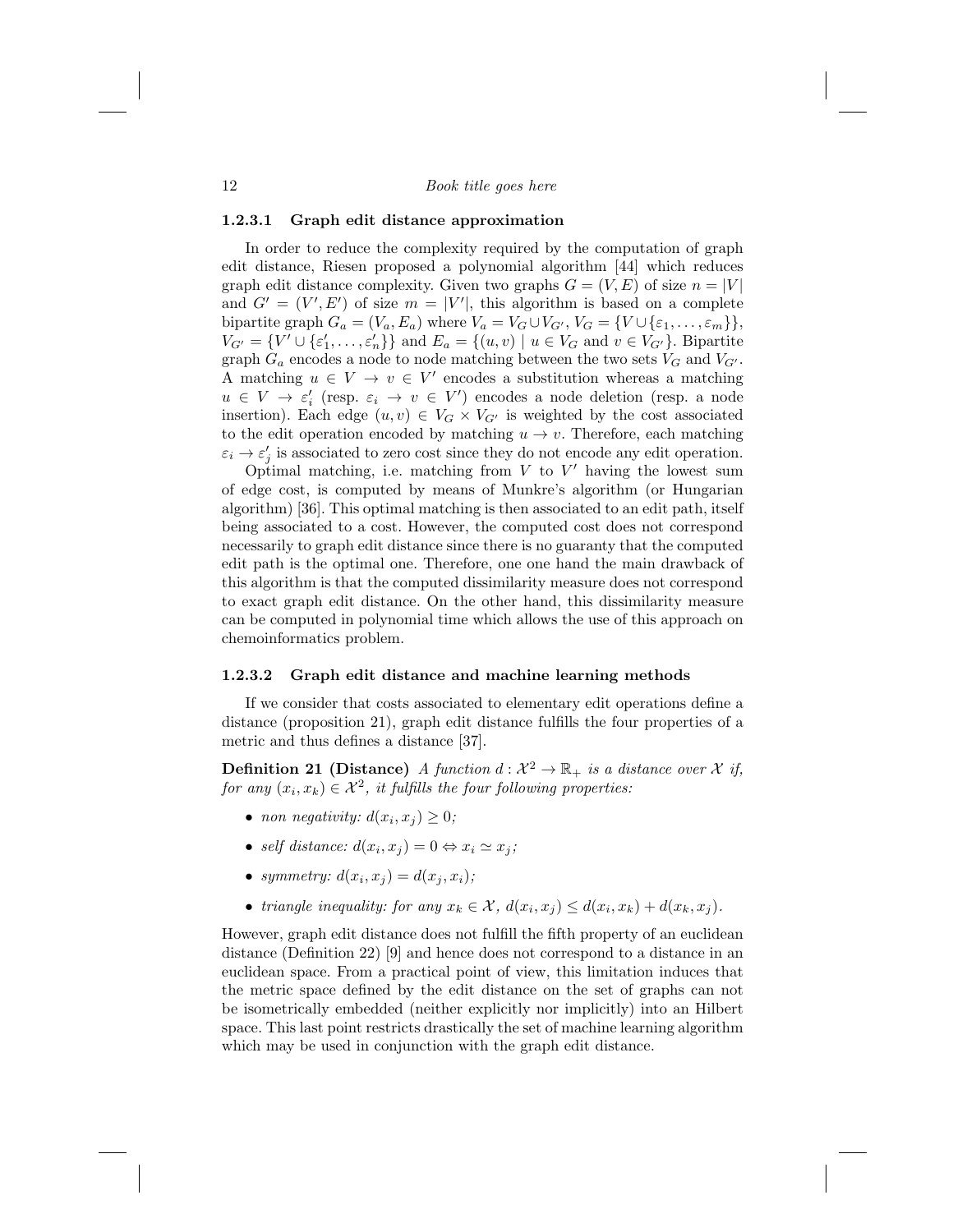### 1.2.3.1 Graph edit distance approximation

In order to reduce the complexity required by the computation of graph edit distance, Riesen proposed a polynomial algorithm [44] which reduces graph edit distance complexity. Given two graphs $G = (V, E)$ of size $n = |V|$ and $G' = (V', E')$ of size $m = |V'|$, this algorithm is based on a complete bipartite graph $G_a = (V_a, E_a)$ where $V_a = V_G \cup V_{G'}$, $V_G = \{V \cup \{\varepsilon_1, \ldots, \varepsilon_m\}\}$, $V_{G'} = \{V' \cup \{\varepsilon'_1, \ldots, \varepsilon'_n\}\}$ and $E_a = \{(u, v) \mid u \in V_G \text{ and } v \in V_{G'}\}$. Bipartite graph $G_a$ encodes a node to node matching between the two sets $V_G$ and $V_{G'}$. A matching $u \in V \to v \in V'$ encodes a substitution whereas a matching $u \in V \to \varepsilon'_i$ (resp. $\varepsilon_i \to v \in V'$) encodes a node deletion (resp. a node insertion). Each edge $(u, v) \in V_G \times V_{G'}$ is weighted by the cost associated to the edit operation encoded by matching $u \to v$. Therefore, each matching $\varepsilon_i \to \varepsilon'_j$ is associated to zero cost since they do not encode any edit operation.

Optimal matching, i.e. matching from $V$ to $V'$ having the lowest sum of edge cost, is computed by means of Munkre's algorithm (or Hungarian algorithm) [36]. This optimal matching is then associated to an edit path, itself being associated to a cost. However, the computed cost does not correspond necessarily to graph edit distance since there is no guaranty that the computed edit path is the optimal one. Therefore, one one hand the main drawback of this algorithm is that the computed dissimilarity measure does not correspond to exact graph edit distance. On the other hand, this dissimilarity measure can be computed in polynomial time which allows the use of this approach on chemoinformatics problem.

### 1.2.3.2 Graph edit distance and machine learning methods

If we consider that costs associated to elementary edit operations define a distance (proposition 21), graph edit distance fulfills the four properties of a metric and thus defines a distance [37].

**Definition 21 (Distance)** *A function $d : \mathcal{X}^2 \to \mathbb{R}_+$ is a distance over $\mathcal{X}$ if, for any $(x_i, x_k) \in \mathcal{X}^2$, it fulfills the four following properties:*

- *non negativity: $d(x_i, x_j) \geq 0$;*
- *self distance: $d(x_i, x_j) = 0 \Leftrightarrow x_i \simeq x_j$;*
- *symmetry: $d(x_i, x_j) = d(x_j, x_i)$;*
- *triangle inequality: for any $x_k \in \mathcal{X}$, $d(x_i, x_j) \leq d(x_i, x_k) + d(x_k, x_j)$.*

However, graph edit distance does not fulfill the fifth property of an euclidean distance (Definition 22) [9] and hence does not correspond to a distance in an euclidean space. From a practical point of view, this limitation induces that the metric space defined by the edit distance on the set of graphs can not be isometrically embedded (neither explicitly nor implicitly) into an Hilbert space. This last point restricts drastically the set of machine learning algorithm which may be used in conjunction with the graph edit distance.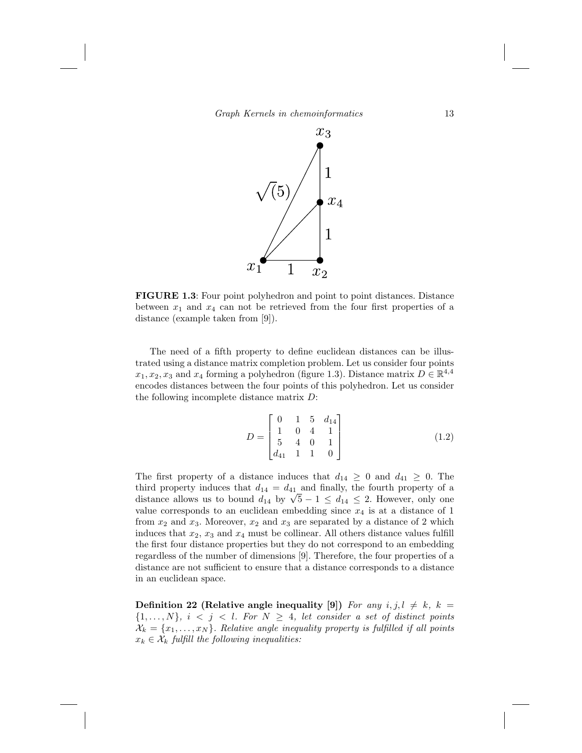**FIGURE 1.3**: Four point polyhedron and point to point distances. Distance between $x_1$ and $x_4$ can not be retrieved from the four first properties of a distance (example taken from [9]).

The need of a fifth property to define euclidean distances can be illustrated using a distance matrix completion problem. Let us consider four points $x_1, x_2, x_3$ and $x_4$ forming a polyhedron (figure 1.3). Distance matrix $D \in \mathbb{R}^{4,4}$ encodes distances between the four points of this polyhedron. Let us consider the following incomplete distance matrix $D$:

$$D = \begin{bmatrix} 0 & 1 & 5 & d_{14} \\ 1 & 0 & 4 & 1 \\ 5 & 4 & 0 & 1 \\ d_{41} & 1 & 1 & 0 \end{bmatrix} \tag{1.2}$$

The first property of a distance induces that $d_{14} \geq 0$ and $d_{41} \geq 0$. The third property induces that $d_{14} = d_{41}$ and finally, the fourth property of a distance allows us to bound $d_{14}$ by $\sqrt{5} - 1 \leq d_{14} \leq 2$. However, only one value corresponds to an euclidean embedding since $x_4$ is at a distance of 1 from $x_2$ and $x_3$. Moreover, $x_2$ and $x_3$ are separated by a distance of 2 which induces that $x_2$, $x_3$ and $x_4$ must be collinear. All others distance values fulfill the first four distance properties but they do not correspond to an embedding regardless of the number of dimensions [9]. Therefore, the four properties of a distance are not sufficient to ensure that a distance corresponds to a distance in an euclidean space.

**Definition 22 (Relative angle inequality [9])** *For any $i, j, l \neq k$, $k = \{1, \ldots, N\}$, $i < j < l$. For $N \geq 4$, let consider a set of distinct points $\mathcal{X}_k = \{x_1, \ldots, x_N\}$. Relative angle inequality property is fulfilled if all points $x_k \in \mathcal{X}_k$ fulfill the following inequalities:*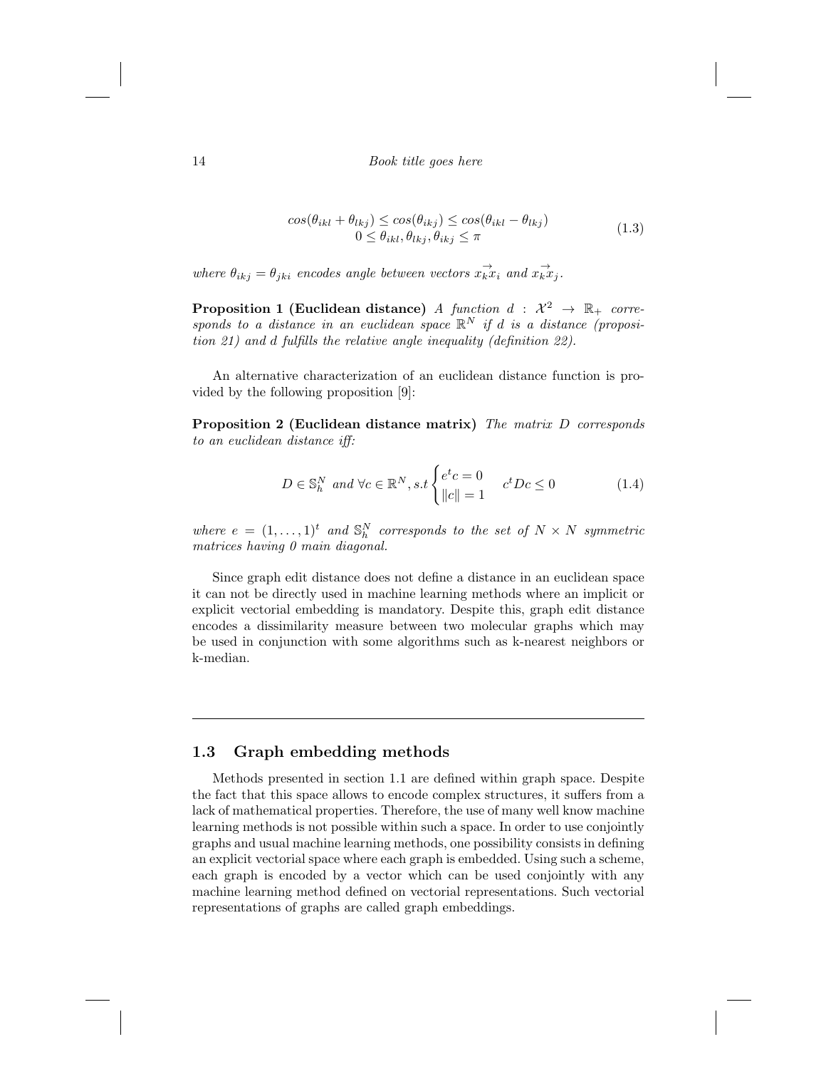$$\begin{array}{c} cos(\theta_{ikl}+\theta_{lkj}) \leq cos(\theta_{ikj}) \leq cos(\theta_{ikl}-\theta_{lkj}) \\ 0 \leq \theta_{ikl}, \theta_{lkj}, \theta_{ikj} \leq \pi \end{array} \tag{1.3}$$

*where* $\theta_{ikj} = \theta_{jki}$ *encodes angle between vectors* $\vec{x_k x_i}$ *and* $\vec{x_k x_j}$*.*

**Proposition 1 (Euclidean distance)** *A function* $d : \mathcal{X}^2 \rightarrow \mathbb{R}_+$ *corresponds to a distance in an euclidean space* $\mathbb{R}^N$ *if* $d$ *is a distance (proposition 21) and d fulfills the relative angle inequality (definition 22).*

An alternative characterization of an euclidean distance function is provided by the following proposition [9]:

**Proposition 2 (Euclidean distance matrix)** *The matrix* $D$ *corresponds to an euclidean distance iff:*

$$D \in \mathbb{S}_h^N \text{ and } \forall c \in \mathbb{R}^N, s.t \begin{cases} e^t c = 0 \\ \|c\| = 1 \end{cases} \quad c^t D c \leq 0 \tag{1.4}$$

*where* $e = (1, \ldots, 1)^t$ *and* $\mathbb{S}_h^N$ *corresponds to the set of* $N \times N$ *symmetric matrices having 0 main diagonal.*

Since graph edit distance does not define a distance in an euclidean space it can not be directly used in machine learning methods where an implicit or explicit vectorial embedding is mandatory. Despite this, graph edit distance encodes a dissimilarity measure between two molecular graphs which may be used in conjunction with some algorithms such as k-nearest neighbors or k-median.

## 1.3 Graph embedding methods

Methods presented in section 1.1 are defined within graph space. Despite the fact that this space allows to encode complex structures, it suffers from a lack of mathematical properties. Therefore, the use of many well know machine learning methods is not possible within such a space. In order to use conjointly graphs and usual machine learning methods, one possibility consists in defining an explicit vectorial space where each graph is embedded. Using such a scheme, each graph is encoded by a vector which can be used conjointly with any machine learning method defined on vectorial representations. Such vectorial representations of graphs are called graph embeddings.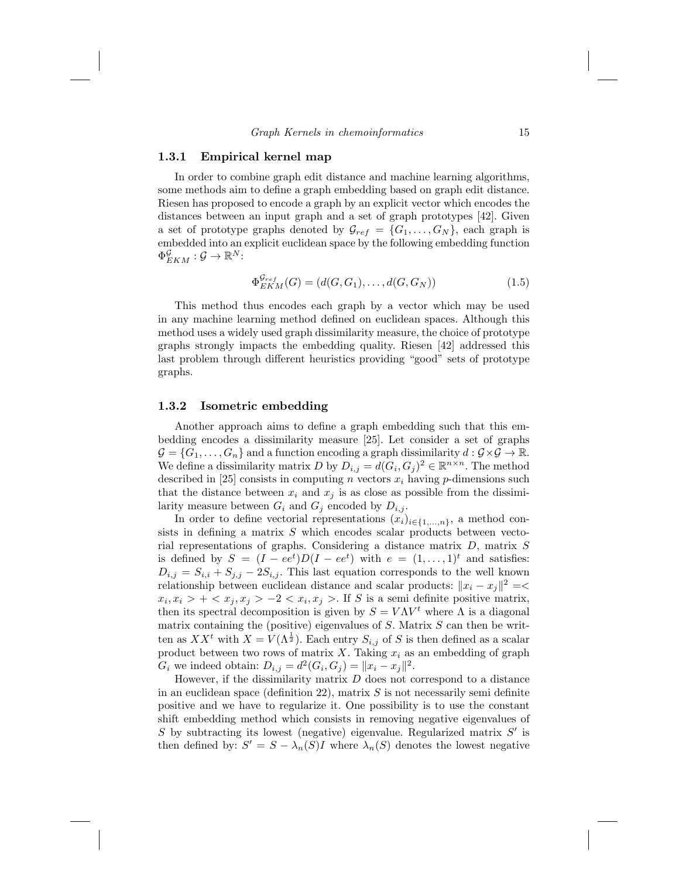### 1.3.1 Empirical kernel map

In order to combine graph edit distance and machine learning algorithms, some methods aim to define a graph embedding based on graph edit distance. Riesen has proposed to encode a graph by an explicit vector which encodes the distances between an input graph and a set of graph prototypes [42]. Given a set of prototype graphs denoted by $\mathcal{G}_{ref} = \{G_1, \ldots, G_N\}$, each graph is embedded into an explicit euclidean space by the following embedding function $\Phi_{EKM}^{\mathcal{G}} : \mathcal{G} \to \mathbb{R}^N$:

$$\Phi_{EKM}^{\mathcal{G}_{ref}}(G) = (d(G, G_1), \ldots, d(G, G_N)) \tag{1.5}$$

This method thus encodes each graph by a vector which may be used in any machine learning method defined on euclidean spaces. Although this method uses a widely used graph dissimilarity measure, the choice of prototype graphs strongly impacts the embedding quality. Riesen [42] addressed this last problem through different heuristics providing "good" sets of prototype graphs.

### 1.3.2 Isometric embedding

Another approach aims to define a graph embedding such that this embedding encodes a dissimilarity measure [25]. Let consider a set of graphs $\mathcal{G} = \{G_1, \ldots, G_n\}$ and a function encoding a graph dissimilarity $d : \mathcal{G} \times \mathcal{G} \to \mathbb{R}$. We define a dissimilarity matrix $D$ by $D_{i,j} = d(G_i, G_j)^2 \in \mathbb{R}^{n \times n}$. The method described in [25] consists in computing $n$ vectors $x_i$ having $p$-dimensions such that the distance between $x_i$ and $x_j$ is as close as possible from the dissimilarity measure between $G_i$ and $G_j$ encoded by $D_{i,j}$.

In order to define vectorial representations $(x_i)_{i \in \{1,\ldots,n\}}$, a method consists in defining a matrix $S$ which encodes scalar products between vectorial representations of graphs. Considering a distance matrix $D$, matrix $S$ is defined by $S = (I - ee^t)D(I - ee^t)$ with $e = (1, \ldots, 1)^t$ and satisfies: $D_{i,j} = S_{i,i} + S_{j,j} - 2S_{i,j}$. This last equation corresponds to the well known relationship between euclidean distance and scalar products: $\|x_i - x_j\|^2 = < x_i, x_i > + < x_j, x_j > -2 < x_i, x_j >$. If $S$ is a semi definite positive matrix, then its spectral decomposition is given by $S = V \Lambda V^t$ where $\Lambda$ is a diagonal matrix containing the (positive) eigenvalues of $S$. Matrix $S$ can then be written as $XX^t$ with $X = V(\Lambda^{\frac{1}{2}})$. Each entry $S_{i,j}$ of $S$ is then defined as a scalar product between two rows of matrix $X$. Taking $x_i$ as an embedding of graph $G_i$ we indeed obtain: $D_{i,j} = d^2(G_i, G_j) = \|x_i - x_j\|^2$.

However, if the dissimilarity matrix $D$ does not correspond to a distance in an euclidean space (definition 22), matrix $S$ is not necessarily semi definite positive and we have to regularize it. One possibility is to use the constant shift embedding method which consists in removing negative eigenvalues of $S$ by subtracting its lowest (negative) eigenvalue. Regularized matrix $S'$ is then defined by: $S' = S - \lambda_n(S)I$ where $\lambda_n(S)$ denotes the lowest negative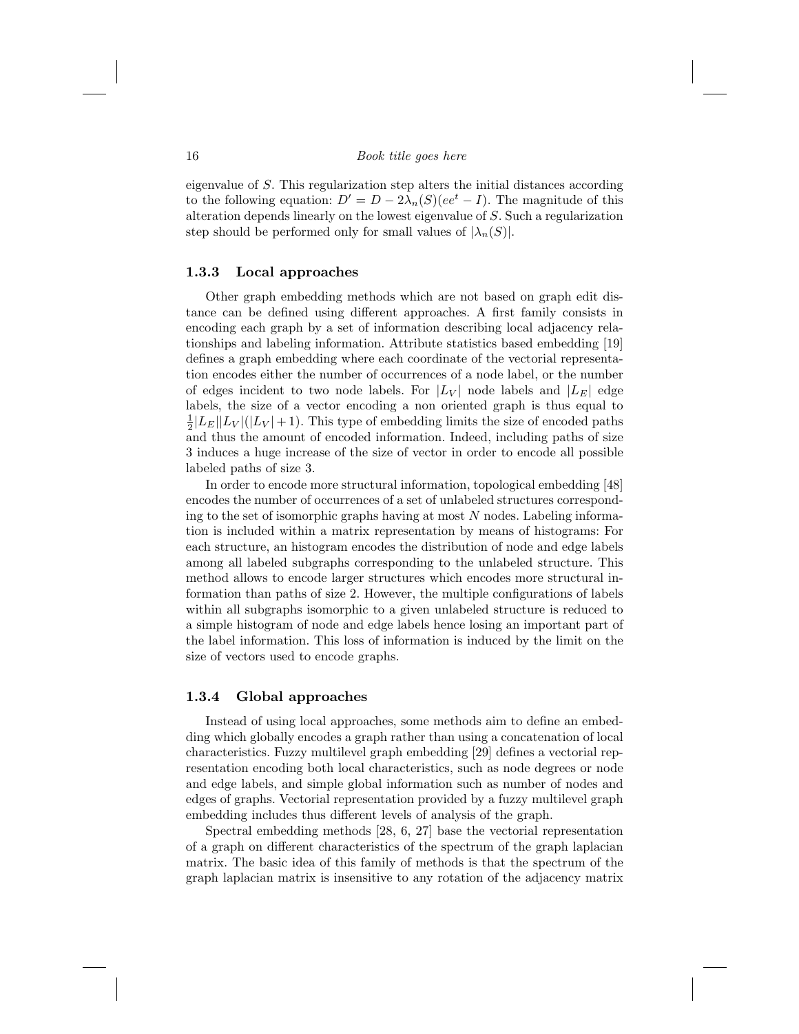eigenvalue of $S$. This regularization step alters the initial distances according to the following equation: $D' = D - 2\lambda_n(S)(ee^t - I)$. The magnitude of this alteration depends linearly on the lowest eigenvalue of $S$. Such a regularization step should be performed only for small values of $|\lambda_n(S)|$.

### 1.3.3 Local approaches

Other graph embedding methods which are not based on graph edit distance can be defined using different approaches. A first family consists in encoding each graph by a set of information describing local adjacency relationships and labeling information. Attribute statistics based embedding [19] defines a graph embedding where each coordinate of the vectorial representation encodes either the number of occurrences of a node label, or the number of edges incident to two node labels. For $|L_V|$ node labels and $|L_E|$ edge labels, the size of a vector encoding a non oriented graph is thus equal to $\frac{1}{2}|L_E||L_V|(|L_V|+1)$. This type of embedding limits the size of encoded paths and thus the amount of encoded information. Indeed, including paths of size 3 induces a huge increase of the size of vector in order to encode all possible labeled paths of size 3.

In order to encode more structural information, topological embedding [48] encodes the number of occurrences of a set of unlabeled structures corresponding to the set of isomorphic graphs having at most $N$ nodes. Labeling information is included within a matrix representation by means of histograms: For each structure, an histogram encodes the distribution of node and edge labels among all labeled subgraphs corresponding to the unlabeled structure. This method allows to encode larger structures which encodes more structural information than paths of size 2. However, the multiple configurations of labels within all subgraphs isomorphic to a given unlabeled structure is reduced to a simple histogram of node and edge labels hence losing an important part of the label information. This loss of information is induced by the limit on the size of vectors used to encode graphs.

### 1.3.4 Global approaches

Instead of using local approaches, some methods aim to define an embedding which globally encodes a graph rather than using a concatenation of local characteristics. Fuzzy multilevel graph embedding [29] defines a vectorial representation encoding both local characteristics, such as node degrees or node and edge labels, and simple global information such as number of nodes and edges of graphs. Vectorial representation provided by a fuzzy multilevel graph embedding includes thus different levels of analysis of the graph.

Spectral embedding methods [28, 6, 27] base the vectorial representation of a graph on different characteristics of the spectrum of the graph laplacian matrix. The basic idea of this family of methods is that the spectrum of the graph laplacian matrix is insensitive to any rotation of the adjacency matrix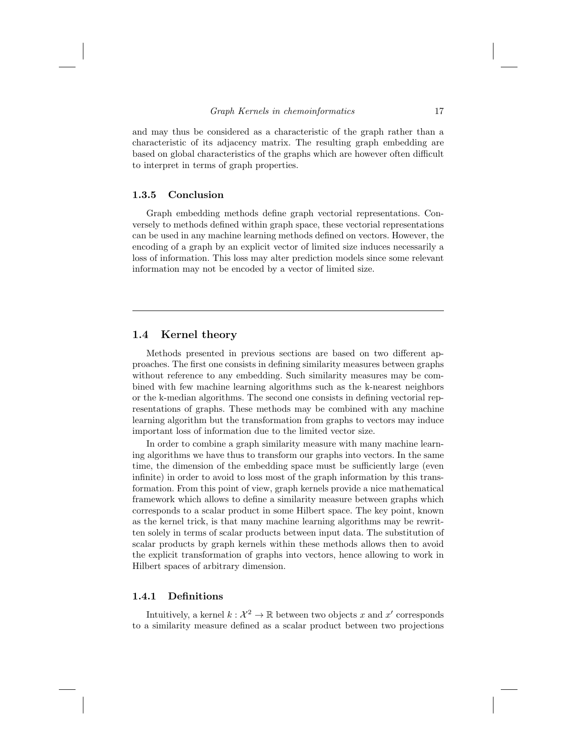and may thus be considered as a characteristic of the graph rather than a characteristic of its adjacency matrix. The resulting graph embedding are based on global characteristics of the graphs which are however often difficult to interpret in terms of graph properties.

### 1.3.5 Conclusion

Graph embedding methods define graph vectorial representations. Conversely to methods defined within graph space, these vectorial representations can be used in any machine learning methods defined on vectors. However, the encoding of a graph by an explicit vector of limited size induces necessarily a loss of information. This loss may alter prediction models since some relevant information may not be encoded by a vector of limited size.

## 1.4 Kernel theory

Methods presented in previous sections are based on two different approaches. The first one consists in defining similarity measures between graphs without reference to any embedding. Such similarity measures may be combined with few machine learning algorithms such as the k-nearest neighbors or the k-median algorithms. The second one consists in defining vectorial representations of graphs. These methods may be combined with any machine learning algorithm but the transformation from graphs to vectors may induce important loss of information due to the limited vector size.

In order to combine a graph similarity measure with many machine learning algorithms we have thus to transform our graphs into vectors. In the same time, the dimension of the embedding space must be sufficiently large (even infinite) in order to avoid to loss most of the graph information by this transformation. From this point of view, graph kernels provide a nice mathematical framework which allows to define a similarity measure between graphs which corresponds to a scalar product in some Hilbert space. The key point, known as the kernel trick, is that many machine learning algorithms may be rewritten solely in terms of scalar products between input data. The substitution of scalar products by graph kernels within these methods allows then to avoid the explicit transformation of graphs into vectors, hence allowing to work in Hilbert spaces of arbitrary dimension.

### 1.4.1 Definitions

Intuitively, a kernel $k : \mathcal{X}^2 \to \mathbb{R}$ between two objects $x$ and $x'$ corresponds to a similarity measure defined as a scalar product between two projections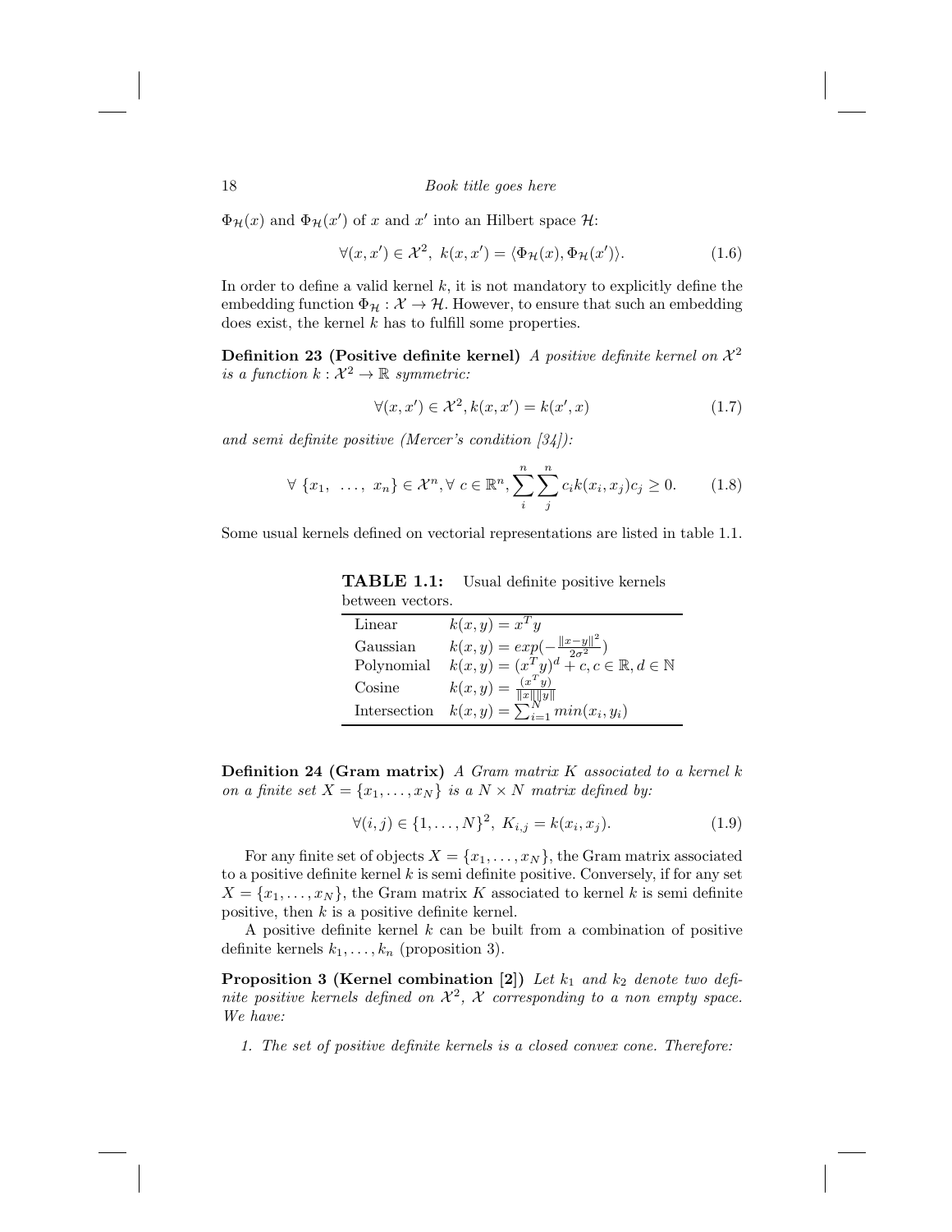$\Phi_{\mathcal{H}}(x)$ and $\Phi_{\mathcal{H}}(x')$ of $x$ and $x'$ into an Hilbert space $\mathcal{H}$:

$$\forall (x, x') \in \mathcal{X}^2,\ k(x, x') = \langle \Phi_{\mathcal{H}}(x), \Phi_{\mathcal{H}}(x') \rangle. \tag{1.6}$$

In order to define a valid kernel $k$, it is not mandatory to explicitly define the embedding function $\Phi_{\mathcal{H}} : \mathcal{X} \rightarrow \mathcal{H}$. However, to ensure that such an embedding does exist, the kernel $k$ has to fulfill some properties.

**Definition 23 (Positive definite kernel)** *A positive definite kernel on $\mathcal{X}^2$ is a function $k : \mathcal{X}^2 \rightarrow \mathbb{R}$ symmetric:*

$$\forall (x, x') \in \mathcal{X}^2, k(x, x') = k(x', x) \tag{1.7}$$

*and semi definite positive (Mercer's condition [34]):*

$$\forall \ \{x_1, \ \ldots, \ x_n\} \in \mathcal{X}^n, \forall \ c \in \mathbb{R}^n, \sum_{i}^{n} \sum_{j}^{n} c_i k(x_i, x_j) c_j \geq 0. \tag{1.8}$$

Some usual kernels defined on vectorial representations are listed in table 1.1.

**TABLE 1.1:** Usual definite positive kernels between vectors.

| | |
|---|---|
| Linear | $k(x, y) = x^T y$ |
| Gaussian | $k(x, y) = exp(-\frac{\|x-y\|^2}{2\sigma^2})$ |
| Polynomial | $k(x, y) = (x^T y)^d + c, c \in \mathbb{R}, d \in \mathbb{N}$ |
| Cosine | $k(x, y) = \frac{(x^T y)}{\|x\| \|y\|}$ |
| Intersection | $k(x, y) = \sum_{i=1}^{N} min(x_i, y_i)$ |

**Definition 24 (Gram matrix)** *A Gram matrix $K$ associated to a kernel $k$ on a finite set $X = \{x_1, \ldots, x_N\}$ is a $N \times N$ matrix defined by:*

$$\forall (i, j) \in \{1, \ldots, N\}^2,\ K_{i,j} = k(x_i, x_j). \tag{1.9}$$

For any finite set of objects $X = \{x_1, \ldots, x_N\}$, the Gram matrix associated to a positive definite kernel $k$ is semi definite positive. Conversely, if for any set $X = \{x_1, \ldots, x_N\}$, the Gram matrix $K$ associated to kernel $k$ is semi definite positive, then $k$ is a positive definite kernel.

A positive definite kernel $k$ can be built from a combination of positive definite kernels $k_1, \ldots, k_n$ (proposition 3).

**Proposition 3 (Kernel combination [2])** *Let $k_1$ and $k_2$ denote two definite positive kernels defined on $\mathcal{X}^2$, $\mathcal{X}$ corresponding to a non empty space. We have:*

1. *The set of positive definite kernels is a closed convex cone. Therefore:*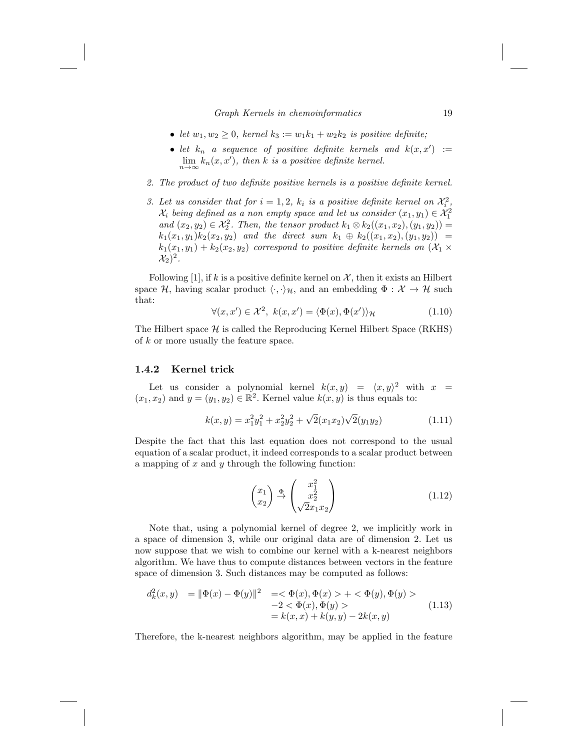- *let $w_1, w_2 \geq 0$, kernel $k_3 := w_1 k_1 + w_2 k_2$ is positive definite;*
- *let $k_n$ a sequence of positive definite kernels and $k(x, x') := \lim_{n\to\infty} k_n(x, x')$, then $k$ is a positive definite kernel.*

2. *The product of two definite positive kernels is a positive definite kernel.*

3. *Let us consider that for $i = 1, 2$, $k_i$ is a positive definite kernel on $\mathcal{X}_i^2$, $\mathcal{X}_i$ being defined as a non empty space and let us consider $(x_1, y_1) \in \mathcal{X}_1^2$ and $(x_2, y_2) \in \mathcal{X}_2^2$. Then, the tensor product $k_1 \otimes k_2((x_1, x_2), (y_1, y_2)) = k_1(x_1, y_1)k_2(x_2, y_2)$ and the direct sum $k_1 \oplus k_2((x_1, x_2), (y_1, y_2)) = k_1(x_1, y_1) + k_2(x_2, y_2)$ correspond to positive definite kernels on $(\mathcal{X}_1 \times \mathcal{X}_2)^2$.*

Following [1], if $k$ is a positive definite kernel on $\mathcal{X}$, then it exists an Hilbert space $\mathcal{H}$, having scalar product $\langle \cdot, \cdot \rangle_{\mathcal{H}}$, and an embedding $\Phi : \mathcal{X} \to \mathcal{H}$ such that:

$$\forall (x, x') \in \mathcal{X}^2,\ k(x, x') = \langle \Phi(x), \Phi(x') \rangle_{\mathcal{H}} \tag{1.10}$$

The Hilbert space $\mathcal{H}$ is called the Reproducing Kernel Hilbert Space (RKHS) of $k$ or more usually the feature space.

### 1.4.2 Kernel trick

Let us consider a polynomial kernel $k(x, y) = \langle x, y \rangle^2$ with $x = (x_1, x_2)$ and $y = (y_1, y_2) \in \mathbb{R}^2$. Kernel value $k(x, y)$ is thus equals to:

$$k(x, y) = x_1^2 y_1^2 + x_2^2 y_2^2 + \sqrt{2}(x_1 x_2)\sqrt{2}(y_1 y_2) \tag{1.11}$$

Despite the fact that this last equation does not correspond to the usual equation of a scalar product, it indeed corresponds to a scalar product between a mapping of $x$ and $y$ through the following function:

$$\begin{pmatrix} x_1 \\ x_2 \end{pmatrix} \xrightarrow{\Phi} \begin{pmatrix} x_1^2 \\ x_2^2 \\ \sqrt{2} x_1 x_2 \end{pmatrix} \tag{1.12}$$

Note that, using a polynomial kernel of degree 2, we implicitly work in a space of dimension 3, while our original data are of dimension 2. Let us now suppose that we wish to combine our kernel with a k-nearest neighbors algorithm. We have thus to compute distances between vectors in the feature space of dimension 3. Such distances may be computed as follows:

$$\begin{aligned} d_k^2(x, y) &= \|\Phi(x) - \Phi(y)\|^2 &&= <\Phi(x), \Phi(x)> + <\Phi(y), \Phi(y)> \\ & &&\quad -2 <\Phi(x), \Phi(y)> \\ & &&= k(x, x) + k(y, y) - 2k(x, y) \end{aligned} \tag{1.13}$$

Therefore, the k-nearest neighbors algorithm, may be applied in the feature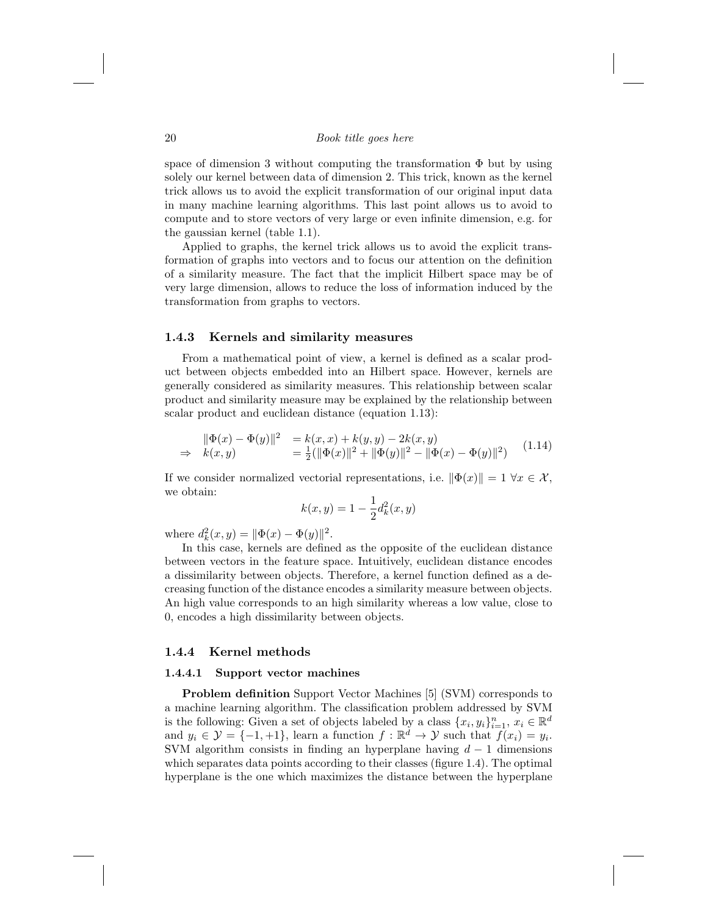space of dimension 3 without computing the transformation $\Phi$ but by using solely our kernel between data of dimension 2. This trick, known as the kernel trick allows us to avoid the explicit transformation of our original input data in many machine learning algorithms. This last point allows us to avoid to compute and to store vectors of very large or even infinite dimension, e.g. for the gaussian kernel (table 1.1).

Applied to graphs, the kernel trick allows us to avoid the explicit transformation of graphs into vectors and to focus our attention on the definition of a similarity measure. The fact that the implicit Hilbert space may be of very large dimension, allows to reduce the loss of information induced by the transformation from graphs to vectors.

### 1.4.3 Kernels and similarity measures

From a mathematical point of view, a kernel is defined as a scalar product between objects embedded into an Hilbert space. However, kernels are generally considered as similarity measures. This relationship between scalar product and similarity measure may be explained by the relationship between scalar product and euclidean distance (equation 1.13):

$$\begin{array}{lll} & \|\Phi(x) - \Phi(y)\|^2 & = k(x,x) + k(y,y) - 2k(x,y) \\ \Rightarrow & k(x,y) & = \frac{1}{2}(\|\Phi(x)\|^2 + \|\Phi(y)\|^2 - \|\Phi(x) - \Phi(y)\|^2) \end{array} \tag{1.14}$$

If we consider normalized vectorial representations, i.e. $\|\Phi(x)\| = 1 \ \forall x \in \mathcal{X}$, we obtain:

$$k(x,y) = 1 - \frac{1}{2}d_k^2(x,y)$$

where $d_k^2(x,y) = \|\Phi(x) - \Phi(y)\|^2$.

In this case, kernels are defined as the opposite of the euclidean distance between vectors in the feature space. Intuitively, euclidean distance encodes a dissimilarity between objects. Therefore, a kernel function defined as a decreasing function of the distance encodes a similarity measure between objects. An high value corresponds to an high similarity whereas a low value, close to 0, encodes a high dissimilarity between objects.

### 1.4.4 Kernel methods

#### 1.4.4.1 Support vector machines

**Problem definition** Support Vector Machines [5] (SVM) corresponds to a machine learning algorithm. The classification problem addressed by SVM is the following: Given a set of objects labeled by a class $\{x_i, y_i\}_{i=1}^n$, $x_i \in \mathbb{R}^d$ and $y_i \in \mathcal{Y} = \{-1, +1\}$, learn a function $f : \mathbb{R}^d \to \mathcal{Y}$ such that $f(x_i) = y_i$. SVM algorithm consists in finding an hyperplane having $d-1$ dimensions which separates data points according to their classes (figure 1.4). The optimal hyperplane is the one which maximizes the distance between the hyperplane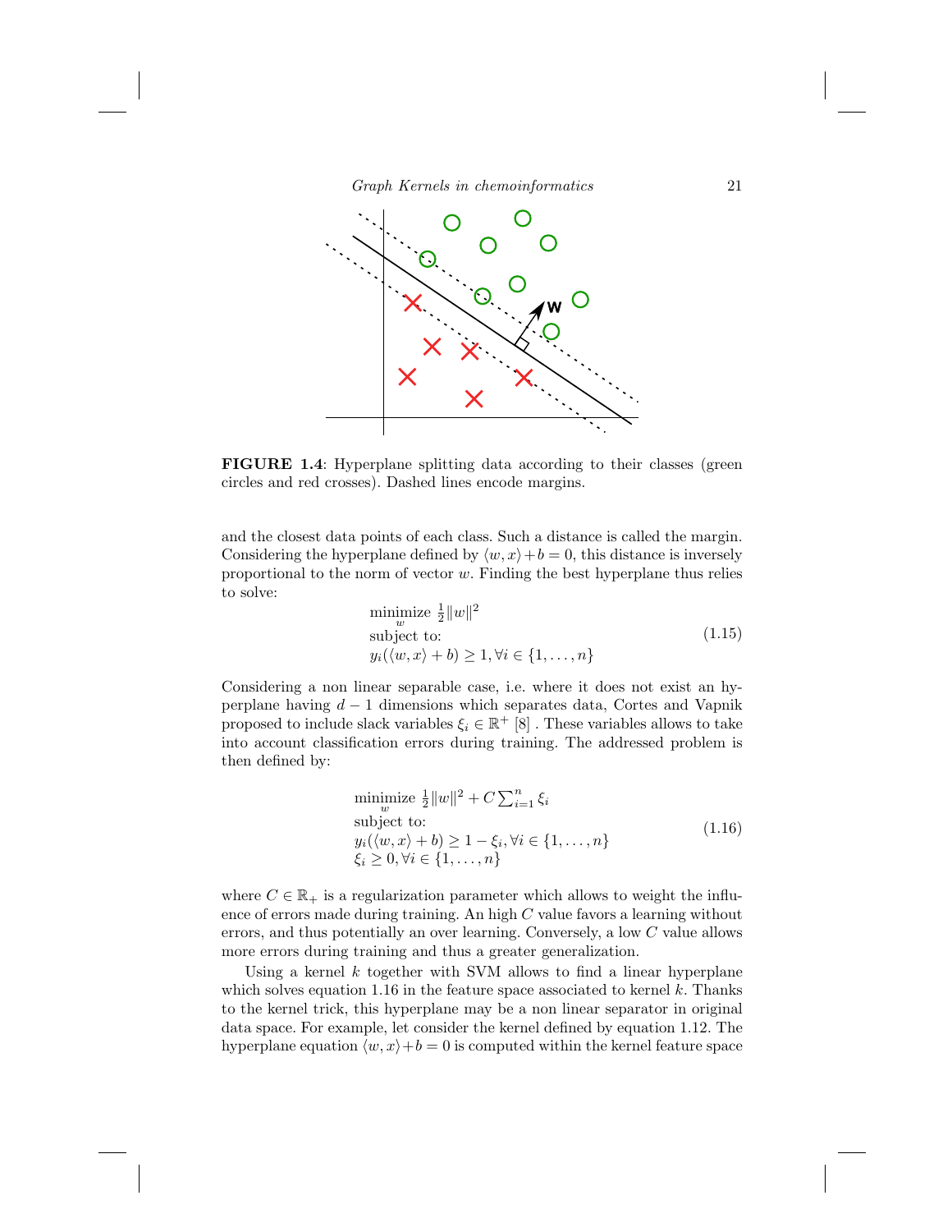**FIGURE 1.4**: Hyperplane splitting data according to their classes (green circles and red crosses). Dashed lines encode margins.

and the closest data points of each class. Such a distance is called the margin. Considering the hyperplane defined by $\langle w, x \rangle + b = 0$, this distance is inversely proportional to the norm of vector $w$. Finding the best hyperplane thus relies to solve:

$$
\begin{aligned}
&\underset{w}{\text{minimize}} \ \tfrac{1}{2}\|w\|^2 \\
&\text{subject to:} \\
&y_i(\langle w, x \rangle + b) \geq 1, \forall i \in \{1, \ldots, n\}
\end{aligned}
\tag{1.15}
$$

Considering a non linear separable case, i.e. where it does not exist an hyperplane having $d-1$ dimensions which separates data, Cortes and Vapnik proposed to include slack variables $\xi_i \in \mathbb{R}^+$ [8] . These variables allows to take into account classification errors during training. The addressed problem is then defined by:

$$
\begin{aligned}
&\underset{w}{\text{minimize}} \ \tfrac{1}{2}\|w\|^2 + C\sum_{i=1}^{n} \xi_i \\
&\text{subject to:} \\
&y_i(\langle w, x \rangle + b) \geq 1 - \xi_i, \forall i \in \{1, \ldots, n\} \\
&\xi_i \geq 0, \forall i \in \{1, \ldots, n\}
\end{aligned}
\tag{1.16}
$$

where $C \in \mathbb{R}_+$ is a regularization parameter which allows to weight the influence of errors made during training. An high $C$ value favors a learning without errors, and thus potentially an over learning. Conversely, a low $C$ value allows more errors during training and thus a greater generalization.

Using a kernel $k$ together with SVM allows to find a linear hyperplane which solves equation 1.16 in the feature space associated to kernel $k$. Thanks to the kernel trick, this hyperplane may be a non linear separator in original data space. For example, let consider the kernel defined by equation 1.12. The hyperplane equation $\langle w, x \rangle + b = 0$ is computed within the kernel feature space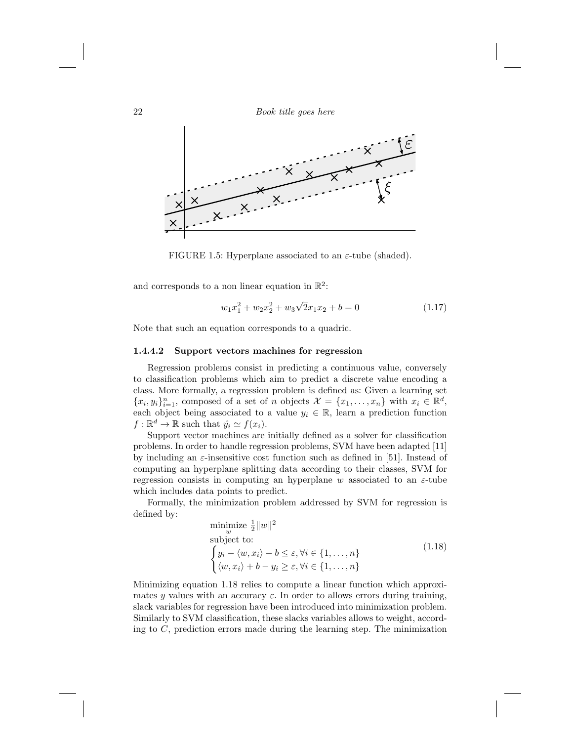FIGURE 1.5: Hyperplane associated to an $\varepsilon$-tube (shaded).

and corresponds to a non linear equation in $\mathbb{R}^2$:

$$w_1 x_1^2 + w_2 x_2^2 + w_3 \sqrt{2} x_1 x_2 + b = 0 \tag{1.17}$$

Note that such an equation corresponds to a quadric.

#### 1.4.4.2 Support vectors machines for regression

Regression problems consist in predicting a continuous value, conversely to classification problems which aim to predict a discrete value encoding a class. More formally, a regression problem is defined as: Given a learning set $\{x_i, y_i\}_{i=1}^n$, composed of a set of $n$ objects $\mathcal{X} = \{x_1, \ldots, x_n\}$ with $x_i \in \mathbb{R}^d$, each object being associated to a value $y_i \in \mathbb{R}$, learn a prediction function $f : \mathbb{R}^d \to \mathbb{R}$ such that $\hat{y_i} \simeq f(x_i)$.

Support vector machines are initially defined as a solver for classification problems. In order to handle regression problems, SVM have been adapted [11] by including an $\varepsilon$-insensitive cost function such as defined in [51]. Instead of computing an hyperplane splitting data according to their classes, SVM for regression consists in computing an hyperplane $w$ associated to an $\varepsilon$-tube which includes data points to predict.

Formally, the minimization problem addressed by SVM for regression is defined by:

$$\begin{aligned}
&\underset{w}{\text{minimize}} \ \tfrac{1}{2}\|w\|^2 \\
&\text{subject to:} \\
&\begin{cases} y_i - \langle w, x_i \rangle - b \leq \varepsilon, \forall i \in \{1, \ldots, n\} \\ \langle w, x_i \rangle + b - y_i \geq \varepsilon, \forall i \in \{1, \ldots, n\} \end{cases}
\end{aligned} \tag{1.18}$$

Minimizing equation 1.18 relies to compute a linear function which approximates $y$ values with an accuracy $\varepsilon$. In order to allows errors during training, slack variables for regression have been introduced into minimization problem. Similarly to SVM classification, these slacks variables allows to weight, according to $C$, prediction errors made during the learning step. The minimization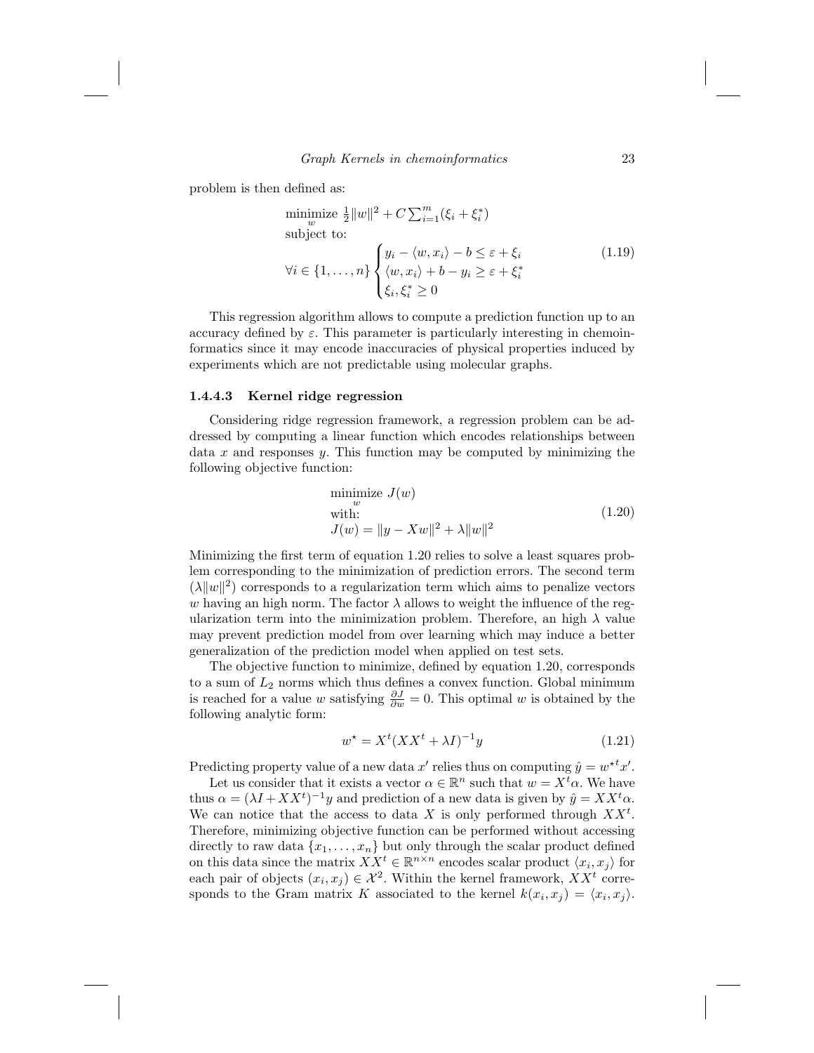problem is then defined as:

$$
\begin{aligned}
&\underset{w}{\text{minimize}}\ \tfrac{1}{2}\|w\|^2 + C\sum_{i=1}^{m}(\xi_i + \xi_i^*) \\
&\text{subject to:} \\
&\forall i \in \{1,\ldots,n\} \begin{cases} y_i - \langle w, x_i\rangle - b \leq \varepsilon + \xi_i \\ \langle w, x_i\rangle + b - y_i \geq \varepsilon + \xi_i^* \\ \xi_i, \xi_i^* \geq 0 \end{cases}
\end{aligned}
\tag{1.19}
$$

This regression algorithm allows to compute a prediction function up to an accuracy defined by $\varepsilon$. This parameter is particularly interesting in chemoinformatics since it may encode inaccuracies of physical properties induced by experiments which are not predictable using molecular graphs.

### 1.4.4.3 Kernel ridge regression

Considering ridge regression framework, a regression problem can be addressed by computing a linear function which encodes relationships between data $x$ and responses $y$. This function may be computed by minimizing the following objective function:

$$
\begin{aligned}
&\underset{w}{\text{minimize}}\ J(w) \\
&\text{with:} \\
&J(w) = \|y - Xw\|^2 + \lambda\|w\|^2
\end{aligned}
\tag{1.20}
$$

Minimizing the first term of equation 1.20 relies to solve a least squares problem corresponding to the minimization of prediction errors. The second term ($\lambda\|w\|^2$) corresponds to a regularization term which aims to penalize vectors $w$ having an high norm. The factor $\lambda$ allows to weight the influence of the regularization term into the minimization problem. Therefore, an high $\lambda$ value may prevent prediction model from over learning which may induce a better generalization of the prediction model when applied on test sets.

The objective function to minimize, defined by equation 1.20, corresponds to a sum of $L_2$ norms which thus defines a convex function. Global minimum is reached for a value $w$ satisfying $\frac{\partial J}{\partial w} = 0$. This optimal $w$ is obtained by the following analytic form:

$$
w^\star = X^t(XX^t + \lambda I)^{-1}y \tag{1.21}
$$

Predicting property value of a new data $x'$ relies thus on computing $\hat{y} = {w^\star}^t x'$.

Let us consider that it exists a vector $\alpha \in \mathbb{R}^n$ such that $w = X^t\alpha$. We have thus $\alpha = (\lambda I + XX^t)^{-1}y$ and prediction of a new data is given by $\hat{y} = XX^t\alpha$. We can notice that the access to data $X$ is only performed through $XX^t$. Therefore, minimizing objective function can be performed without accessing directly to raw data $\{x_1, \ldots, x_n\}$ but only through the scalar product defined on this data since the matrix $XX^t \in \mathbb{R}^{n\times n}$ encodes scalar product $\langle x_i, x_j\rangle$ for each pair of objects $(x_i, x_j) \in \mathcal{X}^2$. Within the kernel framework, $XX^t$ corresponds to the Gram matrix $K$ associated to the kernel $k(x_i, x_j) = \langle x_i, x_j\rangle$.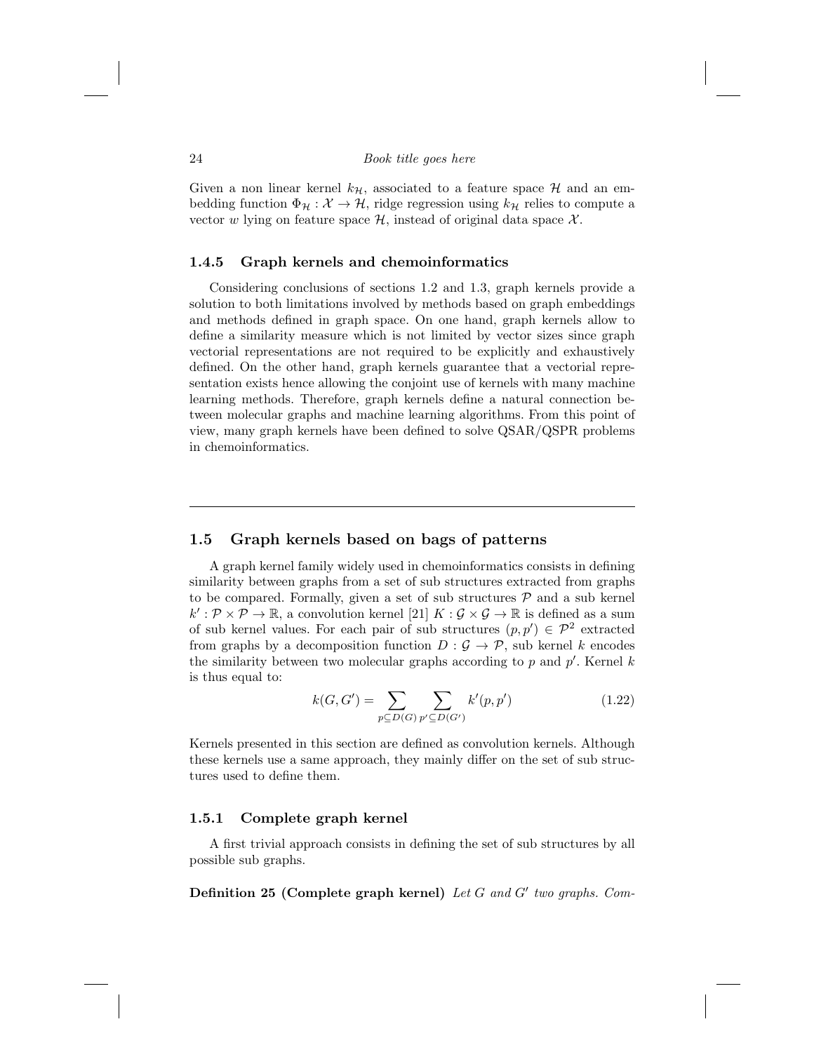Given a non linear kernel $k_{\mathcal{H}}$, associated to a feature space $\mathcal{H}$ and an embedding function $\Phi_{\mathcal{H}} : \mathcal{X} \to \mathcal{H}$, ridge regression using $k_{\mathcal{H}}$ relies to compute a vector $w$ lying on feature space $\mathcal{H}$, instead of original data space $\mathcal{X}$.

### 1.4.5 Graph kernels and chemoinformatics

Considering conclusions of sections 1.2 and 1.3, graph kernels provide a solution to both limitations involved by methods based on graph embeddings and methods defined in graph space. On one hand, graph kernels allow to define a similarity measure which is not limited by vector sizes since graph vectorial representations are not required to be explicitly and exhaustively defined. On the other hand, graph kernels guarantee that a vectorial representation exists hence allowing the conjoint use of kernels with many machine learning methods. Therefore, graph kernels define a natural connection between molecular graphs and machine learning algorithms. From this point of view, many graph kernels have been defined to solve QSAR/QSPR problems in chemoinformatics.

## 1.5 Graph kernels based on bags of patterns

A graph kernel family widely used in chemoinformatics consists in defining similarity between graphs from a set of sub structures extracted from graphs to be compared. Formally, given a set of sub structures $\mathcal{P}$ and a sub kernel $k' : \mathcal{P} \times \mathcal{P} \to \mathbb{R}$, a convolution kernel [21] $K : \mathcal{G} \times \mathcal{G} \to \mathbb{R}$ is defined as a sum of sub kernel values. For each pair of sub structures $(p, p') \in \mathcal{P}^2$ extracted from graphs by a decomposition function $D : \mathcal{G} \to \mathcal{P}$, sub kernel $k$ encodes the similarity between two molecular graphs according to $p$ and $p'$. Kernel $k$ is thus equal to:

$$k(G, G') = \sum_{p \subseteq D(G)} \sum_{p' \subseteq D(G')} k'(p, p') \tag{1.22}$$

Kernels presented in this section are defined as convolution kernels. Although these kernels use a same approach, they mainly differ on the set of sub structures used to define them.

### 1.5.1 Complete graph kernel

A first trivial approach consists in defining the set of sub structures by all possible sub graphs.

**Definition 25 (Complete graph kernel)** *Let $G$ and $G'$ two graphs. Com-*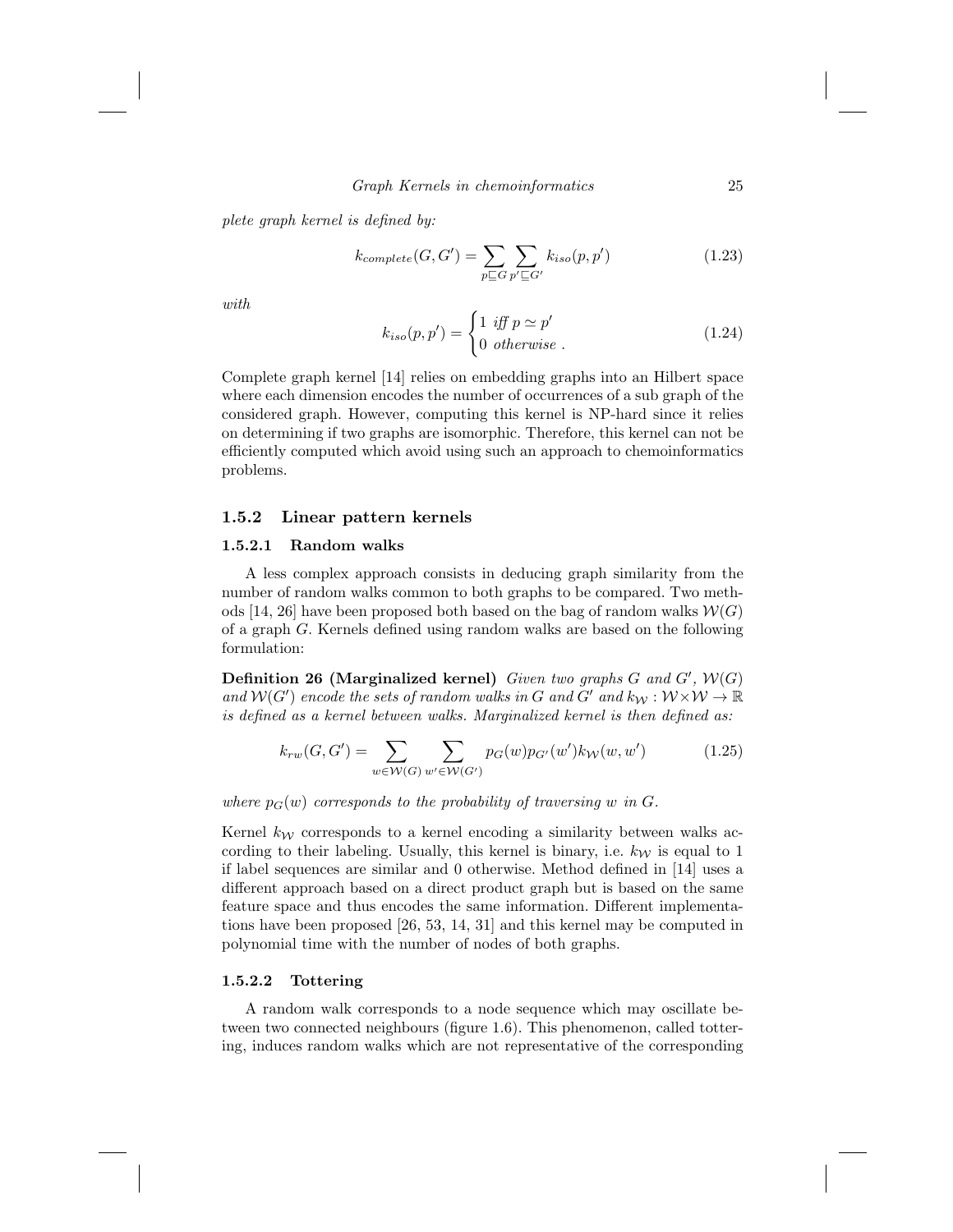*plete graph kernel is defined by:*

$$k_{complete}(G, G') = \sum_{p \sqsubseteq G} \sum_{p' \sqsubseteq G'} k_{iso}(p, p') \tag{1.23}$$

*with*

$$k_{iso}(p, p') = \begin{cases} 1 \text{ iff } p \simeq p' \\ 0 \text{ otherwise .} \end{cases} \tag{1.24}$$

Complete graph kernel [14] relies on embedding graphs into an Hilbert space where each dimension encodes the number of occurrences of a sub graph of the considered graph. However, computing this kernel is NP-hard since it relies on determining if two graphs are isomorphic. Therefore, this kernel can not be efficiently computed which avoid using such an approach to chemoinformatics problems.

### 1.5.2 Linear pattern kernels

#### 1.5.2.1 Random walks

A less complex approach consists in deducing graph similarity from the number of random walks common to both graphs to be compared. Two methods [14, 26] have been proposed both based on the bag of random walks $\mathcal{W}(G)$ of a graph $G$. Kernels defined using random walks are based on the following formulation:

**Definition 26 (Marginalized kernel)** *Given two graphs $G$ and $G'$, $\mathcal{W}(G)$ and $\mathcal{W}(G')$ encode the sets of random walks in $G$ and $G'$ and $k_{\mathcal{W}} : \mathcal{W} \times \mathcal{W} \rightarrow \mathbb{R}$ is defined as a kernel between walks. Marginalized kernel is then defined as:*

$$k_{rw}(G, G') = \sum_{w \in \mathcal{W}(G)} \sum_{w' \in \mathcal{W}(G')} p_G(w) p_{G'}(w') k_{\mathcal{W}}(w, w') \tag{1.25}$$

*where $p_G(w)$ corresponds to the probability of traversing $w$ in $G$.*

Kernel $k_{\mathcal{W}}$ corresponds to a kernel encoding a similarity between walks according to their labeling. Usually, this kernel is binary, i.e. $k_{\mathcal{W}}$ is equal to 1 if label sequences are similar and 0 otherwise. Method defined in [14] uses a different approach based on a direct product graph but is based on the same feature space and thus encodes the same information. Different implementations have been proposed [26, 53, 14, 31] and this kernel may be computed in polynomial time with the number of nodes of both graphs.

#### 1.5.2.2 Tottering

A random walk corresponds to a node sequence which may oscillate between two connected neighbours (figure 1.6). This phenomenon, called tottering, induces random walks which are not representative of the corresponding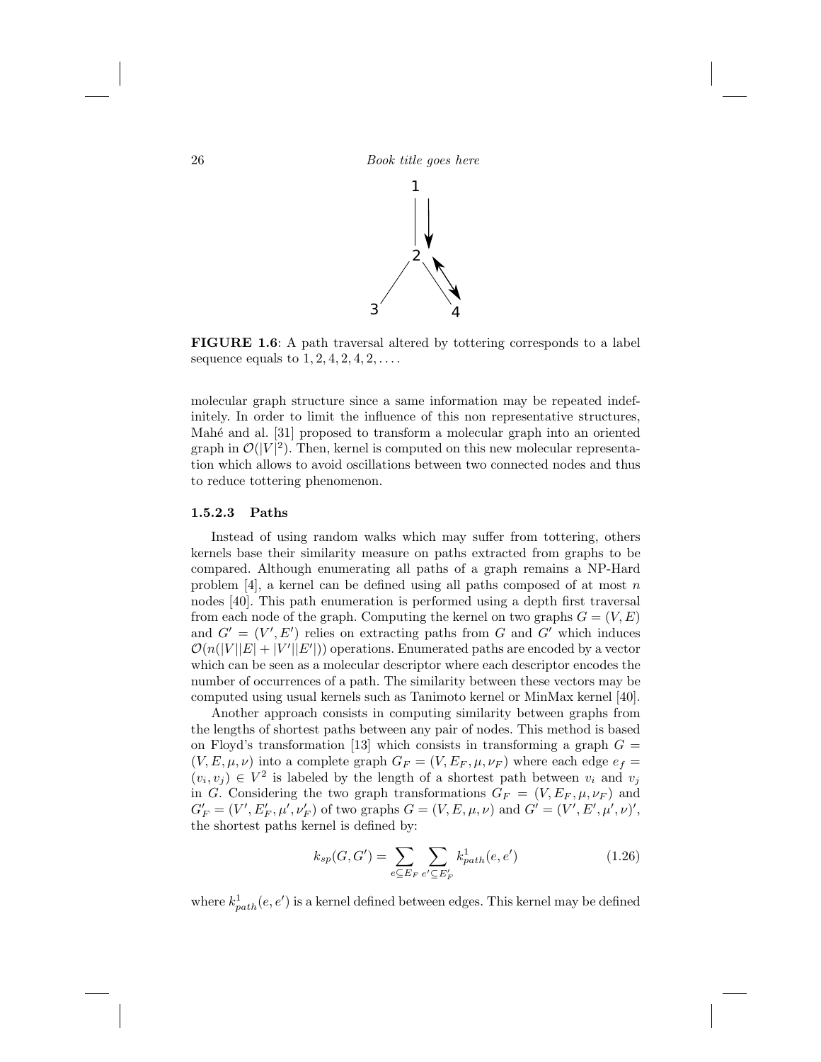**FIGURE 1.6**: A path traversal altered by tottering corresponds to a label sequence equals to $1, 2, 4, 2, 4, 2, \ldots$.

molecular graph structure since a same information may be repeated indefinitely. In order to limit the influence of this non representative structures, Mahé and al. [31] proposed to transform a molecular graph into an oriented graph in $\mathcal{O}(|V|^2)$. Then, kernel is computed on this new molecular representation which allows to avoid oscillations between two connected nodes and thus to reduce tottering phenomenon.

#### 1.5.2.3 Paths

Instead of using random walks which may suffer from tottering, others kernels base their similarity measure on paths extracted from graphs to be compared. Although enumerating all paths of a graph remains a NP-Hard problem [4], a kernel can be defined using all paths composed of at most $n$ nodes [40]. This path enumeration is performed using a depth first traversal from each node of the graph. Computing the kernel on two graphs $G = (V, E)$ and $G' = (V', E')$ relies on extracting paths from $G$ and $G'$ which induces $\mathcal{O}(n(|V||E| + |V'||E'|))$ operations. Enumerated paths are encoded by a vector which can be seen as a molecular descriptor where each descriptor encodes the number of occurrences of a path. The similarity between these vectors may be computed using usual kernels such as Tanimoto kernel or MinMax kernel [40].

Another approach consists in computing similarity between graphs from the lengths of shortest paths between any pair of nodes. This method is based on Floyd's transformation [13] which consists in transforming a graph $G = (V, E, \mu, \nu)$ into a complete graph $G_F = (V, E_F, \mu, \nu_F)$ where each edge $e_f = (v_i, v_j) \in V^2$ is labeled by the length of a shortest path between $v_i$ and $v_j$ in $G$. Considering the two graph transformations $G_F = (V, E_F, \mu, \nu_F)$ and $G'_F = (V', E'_F, \mu', \nu'_F)$ of two graphs $G = (V, E, \mu, \nu)$ and $G' = (V', E', \mu', \nu)'$, the shortest paths kernel is defined by:

$$k_{sp}(G, G') = \sum_{e \subseteq E_F} \sum_{e' \subseteq E'_F} k^1_{path}(e, e') \tag{1.26}$$

where $k^1_{path}(e, e')$ is a kernel defined between edges. This kernel may be defined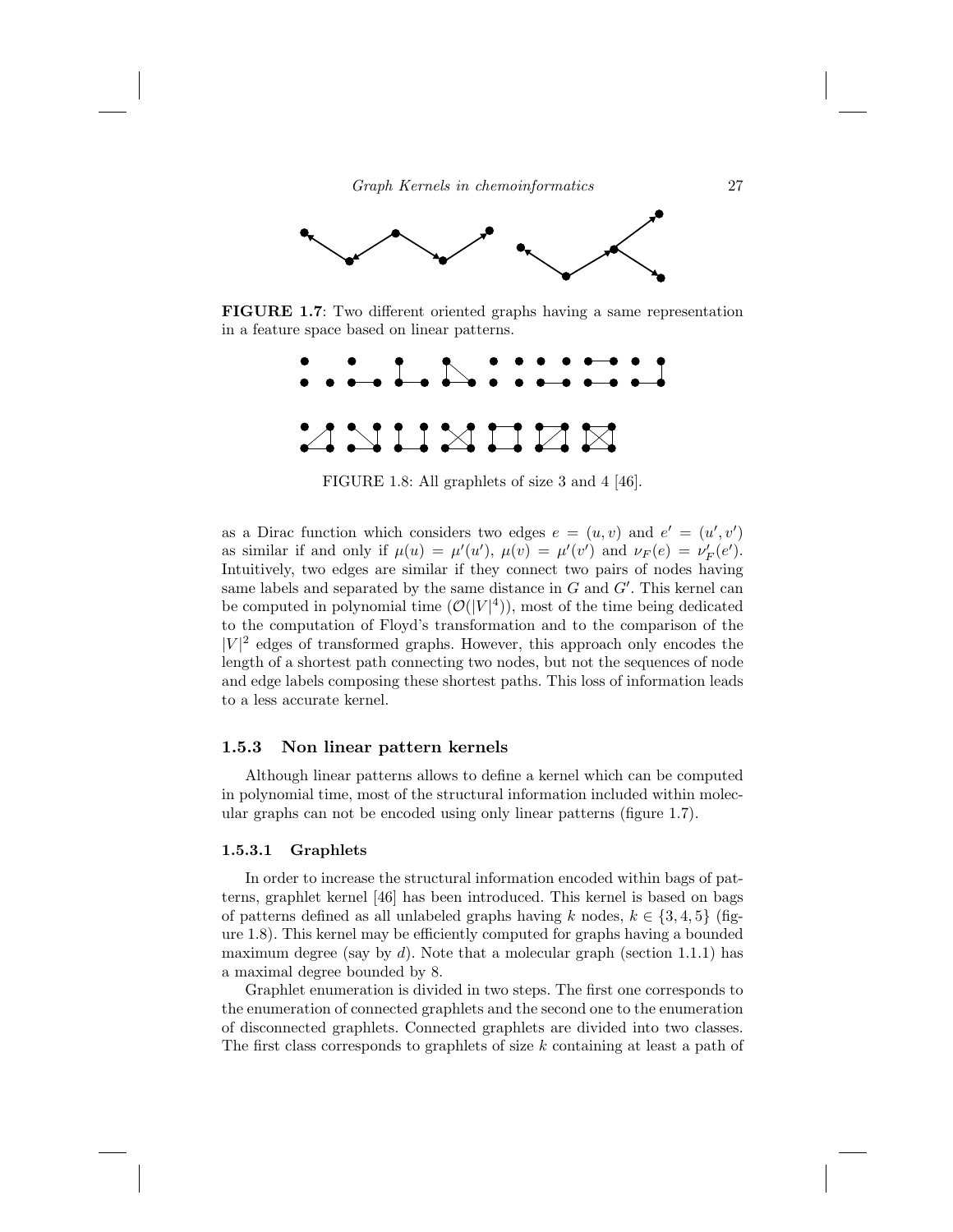**FIGURE 1.7**: Two different oriented graphs having a same representation in a feature space based on linear patterns.

FIGURE 1.8: All graphlets of size 3 and 4 [46].

as a Dirac function which considers two edges $e = (u, v)$ and $e' = (u', v')$ as similar if and only if $\mu(u) = \mu'(u')$, $\mu(v) = \mu'(v')$ and $\nu_F(e) = \nu'_F(e')$. Intuitively, two edges are similar if they connect two pairs of nodes having same labels and separated by the same distance in $G$ and $G'$. This kernel can be computed in polynomial time ($\mathcal{O}(|V|^4)$), most of the time being dedicated to the computation of Floyd's transformation and to the comparison of the $|V|^2$ edges of transformed graphs. However, this approach only encodes the length of a shortest path connecting two nodes, but not the sequences of node and edge labels composing these shortest paths. This loss of information leads to a less accurate kernel.

### 1.5.3 Non linear pattern kernels

Although linear patterns allows to define a kernel which can be computed in polynomial time, most of the structural information included within molecular graphs can not be encoded using only linear patterns (figure 1.7).

#### 1.5.3.1 Graphlets

In order to increase the structural information encoded within bags of patterns, graphlet kernel [46] has been introduced. This kernel is based on bags of patterns defined as all unlabeled graphs having $k$ nodes, $k \in \{3, 4, 5\}$ (figure 1.8). This kernel may be efficiently computed for graphs having a bounded maximum degree (say by $d$). Note that a molecular graph (section 1.1.1) has a maximal degree bounded by 8.

Graphlet enumeration is divided in two steps. The first one corresponds to the enumeration of connected graphlets and the second one to the enumeration of disconnected graphlets. Connected graphlets are divided into two classes. The first class corresponds to graphlets of size $k$ containing at least a path of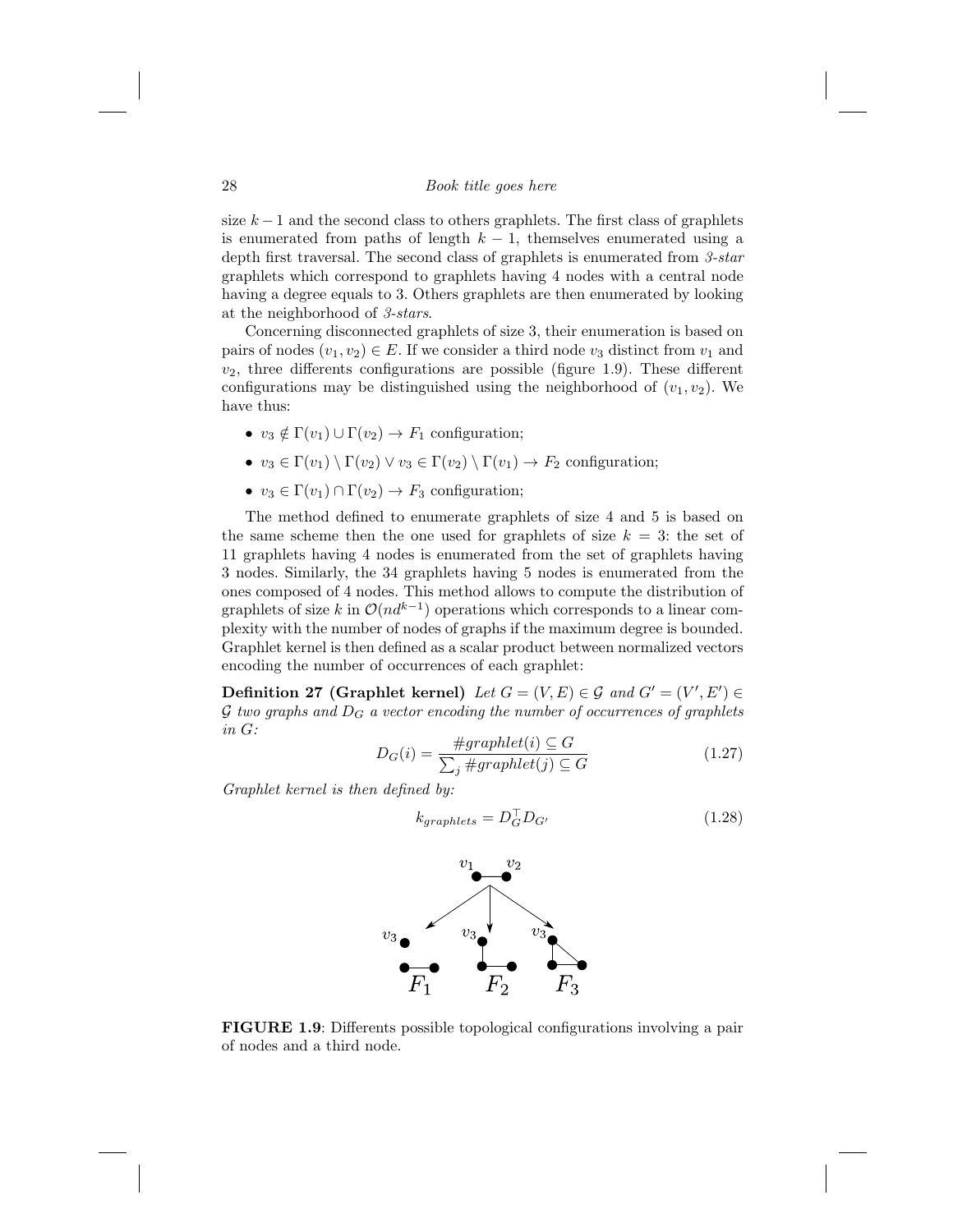size $k-1$ and the second class to others graphlets. The first class of graphlets is enumerated from paths of length $k-1$, themselves enumerated using a depth first traversal. The second class of graphlets is enumerated from *3-star* graphlets which correspond to graphlets having 4 nodes with a central node having a degree equals to 3. Others graphlets are then enumerated by looking at the neighborhood of *3-stars*.

Concerning disconnected graphlets of size 3, their enumeration is based on pairs of nodes $(v_1, v_2) \in E$. If we consider a third node $v_3$ distinct from $v_1$ and $v_2$, three differents configurations are possible (figure 1.9). These different configurations may be distinguished using the neighborhood of $(v_1, v_2)$. We have thus:

- $v_3 \notin \Gamma(v_1) \cup \Gamma(v_2) \rightarrow F_1$ configuration;
- $v_3 \in \Gamma(v_1) \setminus \Gamma(v_2) \vee v_3 \in \Gamma(v_2) \setminus \Gamma(v_1) \rightarrow F_2$ configuration;
- $v_3 \in \Gamma(v_1) \cap \Gamma(v_2) \rightarrow F_3$ configuration;

The method defined to enumerate graphlets of size 4 and 5 is based on the same scheme then the one used for graphlets of size $k = 3$: the set of 11 graphlets having 4 nodes is enumerated from the set of graphlets having 3 nodes. Similarly, the 34 graphlets having 5 nodes is enumerated from the ones composed of 4 nodes. This method allows to compute the distribution of graphlets of size $k$ in $\mathcal{O}(nd^{k-1})$ operations which corresponds to a linear complexity with the number of nodes of graphs if the maximum degree is bounded. Graphlet kernel is then defined as a scalar product between normalized vectors encoding the number of occurrences of each graphlet:

**Definition 27 (Graphlet kernel)** *Let $G = (V, E) \in \mathcal{G}$ and $G' = (V', E') \in \mathcal{G}$ two graphs and $D_G$ a vector encoding the number of occurrences of graphlets in $G$:*

$$D_G(i) = \frac{\#graphlet(i) \subseteq G}{\sum_j \#graphlet(j) \subseteq G} \tag{1.27}$$

*Graphlet kernel is then defined by:*

$$k_{graphlets} = D_G^\top D_{G'} \tag{1.28}$$

**FIGURE 1.9**: Differents possible topological configurations involving a pair of nodes and a third node.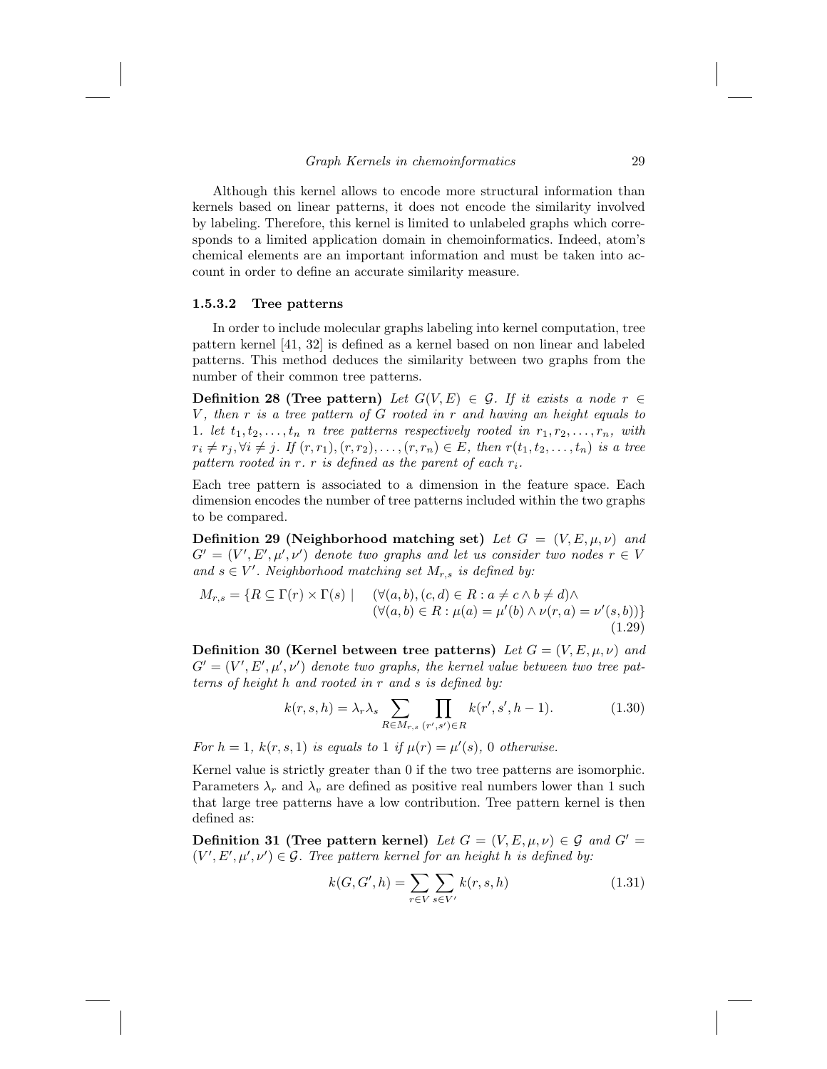Although this kernel allows to encode more structural information than kernels based on linear patterns, it does not encode the similarity involved by labeling. Therefore, this kernel is limited to unlabeled graphs which corresponds to a limited application domain in chemoinformatics. Indeed, atom's chemical elements are an important information and must be taken into account in order to define an accurate similarity measure.

#### 1.5.3.2 Tree patterns

In order to include molecular graphs labeling into kernel computation, tree pattern kernel [41, 32] is defined as a kernel based on non linear and labeled patterns. This method deduces the similarity between two graphs from the number of their common tree patterns.

**Definition 28 (Tree pattern)** *Let $G(V, E) \in \mathcal{G}$. If it exists a node $r \in V$, then $r$ is a tree pattern of $G$ rooted in $r$ and having an height equals to 1. let $t_1, t_2, \ldots, t_n$ $n$ tree patterns respectively rooted in $r_1, r_2, \ldots, r_n$, with $r_i \neq r_j, \forall i \neq j$. If $(r, r_1), (r, r_2), \ldots, (r, r_n) \in E$, then $r(t_1, t_2, \ldots, t_n)$ is a tree pattern rooted in $r$. $r$ is defined as the parent of each $r_i$.*

Each tree pattern is associated to a dimension in the feature space. Each dimension encodes the number of tree patterns included within the two graphs to be compared.

**Definition 29 (Neighborhood matching set)** *Let $G = (V, E, \mu, \nu)$ and $G' = (V', E', \mu', \nu')$ denote two graphs and let us consider two nodes $r \in V$ and $s \in V'$. Neighborhood matching set $M_{r,s}$ is defined by:*

$$M_{r,s} = \{R \subseteq \Gamma(r) \times \Gamma(s) \mid \quad (\forall (a,b),(c,d) \in R : a \neq c \wedge b \neq d) \wedge (\forall (a,b) \in R : \mu(a) = \mu'(b) \wedge \nu(r,a) = \nu'(s,b))\} \tag{1.29}$$

**Definition 30 (Kernel between tree patterns)** *Let $G = (V, E, \mu, \nu)$ and $G' = (V', E', \mu', \nu')$ denote two graphs, the kernel value between two tree patterns of height $h$ and rooted in $r$ and $s$ is defined by:*

$$k(r, s, h) = \lambda_r \lambda_s \sum_{R \in M_{r,s}} \prod_{(r',s') \in R} k(r', s', h-1). \tag{1.30}$$

*For $h = 1$, $k(r, s, 1)$ is equals to 1 if $\mu(r) = \mu'(s)$, 0 otherwise.*

Kernel value is strictly greater than 0 if the two tree patterns are isomorphic. Parameters $\lambda_r$ and $\lambda_v$ are defined as positive real numbers lower than 1 such that large tree patterns have a low contribution. Tree pattern kernel is then defined as:

**Definition 31 (Tree pattern kernel)** *Let $G = (V, E, \mu, \nu) \in \mathcal{G}$ and $G' = (V', E', \mu', \nu') \in \mathcal{G}$. Tree pattern kernel for an height $h$ is defined by:*

$$k(G, G', h) = \sum_{r \in V} \sum_{s \in V'} k(r, s, h) \tag{1.31}$$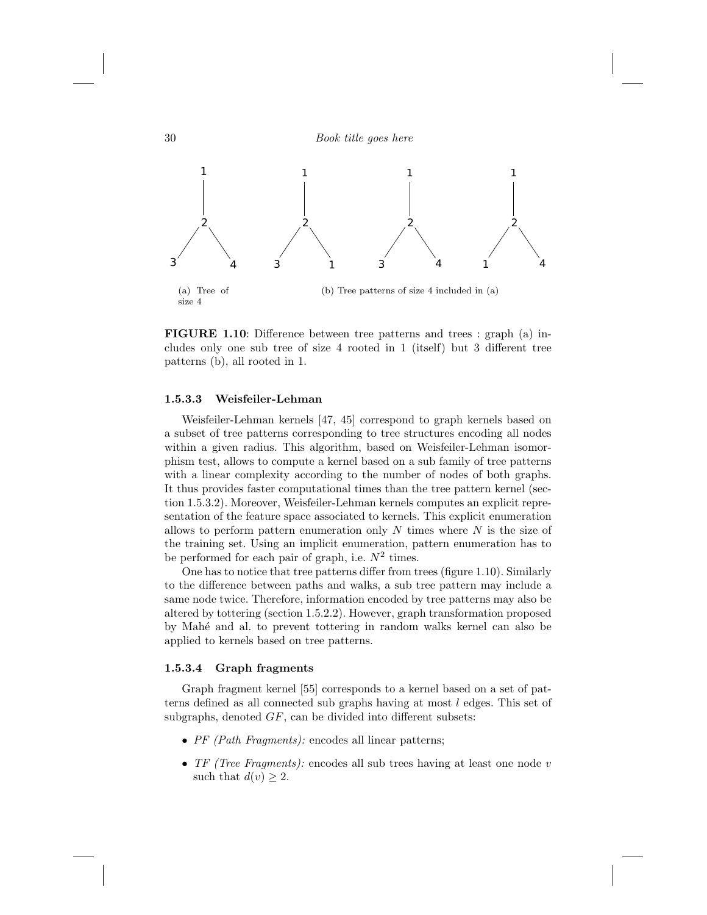(a) Tree of size 4

(b) Tree patterns of size 4 included in (a)

**FIGURE 1.10**: Difference between tree patterns and trees : graph (a) includes only one sub tree of size 4 rooted in 1 (itself) but 3 different tree patterns (b), all rooted in 1.

#### 1.5.3.3 Weisfeiler-Lehman

Weisfeiler-Lehman kernels [47, 45] correspond to graph kernels based on a subset of tree patterns corresponding to tree structures encoding all nodes within a given radius. This algorithm, based on Weisfeiler-Lehman isomorphism test, allows to compute a kernel based on a sub family of tree patterns with a linear complexity according to the number of nodes of both graphs. It thus provides faster computational times than the tree pattern kernel (section 1.5.3.2). Moreover, Weisfeiler-Lehman kernels computes an explicit representation of the feature space associated to kernels. This explicit enumeration allows to perform pattern enumeration only $N$ times where $N$ is the size of the training set. Using an implicit enumeration, pattern enumeration has to be performed for each pair of graph, i.e. $N^2$ times.

One has to notice that tree patterns differ from trees (figure 1.10). Similarly to the difference between paths and walks, a sub tree pattern may include a same node twice. Therefore, information encoded by tree patterns may also be altered by tottering (section 1.5.2.2). However, graph transformation proposed by Mahé and al. to prevent tottering in random walks kernel can also be applied to kernels based on tree patterns.

#### 1.5.3.4 Graph fragments

Graph fragment kernel [55] corresponds to a kernel based on a set of patterns defined as all connected sub graphs having at most $l$ edges. This set of subgraphs, denoted $GF$, can be divided into different subsets:

- *PF (Path Fragments):* encodes all linear patterns;
- *TF (Tree Fragments):* encodes all sub trees having at least one node $v$ such that $d(v) \geq 2$.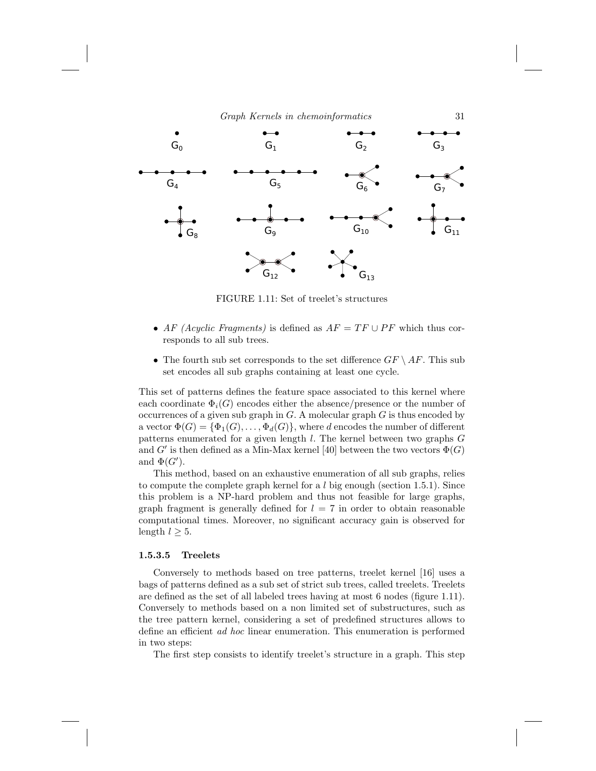FIGURE 1.11: Set of treelet's structures

- *AF (Acyclic Fragments)* is defined as $AF = TF \cup PF$ which thus corresponds to all sub trees.
- The fourth sub set corresponds to the set difference $GF \setminus AF$. This sub set encodes all sub graphs containing at least one cycle.

This set of patterns defines the feature space associated to this kernel where each coordinate $\Phi_i(G)$ encodes either the absence/presence or the number of occurrences of a given sub graph in $G$. A molecular graph $G$ is thus encoded by a vector $\Phi(G) = \{\Phi_1(G), \ldots, \Phi_d(G)\}$, where $d$ encodes the number of different patterns enumerated for a given length $l$. The kernel between two graphs $G$ and $G'$ is then defined as a Min-Max kernel [40] between the two vectors $\Phi(G)$ and $\Phi(G')$.

This method, based on an exhaustive enumeration of all sub graphs, relies to compute the complete graph kernel for a $l$ big enough (section 1.5.1). Since this problem is a NP-hard problem and thus not feasible for large graphs, graph fragment is generally defined for $l = 7$ in order to obtain reasonable computational times. Moreover, no significant accuracy gain is observed for length $l \geq 5$.

#### 1.5.3.5 Treelets

Conversely to methods based on tree patterns, treelet kernel [16] uses a bags of patterns defined as a sub set of strict sub trees, called treelets. Treelets are defined as the set of all labeled trees having at most 6 nodes (figure 1.11). Conversely to methods based on a non limited set of substructures, such as the tree pattern kernel, considering a set of predefined structures allows to define an efficient *ad hoc* linear enumeration. This enumeration is performed in two steps:

The first step consists to identify treelet's structure in a graph. This step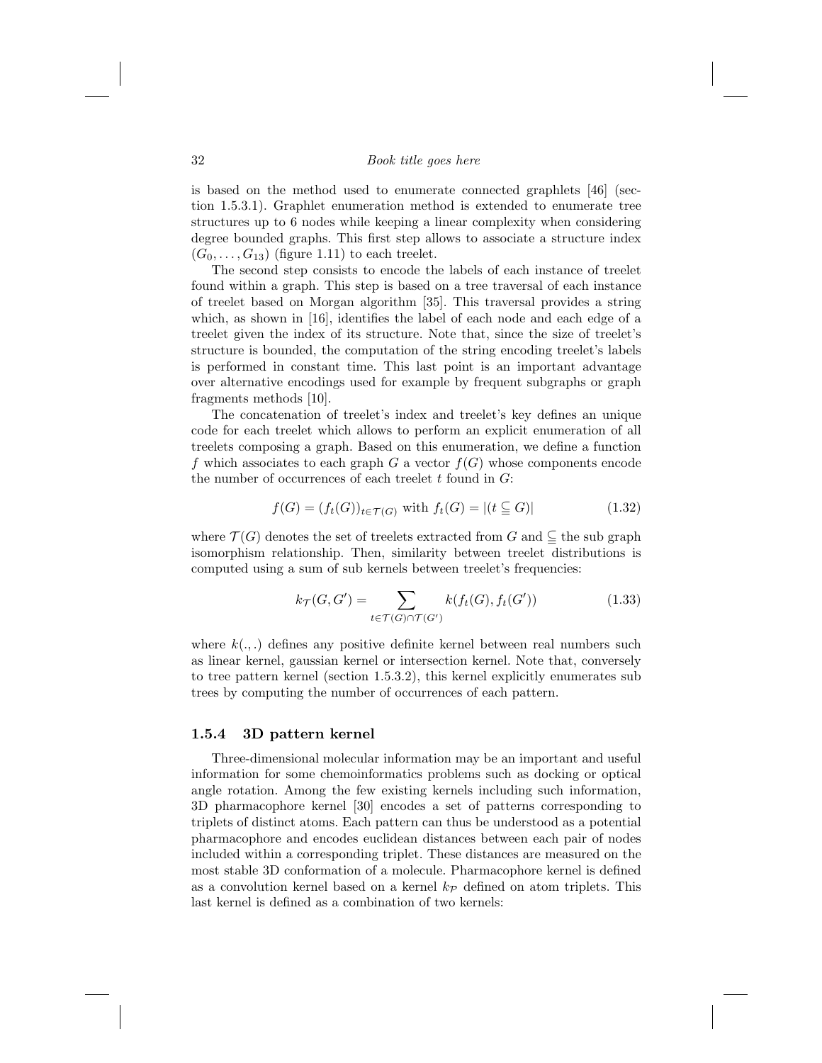is based on the method used to enumerate connected graphlets [46] (section 1.5.3.1). Graphlet enumeration method is extended to enumerate tree structures up to 6 nodes while keeping a linear complexity when considering degree bounded graphs. This first step allows to associate a structure index $(G_0, \ldots, G_{13})$ (figure 1.11) to each treelet.

The second step consists to encode the labels of each instance of treelet found within a graph. This step is based on a tree traversal of each instance of treelet based on Morgan algorithm [35]. This traversal provides a string which, as shown in [16], identifies the label of each node and each edge of a treelet given the index of its structure. Note that, since the size of treelet's structure is bounded, the computation of the string encoding treelet's labels is performed in constant time. This last point is an important advantage over alternative encodings used for example by frequent subgraphs or graph fragments methods [10].

The concatenation of treelet's index and treelet's key defines an unique code for each treelet which allows to perform an explicit enumeration of all treelets composing a graph. Based on this enumeration, we define a function $f$ which associates to each graph $G$ a vector $f(G)$ whose components encode the number of occurrences of each treelet $t$ found in $G$:

$$f(G) = (f_t(G))_{t \in \mathcal{T}(G)} \text{ with } f_t(G) = |(t \subsetneqq G)| \tag{1.32}$$

where $\mathcal{T}(G)$ denotes the set of treelets extracted from $G$ and $\subsetneqq$ the sub graph isomorphism relationship. Then, similarity between treelet distributions is computed using a sum of sub kernels between treelet's frequencies:

$$k_{\mathcal{T}}(G, G') = \sum_{t \in \mathcal{T}(G) \cap \mathcal{T}(G')} k(f_t(G), f_t(G')) \tag{1.33}$$

where $k(.,.)$ defines any positive definite kernel between real numbers such as linear kernel, gaussian kernel or intersection kernel. Note that, conversely to tree pattern kernel (section 1.5.3.2), this kernel explicitly enumerates sub trees by computing the number of occurrences of each pattern.

### 1.5.4 3D pattern kernel

Three-dimensional molecular information may be an important and useful information for some chemoinformatics problems such as docking or optical angle rotation. Among the few existing kernels including such information, 3D pharmacophore kernel [30] encodes a set of patterns corresponding to triplets of distinct atoms. Each pattern can thus be understood as a potential pharmacophore and encodes euclidean distances between each pair of nodes included within a corresponding triplet. These distances are measured on the most stable 3D conformation of a molecule. Pharmacophore kernel is defined as a convolution kernel based on a kernel $k_{\mathcal{P}}$ defined on atom triplets. This last kernel is defined as a combination of two kernels: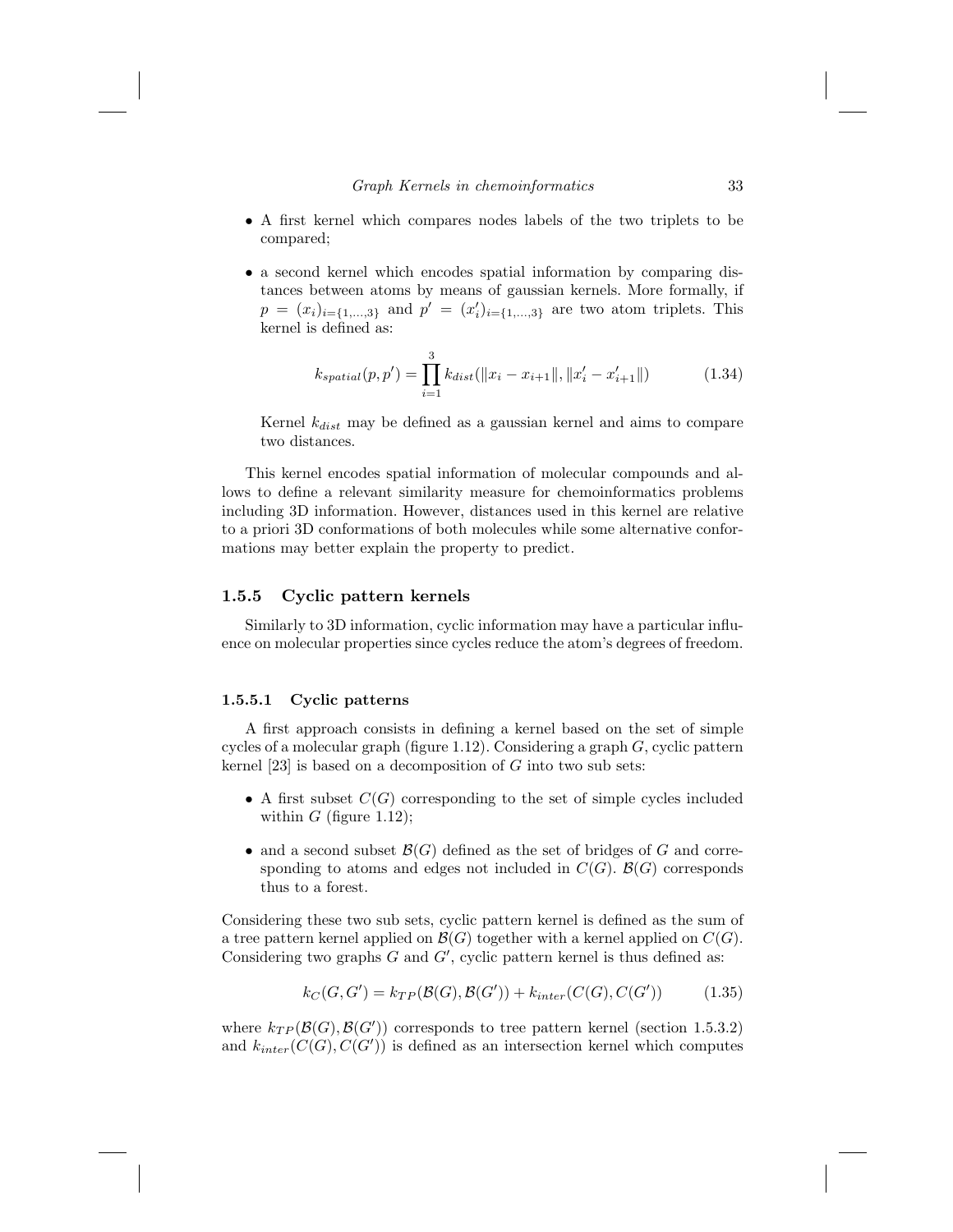- A first kernel which compares nodes labels of the two triplets to be compared;
- a second kernel which encodes spatial information by comparing distances between atoms by means of gaussian kernels. More formally, if $p = (x_i)_{i=\{1,\dots,3\}}$ and $p' = (x'_i)_{i=\{1,\dots,3\}}$ are two atom triplets. This kernel is defined as:

$$k_{spatial}(p, p') = \prod_{i=1}^{3} k_{dist}(\|x_i - x_{i+1}\|, \|x'_i - x'_{i+1}\|) \tag{1.34}$$

  Kernel $k_{dist}$ may be defined as a gaussian kernel and aims to compare two distances.

This kernel encodes spatial information of molecular compounds and allows to define a relevant similarity measure for chemoinformatics problems including 3D information. However, distances used in this kernel are relative to a priori 3D conformations of both molecules while some alternative conformations may better explain the property to predict.

### 1.5.5 Cyclic pattern kernels

Similarly to 3D information, cyclic information may have a particular influence on molecular properties since cycles reduce the atom's degrees of freedom.

#### 1.5.5.1 Cyclic patterns

A first approach consists in defining a kernel based on the set of simple cycles of a molecular graph (figure 1.12). Considering a graph $G$, cyclic pattern kernel [23] is based on a decomposition of $G$ into two sub sets:

- A first subset $C(G)$ corresponding to the set of simple cycles included within $G$ (figure 1.12);
- and a second subset $\mathcal{B}(G)$ defined as the set of bridges of $G$ and corresponding to atoms and edges not included in $C(G)$. $\mathcal{B}(G)$ corresponds thus to a forest.

Considering these two sub sets, cyclic pattern kernel is defined as the sum of a tree pattern kernel applied on $\mathcal{B}(G)$ together with a kernel applied on $C(G)$. Considering two graphs $G$ and $G'$, cyclic pattern kernel is thus defined as:

$$k_C(G, G') = k_{TP}(\mathcal{B}(G), \mathcal{B}(G')) + k_{inter}(C(G), C(G')) \tag{1.35}$$

where $k_{TP}(\mathcal{B}(G), \mathcal{B}(G'))$ corresponds to tree pattern kernel (section 1.5.3.2) and $k_{inter}(C(G), C(G'))$ is defined as an intersection kernel which computes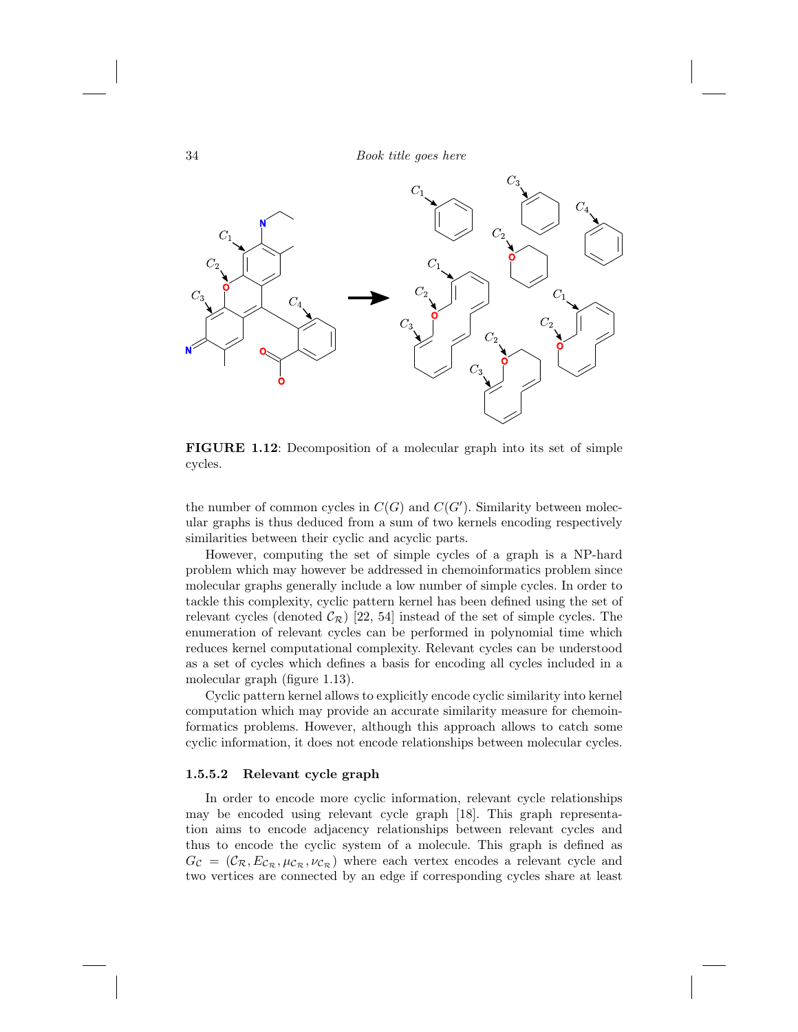**FIGURE 1.12**: Decomposition of a molecular graph into its set of simple cycles.

the number of common cycles in $C(G)$ and $C(G')$. Similarity between molecular graphs is thus deduced from a sum of two kernels encoding respectively similarities between their cyclic and acyclic parts.

However, computing the set of simple cycles of a graph is a NP-hard problem which may however be addressed in chemoinformatics problem since molecular graphs generally include a low number of simple cycles. In order to tackle this complexity, cyclic pattern kernel has been defined using the set of relevant cycles (denoted $\mathcal{C}_{\mathcal{R}}$) [22, 54] instead of the set of simple cycles. The enumeration of relevant cycles can be performed in polynomial time which reduces kernel computational complexity. Relevant cycles can be understood as a set of cycles which defines a basis for encoding all cycles included in a molecular graph (figure 1.13).

Cyclic pattern kernel allows to explicitly encode cyclic similarity into kernel computation which may provide an accurate similarity measure for chemoinformatics problems. However, although this approach allows to catch some cyclic information, it does not encode relationships between molecular cycles.

#### 1.5.5.2 Relevant cycle graph

In order to encode more cyclic information, relevant cycle relationships may be encoded using relevant cycle graph [18]. This graph representation aims to encode adjacency relationships between relevant cycles and thus to encode the cyclic system of a molecule. This graph is defined as $G_{\mathcal{C}} = (\mathcal{C}_{\mathcal{R}}, E_{\mathcal{C}_{\mathcal{R}}}, \mu_{\mathcal{C}_{\mathcal{R}}}, \nu_{\mathcal{C}_{\mathcal{R}}})$ where each vertex encodes a relevant cycle and two vertices are connected by an edge if corresponding cycles share at least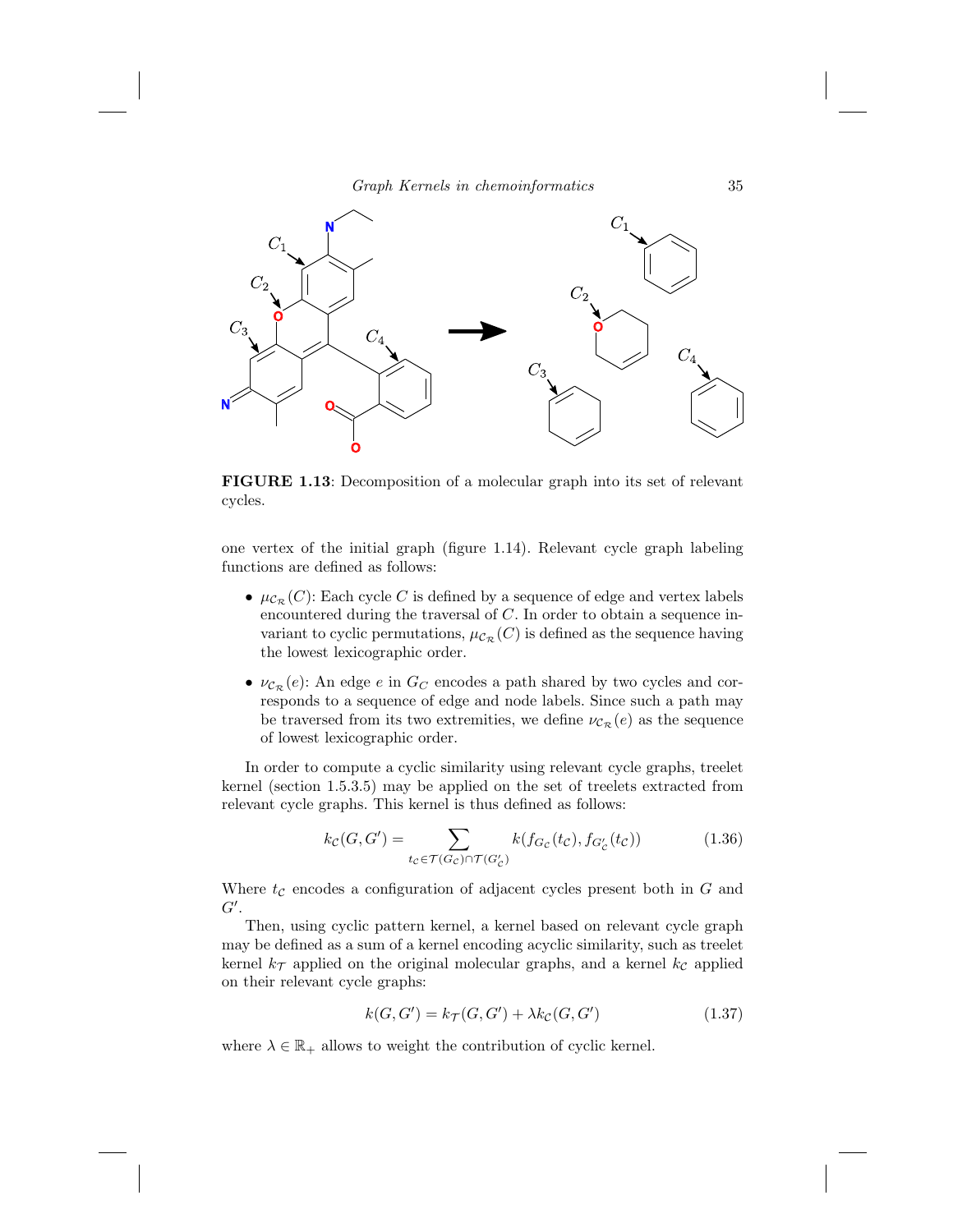**FIGURE 1.13**: Decomposition of a molecular graph into its set of relevant cycles.

one vertex of the initial graph (figure 1.14). Relevant cycle graph labeling functions are defined as follows:

- $\mu_{\mathcal{C}_\mathcal{R}}(C)$: Each cycle $C$ is defined by a sequence of edge and vertex labels encountered during the traversal of $C$. In order to obtain a sequence invariant to cyclic permutations, $\mu_{\mathcal{C}_\mathcal{R}}(C)$ is defined as the sequence having the lowest lexicographic order.
- $\nu_{\mathcal{C}_\mathcal{R}}(e)$: An edge $e$ in $G_C$ encodes a path shared by two cycles and corresponds to a sequence of edge and node labels. Since such a path may be traversed from its two extremities, we define $\nu_{\mathcal{C}_\mathcal{R}}(e)$ as the sequence of lowest lexicographic order.

In order to compute a cyclic similarity using relevant cycle graphs, treelet kernel (section 1.5.3.5) may be applied on the set of treelets extracted from relevant cycle graphs. This kernel is thus defined as follows:

$$k_\mathcal{C}(G, G') = \sum_{t_\mathcal{C} \in \mathcal{T}(G_\mathcal{C}) \cap \mathcal{T}(G'_\mathcal{C})} k(f_{G_\mathcal{C}}(t_\mathcal{C}), f_{G'_\mathcal{C}}(t_\mathcal{C})) \tag{1.36}$$

Where $t_\mathcal{C}$ encodes a configuration of adjacent cycles present both in $G$ and $G'$.

Then, using cyclic pattern kernel, a kernel based on relevant cycle graph may be defined as a sum of a kernel encoding acyclic similarity, such as treelet kernel $k_\mathcal{T}$ applied on the original molecular graphs, and a kernel $k_\mathcal{C}$ applied on their relevant cycle graphs:

$$k(G, G') = k_\mathcal{T}(G, G') + \lambda k_\mathcal{C}(G, G') \tag{1.37}$$

where $\lambda \in \mathbb{R}_+$ allows to weight the contribution of cyclic kernel.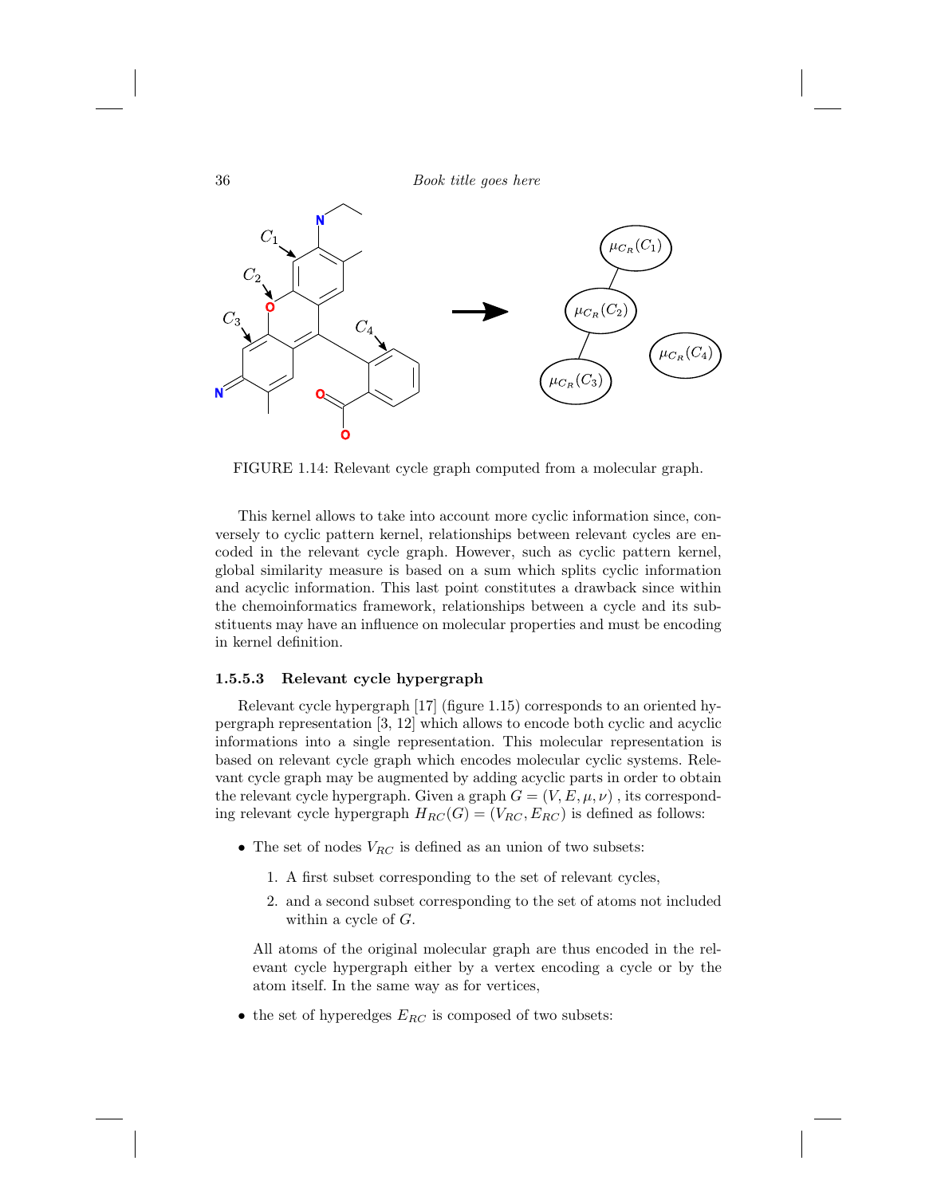FIGURE 1.14: Relevant cycle graph computed from a molecular graph.

This kernel allows to take into account more cyclic information since, conversely to cyclic pattern kernel, relationships between relevant cycles are encoded in the relevant cycle graph. However, such as cyclic pattern kernel, global similarity measure is based on a sum which splits cyclic information and acyclic information. This last point constitutes a drawback since within the chemoinformatics framework, relationships between a cycle and its substituents may have an influence on molecular properties and must be encoding in kernel definition.

#### 1.5.5.3 Relevant cycle hypergraph

Relevant cycle hypergraph [17] (figure 1.15) corresponds to an oriented hypergraph representation [3, 12] which allows to encode both cyclic and acyclic informations into a single representation. This molecular representation is based on relevant cycle graph which encodes molecular cyclic systems. Relevant cycle graph may be augmented by adding acyclic parts in order to obtain the relevant cycle hypergraph. Given a graph $G = (V, E, \mu, \nu)$ , its corresponding relevant cycle hypergraph $H_{RC}(G) = (V_{RC}, E_{RC})$ is defined as follows:

- The set of nodes $V_{RC}$ is defined as an union of two subsets:

  1. A first subset corresponding to the set of relevant cycles,
  2. and a second subset corresponding to the set of atoms not included within a cycle of $G$.

  All atoms of the original molecular graph are thus encoded in the relevant cycle hypergraph either by a vertex encoding a cycle or by the atom itself. In the same way as for vertices,

- the set of hyperedges $E_{RC}$ is composed of two subsets: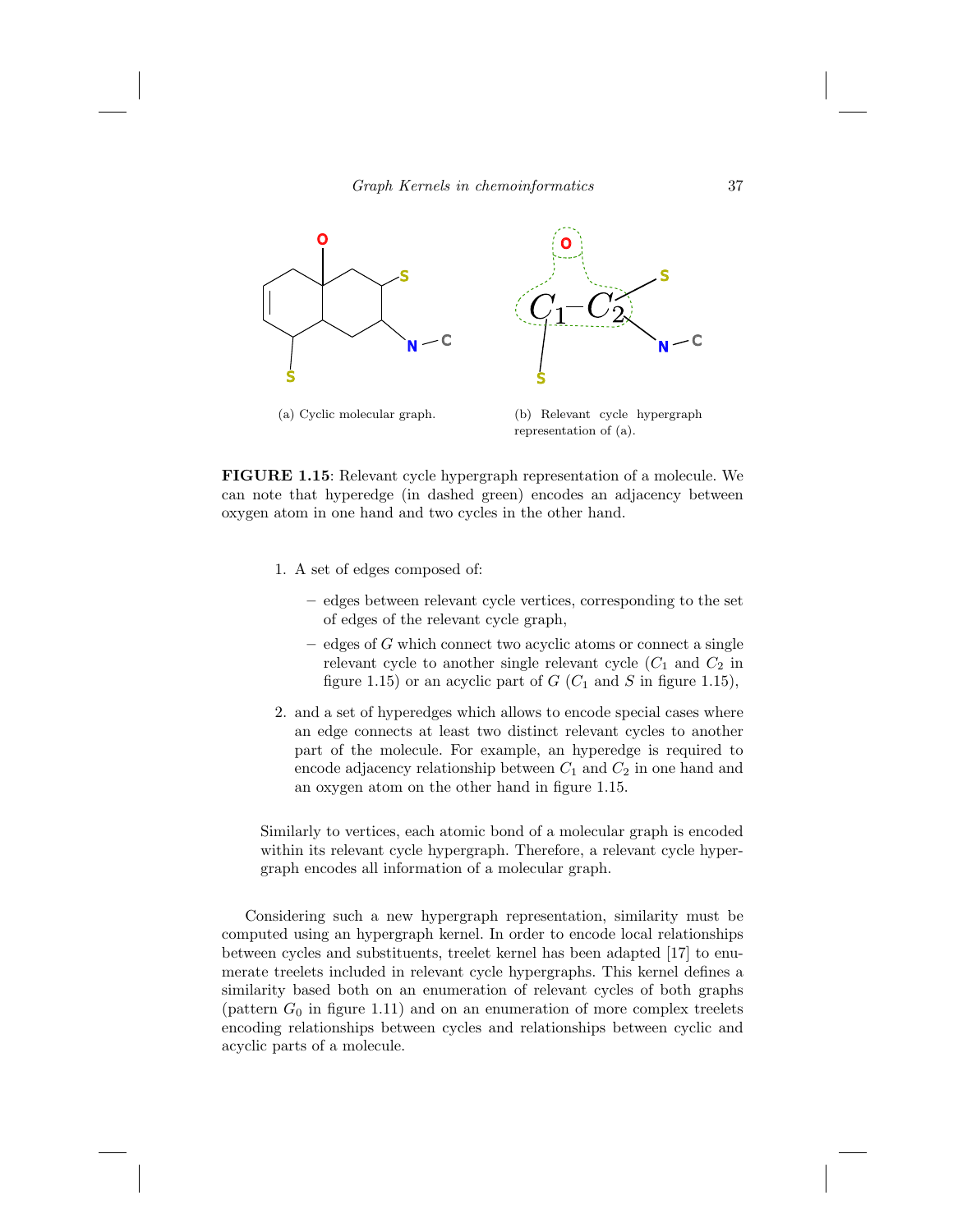(a) Cyclic molecular graph.

(b) Relevant cycle hypergraph representation of (a).

**FIGURE 1.15**: Relevant cycle hypergraph representation of a molecule. We can note that hyperedge (in dashed green) encodes an adjacency between oxygen atom in one hand and two cycles in the other hand.

1. A set of edges composed of:
   - edges between relevant cycle vertices, corresponding to the set of edges of the relevant cycle graph,
   - edges of $G$ which connect two acyclic atoms or connect a single relevant cycle to another single relevant cycle ($C_1$ and $C_2$ in figure 1.15) or an acyclic part of $G$ ($C_1$ and $S$ in figure 1.15),
2. and a set of hyperedges which allows to encode special cases where an edge connects at least two distinct relevant cycles to another part of the molecule. For example, an hyperedge is required to encode adjacency relationship between $C_1$ and $C_2$ in one hand and an oxygen atom on the other hand in figure 1.15.

Similarly to vertices, each atomic bond of a molecular graph is encoded within its relevant cycle hypergraph. Therefore, a relevant cycle hypergraph encodes all information of a molecular graph.

Considering such a new hypergraph representation, similarity must be computed using an hypergraph kernel. In order to encode local relationships between cycles and substituents, treelet kernel has been adapted [17] to enumerate treelets included in relevant cycle hypergraphs. This kernel defines a similarity based both on an enumeration of relevant cycles of both graphs (pattern $G_0$ in figure 1.11) and on an enumeration of more complex treelets encoding relationships between cycles and relationships between cyclic and acyclic parts of a molecule.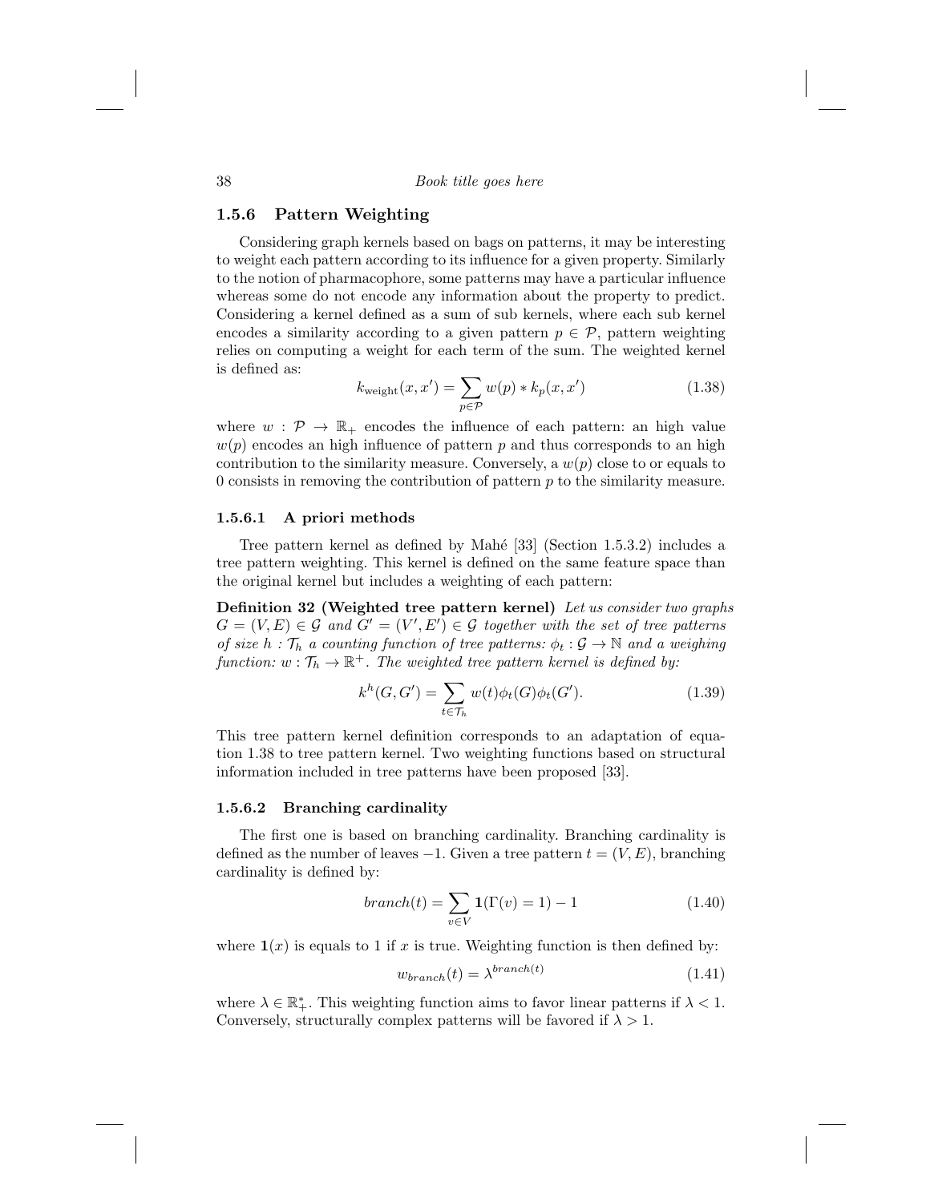### 1.5.6 Pattern Weighting

Considering graph kernels based on bags on patterns, it may be interesting to weight each pattern according to its influence for a given property. Similarly to the notion of pharmacophore, some patterns may have a particular influence whereas some do not encode any information about the property to predict. Considering a kernel defined as a sum of sub kernels, where each sub kernel encodes a similarity according to a given pattern $p \in \mathcal{P}$, pattern weighting relies on computing a weight for each term of the sum. The weighted kernel is defined as:

$$k_{\text{weight}}(x, x') = \sum_{p \in \mathcal{P}} w(p) * k_p(x, x') \tag{1.38}$$

where $w : \mathcal{P} \rightarrow \mathbb{R}_+$ encodes the influence of each pattern: an high value $w(p)$ encodes an high influence of pattern $p$ and thus corresponds to an high contribution to the similarity measure. Conversely, a $w(p)$ close to or equals to 0 consists in removing the contribution of pattern $p$ to the similarity measure.

#### 1.5.6.1 A priori methods

Tree pattern kernel as defined by Mahé [33] (Section 1.5.3.2) includes a tree pattern weighting. This kernel is defined on the same feature space than the original kernel but includes a weighting of each pattern:

**Definition 32 (Weighted tree pattern kernel)** *Let us consider two graphs $G = (V, E) \in \mathcal{G}$ and $G' = (V', E') \in \mathcal{G}$ together with the set of tree patterns of size $h$ : $\mathcal{T}_h$ a counting function of tree patterns: $\phi_t : \mathcal{G} \rightarrow \mathbb{N}$ and a weighing function: $w : \mathcal{T}_h \rightarrow \mathbb{R}^+$. The weighted tree pattern kernel is defined by:*

$$k^h(G, G') = \sum_{t \in \mathcal{T}_h} w(t)\phi_t(G)\phi_t(G'). \tag{1.39}$$

This tree pattern kernel definition corresponds to an adaptation of equation 1.38 to tree pattern kernel. Two weighting functions based on structural information included in tree patterns have been proposed [33].

#### 1.5.6.2 Branching cardinality

The first one is based on branching cardinality. Branching cardinality is defined as the number of leaves $-1$. Given a tree pattern $t = (V, E)$, branching cardinality is defined by:

$$branch(t) = \sum_{v \in V} \mathbf{1}(\Gamma(v) = 1) - 1 \tag{1.40}$$

where $\mathbf{1}(x)$ is equals to 1 if $x$ is true. Weighting function is then defined by:

$$w_{branch}(t) = \lambda^{branch(t)} \tag{1.41}$$

where $\lambda \in \mathbb{R}_+^*$. This weighting function aims to favor linear patterns if $\lambda < 1$. Conversely, structurally complex patterns will be favored if $\lambda > 1$.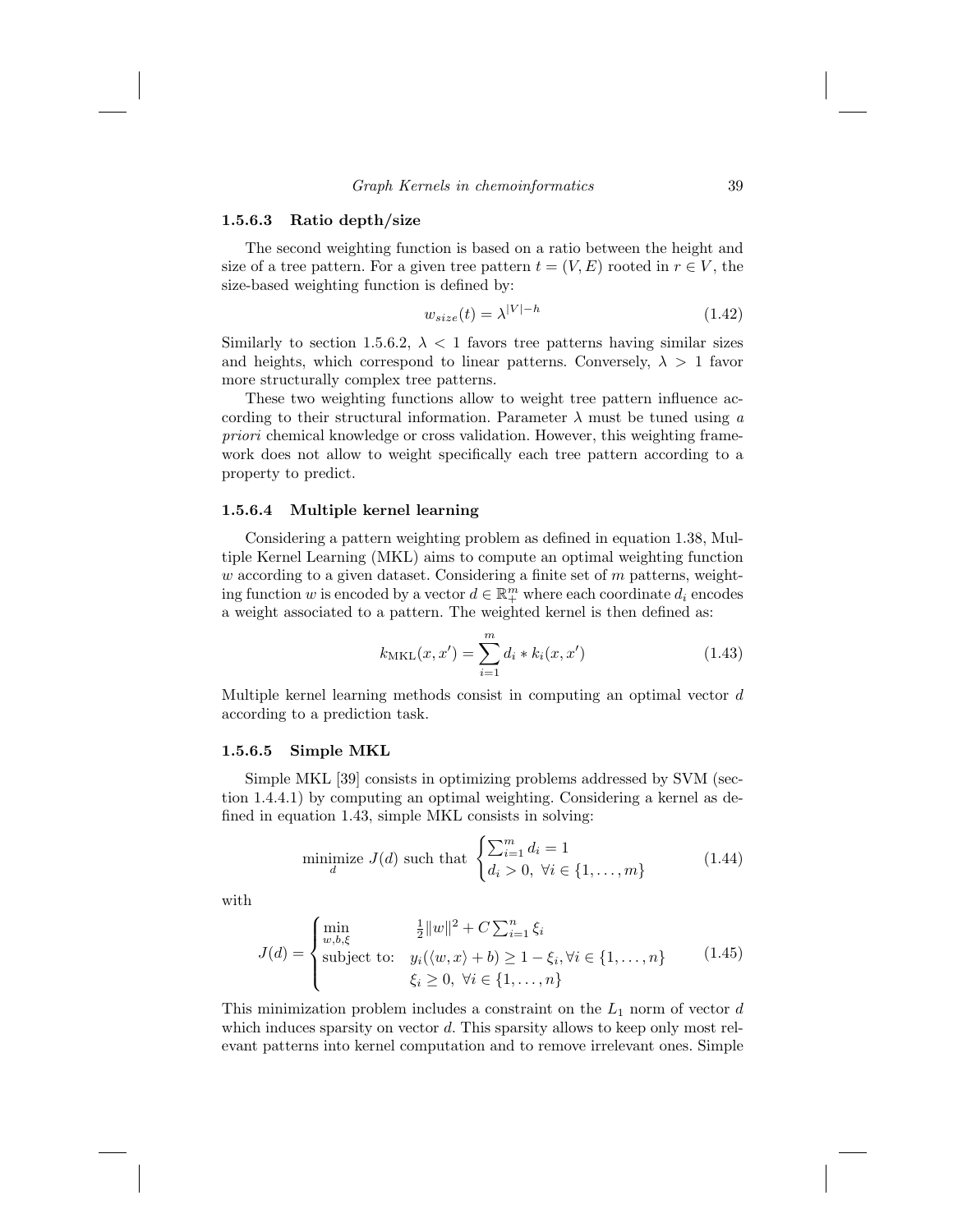#### 1.5.6.3 Ratio depth/size

The second weighting function is based on a ratio between the height and size of a tree pattern. For a given tree pattern $t = (V, E)$ rooted in $r \in V$, the size-based weighting function is defined by:

$$w_{size}(t) = \lambda^{|V|-h} \tag{1.42}$$

Similarly to section 1.5.6.2, $\lambda < 1$ favors tree patterns having similar sizes and heights, which correspond to linear patterns. Conversely, $\lambda > 1$ favor more structurally complex tree patterns.

These two weighting functions allow to weight tree pattern influence according to their structural information. Parameter $\lambda$ must be tuned using *a priori* chemical knowledge or cross validation. However, this weighting framework does not allow to weight specifically each tree pattern according to a property to predict.

#### 1.5.6.4 Multiple kernel learning

Considering a pattern weighting problem as defined in equation 1.38, Multiple Kernel Learning (MKL) aims to compute an optimal weighting function $w$ according to a given dataset. Considering a finite set of $m$ patterns, weighting function $w$ is encoded by a vector $d \in \mathbb{R}_+^m$ where each coordinate $d_i$ encodes a weight associated to a pattern. The weighted kernel is then defined as:

$$k_{\mathrm{MKL}}(x, x') = \sum_{i=1}^{m} d_i * k_i(x, x') \tag{1.43}$$

Multiple kernel learning methods consist in computing an optimal vector $d$ according to a prediction task.

#### 1.5.6.5 Simple MKL

Simple MKL [39] consists in optimizing problems addressed by SVM (section 1.4.4.1) by computing an optimal weighting. Considering a kernel as defined in equation 1.43, simple MKL consists in solving:

$$\underset{d}{\text{minimize}}\ J(d) \text{ such that } \begin{cases} \sum_{i=1}^{m} d_i = 1 \\ d_i > 0,\ \forall i \in \{1, \ldots, m\} \end{cases} \tag{1.44}$$

with

$$J(d) = \begin{cases} \min\limits_{w,b,\xi} & \frac{1}{2}\|w\|^2 + C\sum_{i=1}^{n} \xi_i \\ \text{subject to:} & y_i(\langle w, x\rangle + b) \geq 1 - \xi_i, \forall i \in \{1, \ldots, n\} \\ & \xi_i \geq 0,\ \forall i \in \{1, \ldots, n\} \end{cases} \tag{1.45}$$

This minimization problem includes a constraint on the $L_1$ norm of vector $d$ which induces sparsity on vector $d$. This sparsity allows to keep only most relevant patterns into kernel computation and to remove irrelevant ones. Simple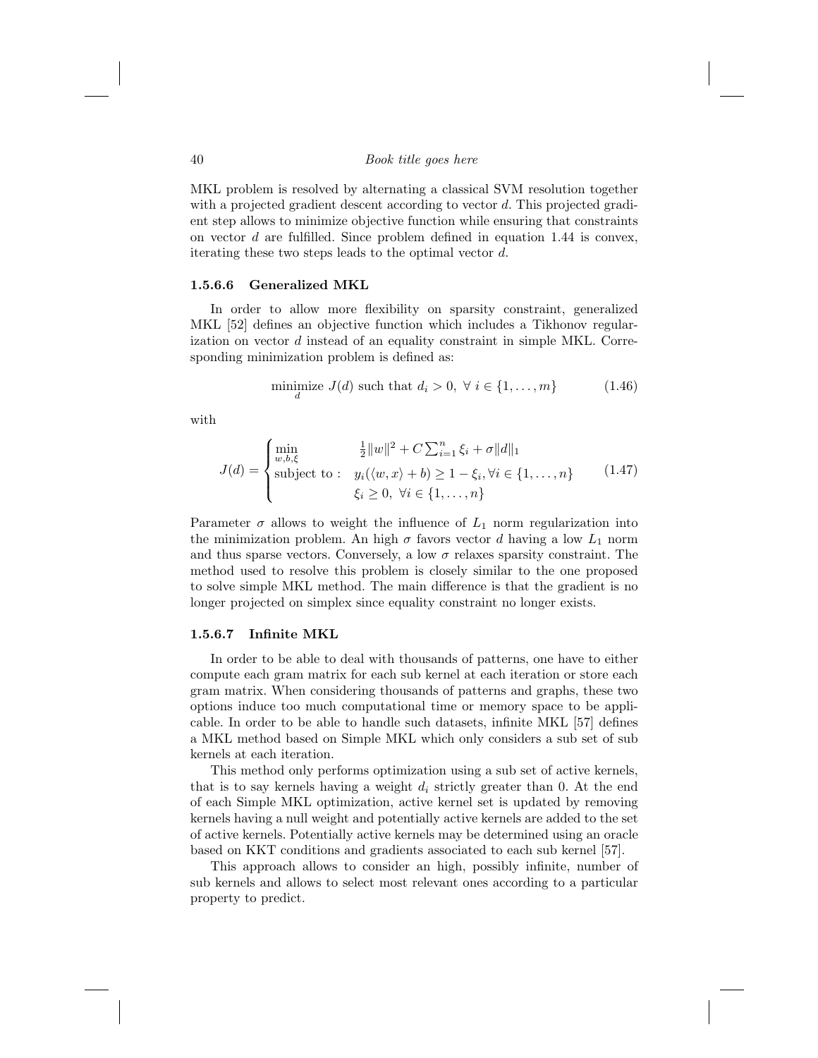MKL problem is resolved by alternating a classical SVM resolution together with a projected gradient descent according to vector $d$. This projected gradient step allows to minimize objective function while ensuring that constraints on vector $d$ are fulfilled. Since problem defined in equation 1.44 is convex, iterating these two steps leads to the optimal vector $d$.

#### 1.5.6.6 Generalized MKL

In order to allow more flexibility on sparsity constraint, generalized MKL [52] defines an objective function which includes a Tikhonov regularization on vector $d$ instead of an equality constraint in simple MKL. Corresponding minimization problem is defined as:

$$\underset{d}{\text{minimize}}\ J(d) \text{ such that } d_i > 0,\ \forall\ i \in \{1, \ldots, m\} \tag{1.46}$$

with

$$J(d) = \begin{cases} \min\limits_{w,b,\xi} & \frac{1}{2}\|w\|^2 + C\sum_{i=1}^{n} \xi_i + \sigma\|d\|_1 \\ \text{subject to :} & y_i(\langle w, x\rangle + b) \geq 1 - \xi_i, \forall i \in \{1, \ldots, n\} \\ & \xi_i \geq 0,\ \forall i \in \{1, \ldots, n\} \end{cases} \tag{1.47}$$

Parameter $\sigma$ allows to weight the influence of $L_1$ norm regularization into the minimization problem. An high $\sigma$ favors vector $d$ having a low $L_1$ norm and thus sparse vectors. Conversely, a low $\sigma$ relaxes sparsity constraint. The method used to resolve this problem is closely similar to the one proposed to solve simple MKL method. The main difference is that the gradient is no longer projected on simplex since equality constraint no longer exists.

#### 1.5.6.7 Infinite MKL

In order to be able to deal with thousands of patterns, one have to either compute each gram matrix for each sub kernel at each iteration or store each gram matrix. When considering thousands of patterns and graphs, these two options induce too much computational time or memory space to be applicable. In order to be able to handle such datasets, infinite MKL [57] defines a MKL method based on Simple MKL which only considers a sub set of sub kernels at each iteration.

This method only performs optimization using a sub set of active kernels, that is to say kernels having a weight $d_i$ strictly greater than 0. At the end of each Simple MKL optimization, active kernel set is updated by removing kernels having a null weight and potentially active kernels are added to the set of active kernels. Potentially active kernels may be determined using an oracle based on KKT conditions and gradients associated to each sub kernel [57].

This approach allows to consider an high, possibly infinite, number of sub kernels and allows to select most relevant ones according to a particular property to predict.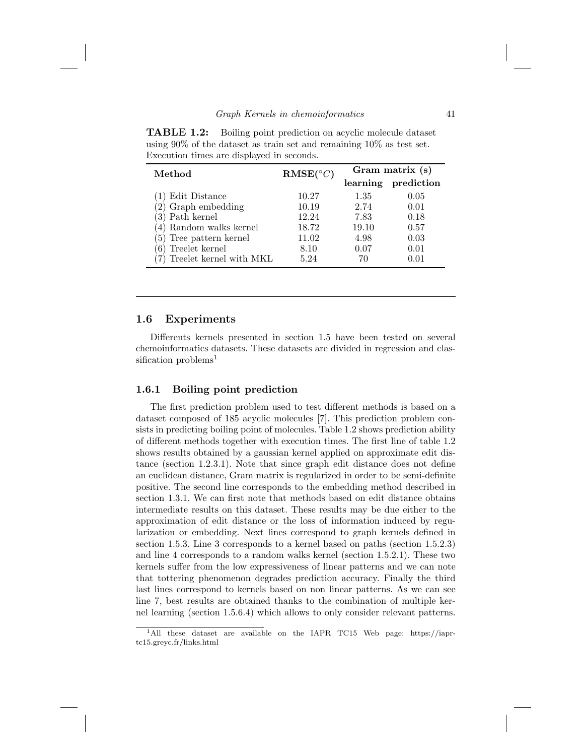**TABLE 1.2:** Boiling point prediction on acyclic molecule dataset using 90% of the dataset as train set and remaining 10% as test set. Execution times are displayed in seconds.

| Method | RMSE($^{\circ}C$) | Gram matrix (s) | |
|---|---|---|---|
| | | learning | prediction |
| (1) Edit Distance | 10.27 | 1.35 | 0.05 |
| (2) Graph embedding | 10.19 | 2.74 | 0.01 |
| (3) Path kernel | 12.24 | 7.83 | 0.18 |
| (4) Random walks kernel | 18.72 | 19.10 | 0.57 |
| (5) Tree pattern kernel | 11.02 | 4.98 | 0.03 |
| (6) Treelet kernel | 8.10 | 0.07 | 0.01 |
| (7) Treelet kernel with MKL | 5.24 | 70 | 0.01 |

## 1.6 Experiments

Differents kernels presented in section 1.5 have been tested on several chemoinformatics datasets. These datasets are divided in regression and classification problems[1]

### 1.6.1 Boiling point prediction

The first prediction problem used to test different methods is based on a dataset composed of 185 acyclic molecules [7]. This prediction problem consists in predicting boiling point of molecules. Table 1.2 shows prediction ability of different methods together with execution times. The first line of table 1.2 shows results obtained by a gaussian kernel applied on approximate edit distance (section 1.2.3.1). Note that since graph edit distance does not define an euclidean distance, Gram matrix is regularized in order to be semi-definite positive. The second line corresponds to the embedding method described in section 1.3.1. We can first note that methods based on edit distance obtains intermediate results on this dataset. These results may be due either to the approximation of edit distance or the loss of information induced by regularization or embedding. Next lines correspond to graph kernels defined in section 1.5.3. Line 3 corresponds to a kernel based on paths (section 1.5.2.3) and line 4 corresponds to a random walks kernel (section 1.5.2.1). These two kernels suffer from the low expressiveness of linear patterns and we can note that tottering phenomenon degrades prediction accuracy. Finally the third last lines correspond to kernels based on non linear patterns. As we can see line 7, best results are obtained thanks to the combination of multiple kernel learning (section 1.5.6.4) which allows to only consider relevant patterns.

[1] All these dataset are available on the IAPR TC15 Web page: https://iapr-tc15.greyc.fr/links.html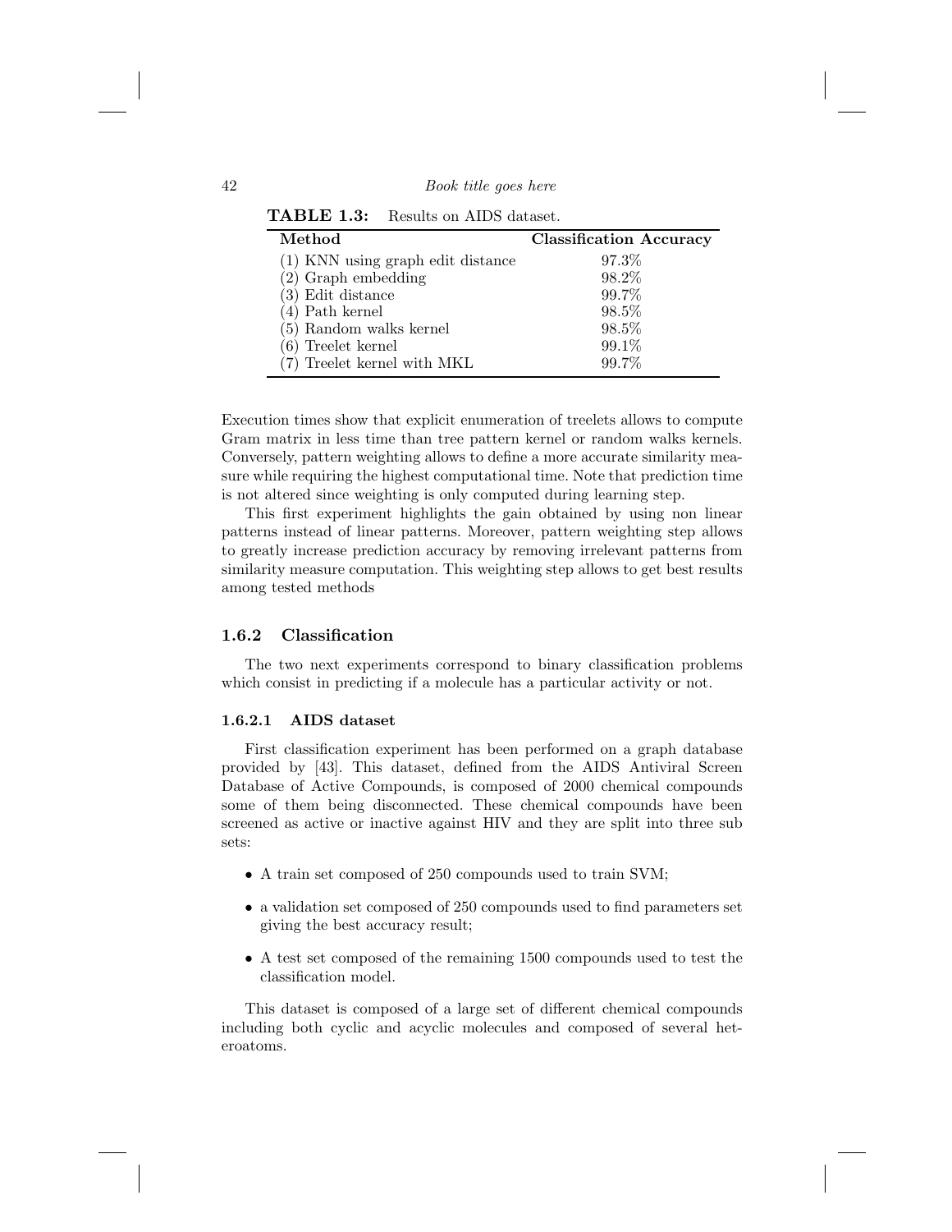**TABLE 1.3:** Results on AIDS dataset.

| Method | Classification Accuracy |
| --- | --- |
| (1) KNN using graph edit distance | 97.3% |
| (2) Graph embedding | 98.2% |
| (3) Edit distance | 99.7% |
| (4) Path kernel | 98.5% |
| (5) Random walks kernel | 98.5% |
| (6) Treelet kernel | 99.1% |
| (7) Treelet kernel with MKL | 99.7% |

Execution times show that explicit enumeration of treelets allows to compute Gram matrix in less time than tree pattern kernel or random walks kernels. Conversely, pattern weighting allows to define a more accurate similarity measure while requiring the highest computational time. Note that prediction time is not altered since weighting is only computed during learning step.

This first experiment highlights the gain obtained by using non linear patterns instead of linear patterns. Moreover, pattern weighting step allows to greatly increase prediction accuracy by removing irrelevant patterns from similarity measure computation. This weighting step allows to get best results among tested methods

### 1.6.2 Classification

The two next experiments correspond to binary classification problems which consist in predicting if a molecule has a particular activity or not.

#### 1.6.2.1 AIDS dataset

First classification experiment has been performed on a graph database provided by [43]. This dataset, defined from the AIDS Antiviral Screen Database of Active Compounds, is composed of 2000 chemical compounds some of them being disconnected. These chemical compounds have been screened as active or inactive against HIV and they are split into three sub sets:

- A train set composed of 250 compounds used to train SVM;
- a validation set composed of 250 compounds used to find parameters set giving the best accuracy result;
- A test set composed of the remaining 1500 compounds used to test the classification model.

This dataset is composed of a large set of different chemical compounds including both cyclic and acyclic molecules and composed of several heteroatoms.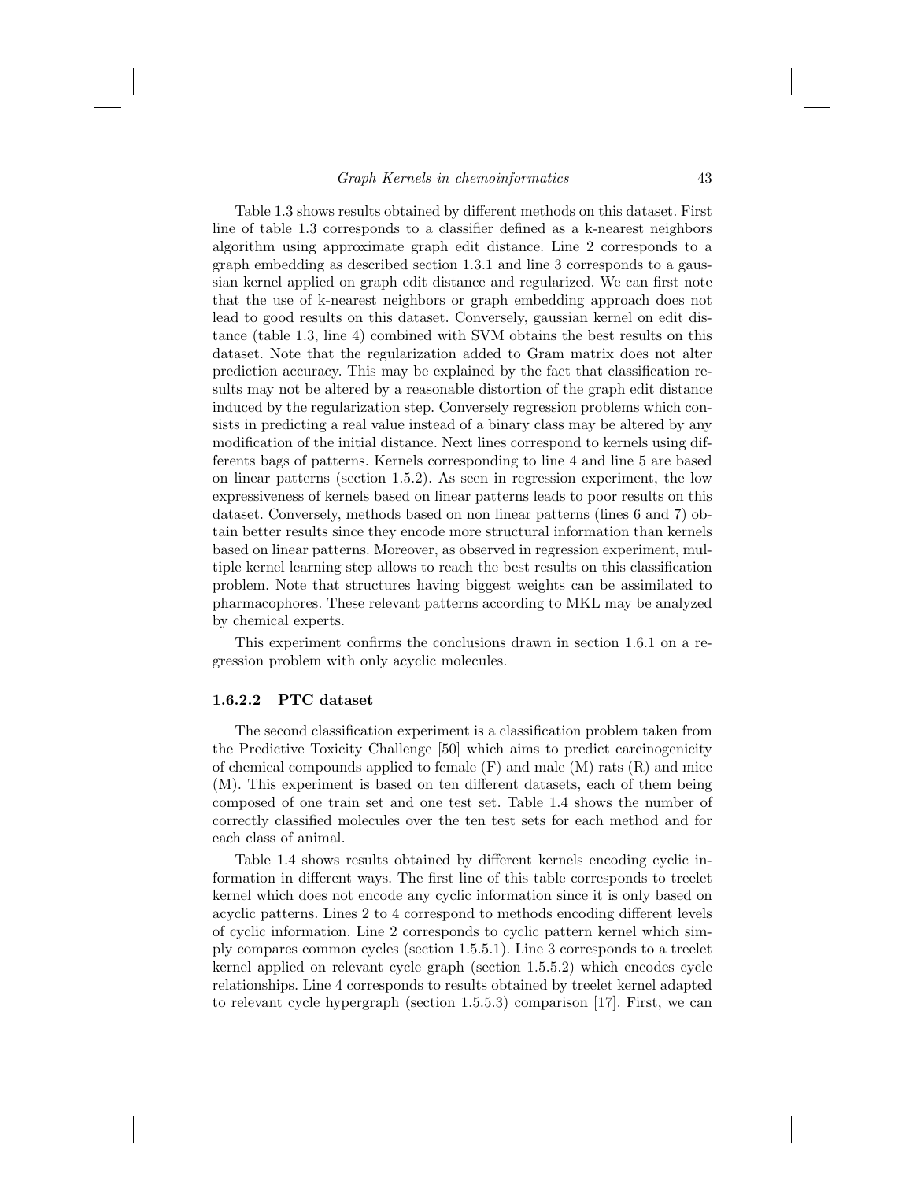Table 1.3 shows results obtained by different methods on this dataset. First line of table 1.3 corresponds to a classifier defined as a k-nearest neighbors algorithm using approximate graph edit distance. Line 2 corresponds to a graph embedding as described section 1.3.1 and line 3 corresponds to a gaussian kernel applied on graph edit distance and regularized. We can first note that the use of k-nearest neighbors or graph embedding approach does not lead to good results on this dataset. Conversely, gaussian kernel on edit distance (table 1.3, line 4) combined with SVM obtains the best results on this dataset. Note that the regularization added to Gram matrix does not alter prediction accuracy. This may be explained by the fact that classification results may not be altered by a reasonable distortion of the graph edit distance induced by the regularization step. Conversely regression problems which consists in predicting a real value instead of a binary class may be altered by any modification of the initial distance. Next lines correspond to kernels using differents bags of patterns. Kernels corresponding to line 4 and line 5 are based on linear patterns (section 1.5.2). As seen in regression experiment, the low expressiveness of kernels based on linear patterns leads to poor results on this dataset. Conversely, methods based on non linear patterns (lines 6 and 7) obtain better results since they encode more structural information than kernels based on linear patterns. Moreover, as observed in regression experiment, multiple kernel learning step allows to reach the best results on this classification problem. Note that structures having biggest weights can be assimilated to pharmacophores. These relevant patterns according to MKL may be analyzed by chemical experts.

This experiment confirms the conclusions drawn in section 1.6.1 on a regression problem with only acyclic molecules.

#### 1.6.2.2 PTC dataset

The second classification experiment is a classification problem taken from the Predictive Toxicity Challenge [50] which aims to predict carcinogenicity of chemical compounds applied to female (F) and male (M) rats (R) and mice (M). This experiment is based on ten different datasets, each of them being composed of one train set and one test set. Table 1.4 shows the number of correctly classified molecules over the ten test sets for each method and for each class of animal.

Table 1.4 shows results obtained by different kernels encoding cyclic information in different ways. The first line of this table corresponds to treelet kernel which does not encode any cyclic information since it is only based on acyclic patterns. Lines 2 to 4 correspond to methods encoding different levels of cyclic information. Line 2 corresponds to cyclic pattern kernel which simply compares common cycles (section 1.5.5.1). Line 3 corresponds to a treelet kernel applied on relevant cycle graph (section 1.5.5.2) which encodes cycle relationships. Line 4 corresponds to results obtained by treelet kernel adapted to relevant cycle hypergraph (section 1.5.5.3) comparison [17]. First, we can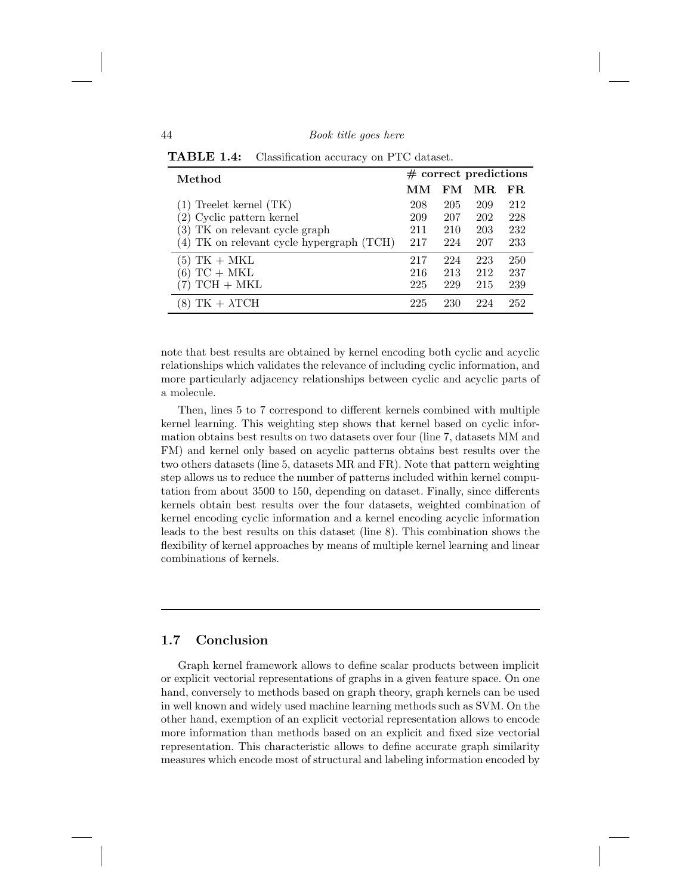**TABLE 1.4:** Classification accuracy on PTC dataset.

| Method | # correct predictions | | | |
|---|---|---|---|---|
| | **MM** | **FM** | **MR** | **FR** |
| (1) Treelet kernel (TK) | 208 | 205 | 209 | 212 |
| (2) Cyclic pattern kernel | 209 | 207 | 202 | 228 |
| (3) TK on relevant cycle graph | 211 | 210 | 203 | 232 |
| (4) TK on relevant cycle hypergraph (TCH) | 217 | 224 | 207 | 233 |
| (5) TK + MKL | 217 | 224 | 223 | 250 |
| (6) TC + MKL | 216 | 213 | 212 | 237 |
| (7) TCH + MKL | 225 | 229 | 215 | 239 |
| (8) TK + $\lambda$TCH | 225 | 230 | 224 | 252 |

note that best results are obtained by kernel encoding both cyclic and acyclic relationships which validates the relevance of including cyclic information, and more particularly adjacency relationships between cyclic and acyclic parts of a molecule.

Then, lines 5 to 7 correspond to different kernels combined with multiple kernel learning. This weighting step shows that kernel based on cyclic information obtains best results on two datasets over four (line 7, datasets MM and FM) and kernel only based on acyclic patterns obtains best results over the two others datasets (line 5, datasets MR and FR). Note that pattern weighting step allows us to reduce the number of patterns included within kernel computation from about 3500 to 150, depending on dataset. Finally, since differents kernels obtain best results over the four datasets, weighted combination of kernel encoding cyclic information and a kernel encoding acyclic information leads to the best results on this dataset (line 8). This combination shows the flexibility of kernel approaches by means of multiple kernel learning and linear combinations of kernels.

## 1.7 Conclusion

Graph kernel framework allows to define scalar products between implicit or explicit vectorial representations of graphs in a given feature space. On one hand, conversely to methods based on graph theory, graph kernels can be used in well known and widely used machine learning methods such as SVM. On the other hand, exemption of an explicit vectorial representation allows to encode more information than methods based on an explicit and fixed size vectorial representation. This characteristic allows to define accurate graph similarity measures which encode most of structural and labeling information encoded by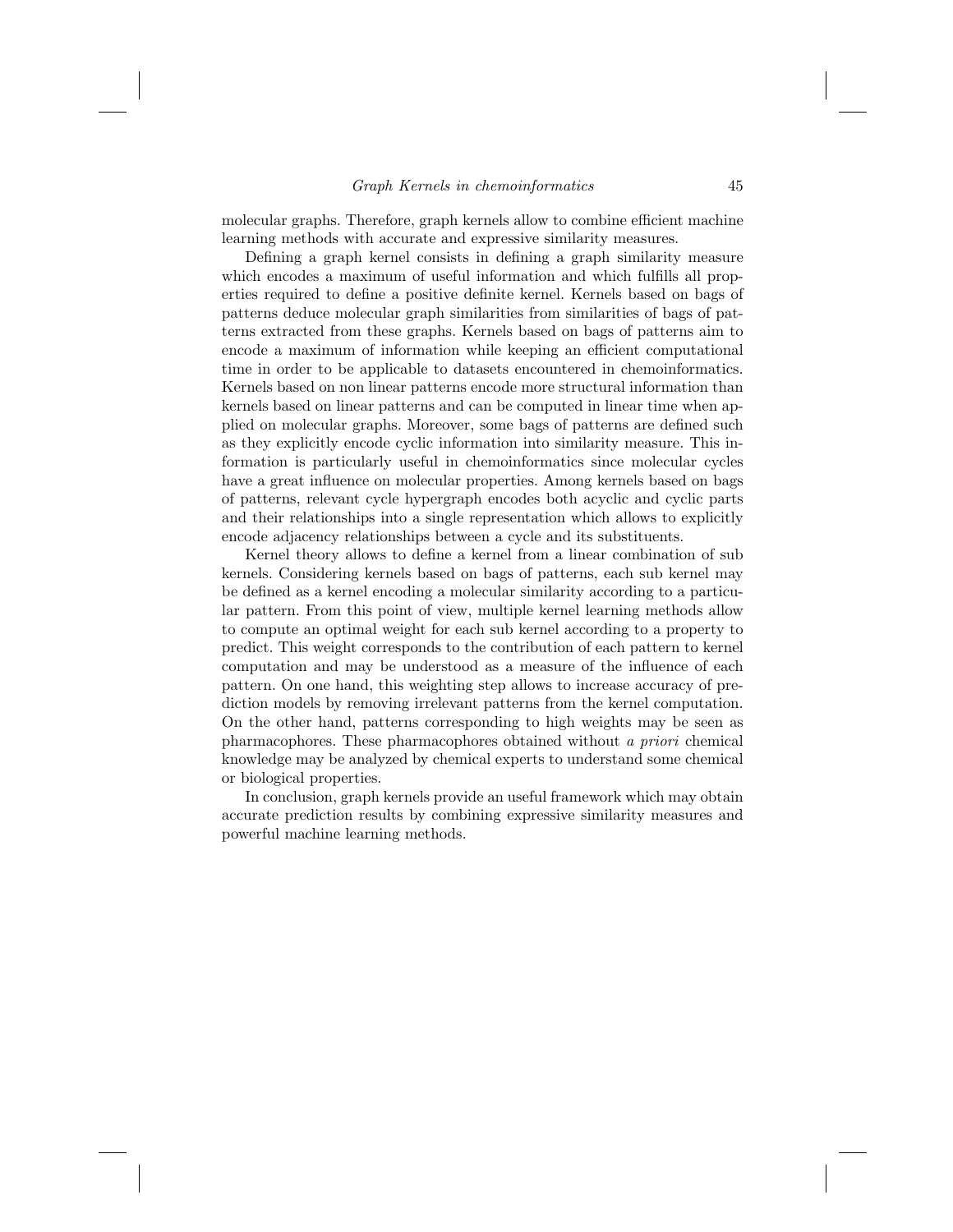molecular graphs. Therefore, graph kernels allow to combine efficient machine learning methods with accurate and expressive similarity measures.

Defining a graph kernel consists in defining a graph similarity measure which encodes a maximum of useful information and which fulfills all properties required to define a positive definite kernel. Kernels based on bags of patterns deduce molecular graph similarities from similarities of bags of patterns extracted from these graphs. Kernels based on bags of patterns aim to encode a maximum of information while keeping an efficient computational time in order to be applicable to datasets encountered in chemoinformatics. Kernels based on non linear patterns encode more structural information than kernels based on linear patterns and can be computed in linear time when applied on molecular graphs. Moreover, some bags of patterns are defined such as they explicitly encode cyclic information into similarity measure. This information is particularly useful in chemoinformatics since molecular cycles have a great influence on molecular properties. Among kernels based on bags of patterns, relevant cycle hypergraph encodes both acyclic and cyclic parts and their relationships into a single representation which allows to explicitly encode adjacency relationships between a cycle and its substituents.

Kernel theory allows to define a kernel from a linear combination of sub kernels. Considering kernels based on bags of patterns, each sub kernel may be defined as a kernel encoding a molecular similarity according to a particular pattern. From this point of view, multiple kernel learning methods allow to compute an optimal weight for each sub kernel according to a property to predict. This weight corresponds to the contribution of each pattern to kernel computation and may be understood as a measure of the influence of each pattern. On one hand, this weighting step allows to increase accuracy of prediction models by removing irrelevant patterns from the kernel computation. On the other hand, patterns corresponding to high weights may be seen as pharmacophores. These pharmacophores obtained without *a priori* chemical knowledge may be analyzed by chemical experts to understand some chemical or biological properties.

In conclusion, graph kernels provide an useful framework which may obtain accurate prediction results by combining expressive similarity measures and powerful machine learning methods.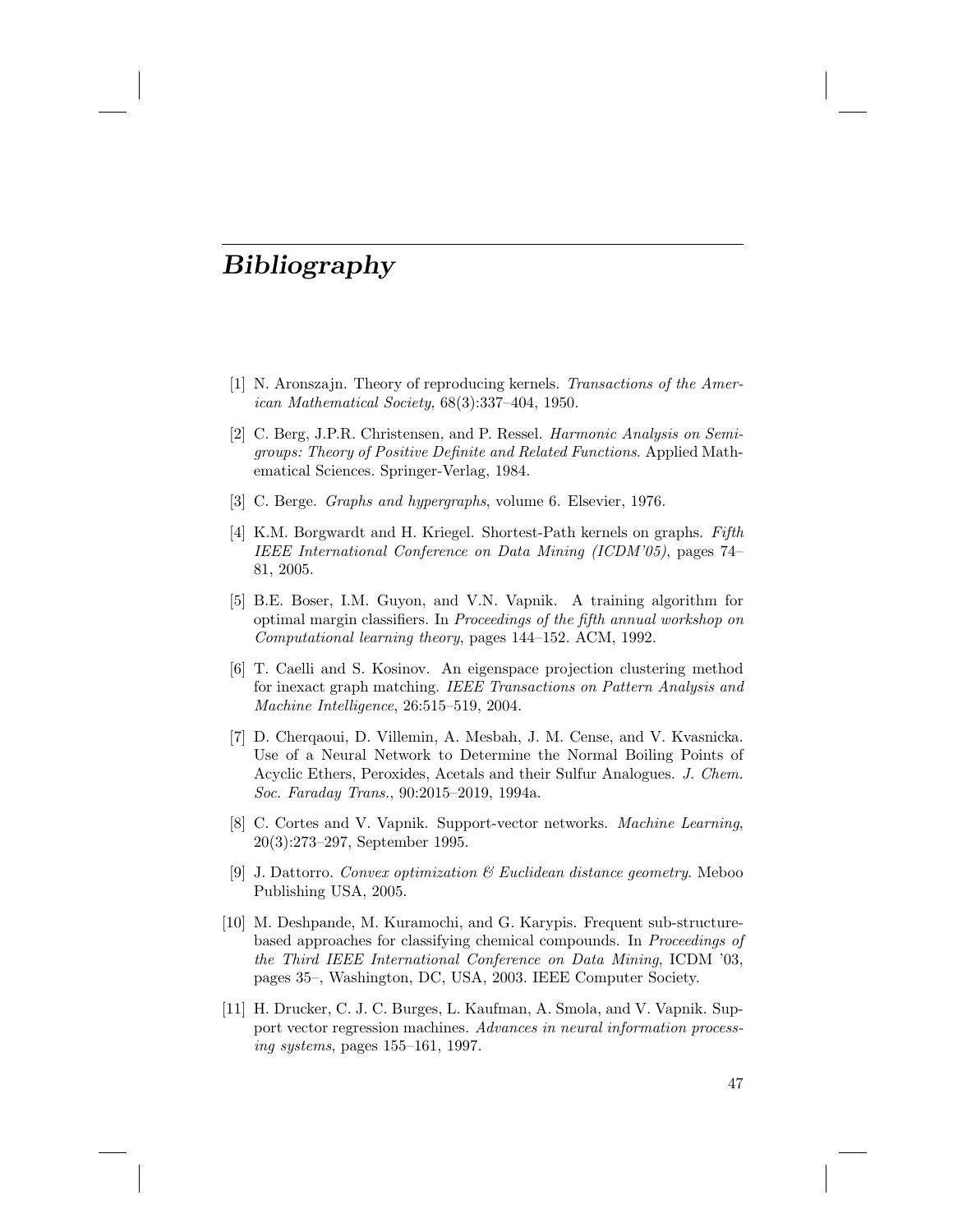# Bibliography

[1] N. Aronszajn. Theory of reproducing kernels. *Transactions of the American Mathematical Society*, 68(3):337–404, 1950.

[2] C. Berg, J.P.R. Christensen, and P. Ressel. *Harmonic Analysis on Semigroups: Theory of Positive Definite and Related Functions*. Applied Mathematical Sciences. Springer-Verlag, 1984.

[3] C. Berge. *Graphs and hypergraphs*, volume 6. Elsevier, 1976.

[4] K.M. Borgwardt and H. Kriegel. Shortest-Path kernels on graphs. *Fifth IEEE International Conference on Data Mining (ICDM'05)*, pages 74–81, 2005.

[5] B.E. Boser, I.M. Guyon, and V.N. Vapnik. A training algorithm for optimal margin classifiers. In *Proceedings of the fifth annual workshop on Computational learning theory*, pages 144–152. ACM, 1992.

[6] T. Caelli and S. Kosinov. An eigenspace projection clustering method for inexact graph matching. *IEEE Transactions on Pattern Analysis and Machine Intelligence*, 26:515–519, 2004.

[7] D. Cherqaoui, D. Villemin, A. Mesbah, J. M. Cense, and V. Kvasnicka. Use of a Neural Network to Determine the Normal Boiling Points of Acyclic Ethers, Peroxides, Acetals and their Sulfur Analogues. *J. Chem. Soc. Faraday Trans.*, 90:2015–2019, 1994a.

[8] C. Cortes and V. Vapnik. Support-vector networks. *Machine Learning*, 20(3):273–297, September 1995.

[9] J. Dattorro. *Convex optimization & Euclidean distance geometry*. Meboo Publishing USA, 2005.

[10] M. Deshpande, M. Kuramochi, and G. Karypis. Frequent sub-structure-based approaches for classifying chemical compounds. In *Proceedings of the Third IEEE International Conference on Data Mining*, ICDM '03, pages 35–, Washington, DC, USA, 2003. IEEE Computer Society.

[11] H. Drucker, C. J. C. Burges, L. Kaufman, A. Smola, and V. Vapnik. Support vector regression machines. *Advances in neural information processing systems*, pages 155–161, 1997.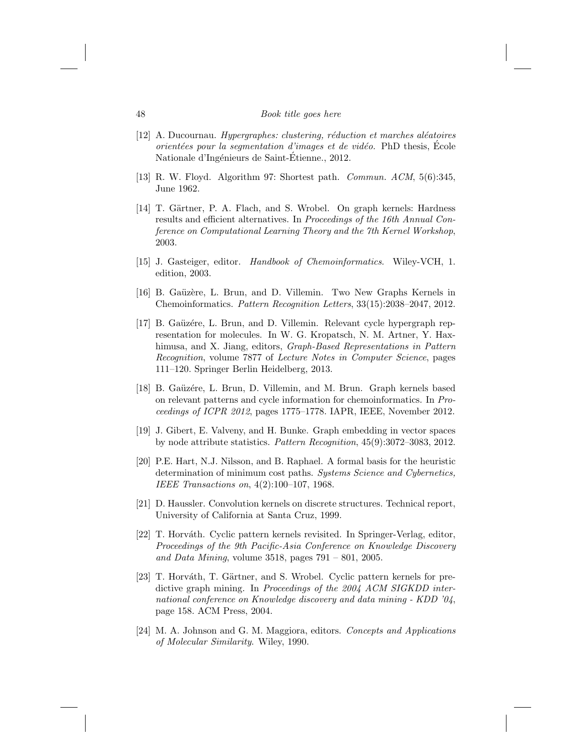[12] A. Ducournau. *Hypergraphes: clustering, réduction et marches aléatoires orientées pour la segmentation d'images et de vidéo.* PhD thesis, École Nationale d'Ingénieurs de Saint-Étienne., 2012.

[13] R. W. Floyd. Algorithm 97: Shortest path. *Commun. ACM*, 5(6):345, June 1962.

[14] T. Gärtner, P. A. Flach, and S. Wrobel. On graph kernels: Hardness results and efficient alternatives. In *Proceedings of the 16th Annual Conference on Computational Learning Theory and the 7th Kernel Workshop*, 2003.

[15] J. Gasteiger, editor. *Handbook of Chemoinformatics*. Wiley-VCH, 1. edition, 2003.

[16] B. Gaüzère, L. Brun, and D. Villemin. Two New Graphs Kernels in Chemoinformatics. *Pattern Recognition Letters*, 33(15):2038–2047, 2012.

[17] B. Gaüzére, L. Brun, and D. Villemin. Relevant cycle hypergraph representation for molecules. In W. G. Kropatsch, N. M. Artner, Y. Haxhimusa, and X. Jiang, editors, *Graph-Based Representations in Pattern Recognition*, volume 7877 of *Lecture Notes in Computer Science*, pages 111–120. Springer Berlin Heidelberg, 2013.

[18] B. Gaüzére, L. Brun, D. Villemin, and M. Brun. Graph kernels based on relevant patterns and cycle information for chemoinformatics. In *Proceedings of ICPR 2012*, pages 1775–1778. IAPR, IEEE, November 2012.

[19] J. Gibert, E. Valveny, and H. Bunke. Graph embedding in vector spaces by node attribute statistics. *Pattern Recognition*, 45(9):3072–3083, 2012.

[20] P.E. Hart, N.J. Nilsson, and B. Raphael. A formal basis for the heuristic determination of minimum cost paths. *Systems Science and Cybernetics, IEEE Transactions on*, 4(2):100–107, 1968.

[21] D. Haussler. Convolution kernels on discrete structures. Technical report, University of California at Santa Cruz, 1999.

[22] T. Horváth. Cyclic pattern kernels revisited. In Springer-Verlag, editor, *Proceedings of the 9th Pacific-Asia Conference on Knowledge Discovery and Data Mining*, volume 3518, pages 791 – 801, 2005.

[23] T. Horváth, T. Gärtner, and S. Wrobel. Cyclic pattern kernels for predictive graph mining. In *Proceedings of the 2004 ACM SIGKDD international conference on Knowledge discovery and data mining - KDD '04*, page 158. ACM Press, 2004.

[24] M. A. Johnson and G. M. Maggiora, editors. *Concepts and Applications of Molecular Similarity*. Wiley, 1990.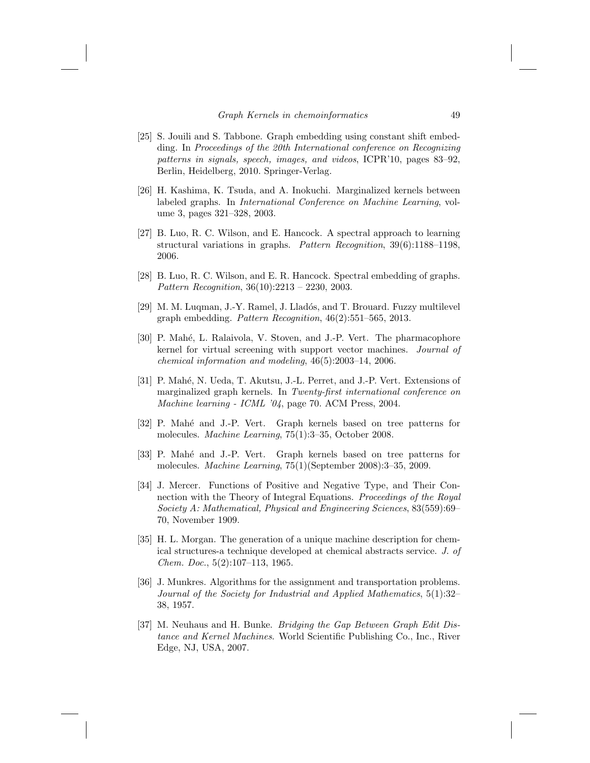[25] S. Jouili and S. Tabbone. Graph embedding using constant shift embedding. In *Proceedings of the 20th International conference on Recognizing patterns in signals, speech, images, and videos*, ICPR'10, pages 83–92, Berlin, Heidelberg, 2010. Springer-Verlag.

[26] H. Kashima, K. Tsuda, and A. Inokuchi. Marginalized kernels between labeled graphs. In *International Conference on Machine Learning*, volume 3, pages 321–328, 2003.

[27] B. Luo, R. C. Wilson, and E. Hancock. A spectral approach to learning structural variations in graphs. *Pattern Recognition*, 39(6):1188–1198, 2006.

[28] B. Luo, R. C. Wilson, and E. R. Hancock. Spectral embedding of graphs. *Pattern Recognition*, 36(10):2213 – 2230, 2003.

[29] M. M. Luqman, J.-Y. Ramel, J. Lladós, and T. Brouard. Fuzzy multilevel graph embedding. *Pattern Recognition*, 46(2):551–565, 2013.

[30] P. Mahé, L. Ralaivola, V. Stoven, and J.-P. Vert. The pharmacophore kernel for virtual screening with support vector machines. *Journal of chemical information and modeling*, 46(5):2003–14, 2006.

[31] P. Mahé, N. Ueda, T. Akutsu, J.-L. Perret, and J.-P. Vert. Extensions of marginalized graph kernels. In *Twenty-first international conference on Machine learning - ICML '04*, page 70. ACM Press, 2004.

[32] P. Mahé and J.-P. Vert. Graph kernels based on tree patterns for molecules. *Machine Learning*, 75(1):3–35, October 2008.

[33] P. Mahé and J.-P. Vert. Graph kernels based on tree patterns for molecules. *Machine Learning*, 75(1)(September 2008):3–35, 2009.

[34] J. Mercer. Functions of Positive and Negative Type, and Their Connection with the Theory of Integral Equations. *Proceedings of the Royal Society A: Mathematical, Physical and Engineering Sciences*, 83(559):69–70, November 1909.

[35] H. L. Morgan. The generation of a unique machine description for chemical structures-a technique developed at chemical abstracts service. *J. of Chem. Doc.*, 5(2):107–113, 1965.

[36] J. Munkres. Algorithms for the assignment and transportation problems. *Journal of the Society for Industrial and Applied Mathematics*, 5(1):32–38, 1957.

[37] M. Neuhaus and H. Bunke. *Bridging the Gap Between Graph Edit Distance and Kernel Machines*. World Scientific Publishing Co., Inc., River Edge, NJ, USA, 2007.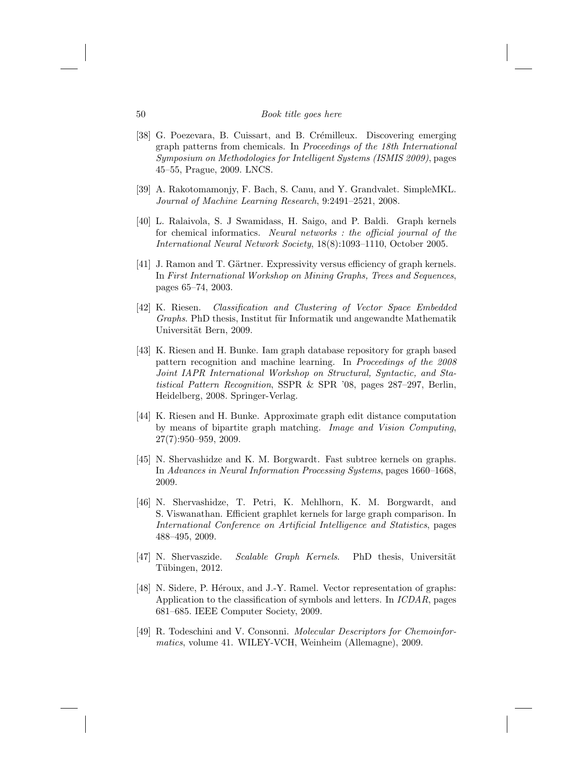[38] G. Poezevara, B. Cuissart, and B. Crémilleux. Discovering emerging graph patterns from chemicals. In *Proceedings of the 18th International Symposium on Methodologies for Intelligent Systems (ISMIS 2009)*, pages 45–55, Prague, 2009. LNCS.

[39] A. Rakotomamonjy, F. Bach, S. Canu, and Y. Grandvalet. SimpleMKL. *Journal of Machine Learning Research*, 9:2491–2521, 2008.

[40] L. Ralaivola, S. J Swamidass, H. Saigo, and P. Baldi. Graph kernels for chemical informatics. *Neural networks : the official journal of the International Neural Network Society*, 18(8):1093–1110, October 2005.

[41] J. Ramon and T. Gärtner. Expressivity versus efficiency of graph kernels. In *First International Workshop on Mining Graphs, Trees and Sequences*, pages 65–74, 2003.

[42] K. Riesen. *Classification and Clustering of Vector Space Embedded Graphs*. PhD thesis, Institut für Informatik und angewandte Mathematik Universität Bern, 2009.

[43] K. Riesen and H. Bunke. Iam graph database repository for graph based pattern recognition and machine learning. In *Proceedings of the 2008 Joint IAPR International Workshop on Structural, Syntactic, and Statistical Pattern Recognition*, SSPR & SPR '08, pages 287–297, Berlin, Heidelberg, 2008. Springer-Verlag.

[44] K. Riesen and H. Bunke. Approximate graph edit distance computation by means of bipartite graph matching. *Image and Vision Computing*, 27(7):950–959, 2009.

[45] N. Shervashidze and K. M. Borgwardt. Fast subtree kernels on graphs. In *Advances in Neural Information Processing Systems*, pages 1660–1668, 2009.

[46] N. Shervashidze, T. Petri, K. Mehlhorn, K. M. Borgwardt, and S. Viswanathan. Efficient graphlet kernels for large graph comparison. In *International Conference on Artificial Intelligence and Statistics*, pages 488–495, 2009.

[47] N. Shervaszide. *Scalable Graph Kernels*. PhD thesis, Universität Tübingen, 2012.

[48] N. Sidere, P. Héroux, and J.-Y. Ramel. Vector representation of graphs: Application to the classification of symbols and letters. In *ICDAR*, pages 681–685. IEEE Computer Society, 2009.

[49] R. Todeschini and V. Consonni. *Molecular Descriptors for Chemoinformatics*, volume 41. WILEY-VCH, Weinheim (Allemagne), 2009.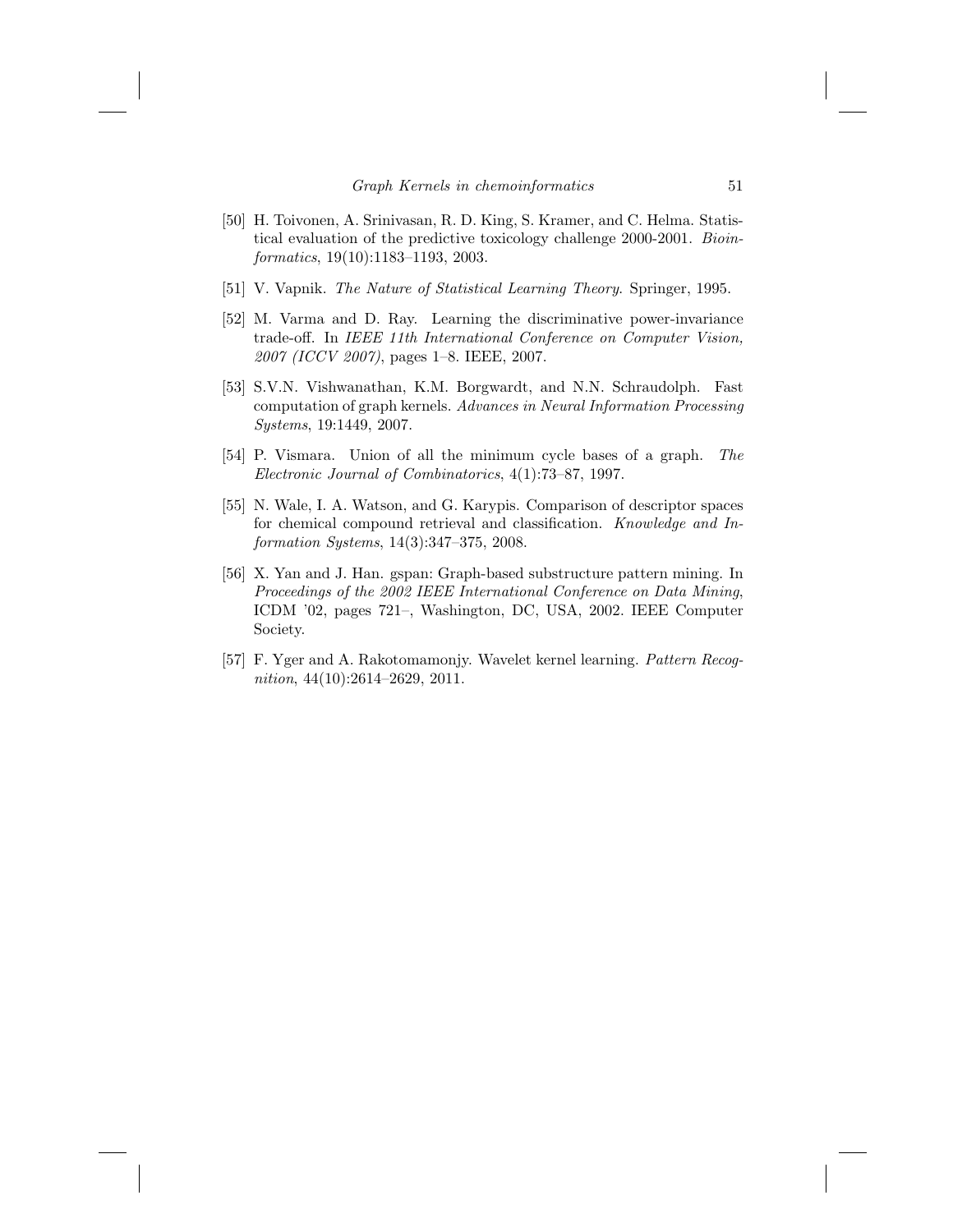[50] H. Toivonen, A. Srinivasan, R. D. King, S. Kramer, and C. Helma. Statistical evaluation of the predictive toxicology challenge 2000-2001. *Bioinformatics*, 19(10):1183–1193, 2003.

[51] V. Vapnik. *The Nature of Statistical Learning Theory*. Springer, 1995.

[52] M. Varma and D. Ray. Learning the discriminative power-invariance trade-off. In *IEEE 11th International Conference on Computer Vision, 2007 (ICCV 2007)*, pages 1–8. IEEE, 2007.

[53] S.V.N. Vishwanathan, K.M. Borgwardt, and N.N. Schraudolph. Fast computation of graph kernels. *Advances in Neural Information Processing Systems*, 19:1449, 2007.

[54] P. Vismara. Union of all the minimum cycle bases of a graph. *The Electronic Journal of Combinatorics*, 4(1):73–87, 1997.

[55] N. Wale, I. A. Watson, and G. Karypis. Comparison of descriptor spaces for chemical compound retrieval and classification. *Knowledge and Information Systems*, 14(3):347–375, 2008.

[56] X. Yan and J. Han. gspan: Graph-based substructure pattern mining. In *Proceedings of the 2002 IEEE International Conference on Data Mining*, ICDM '02, pages 721–, Washington, DC, USA, 2002. IEEE Computer Society.

[57] F. Yger and A. Rakotomamonjy. Wavelet kernel learning. *Pattern Recognition*, 44(10):2614–2629, 2011.